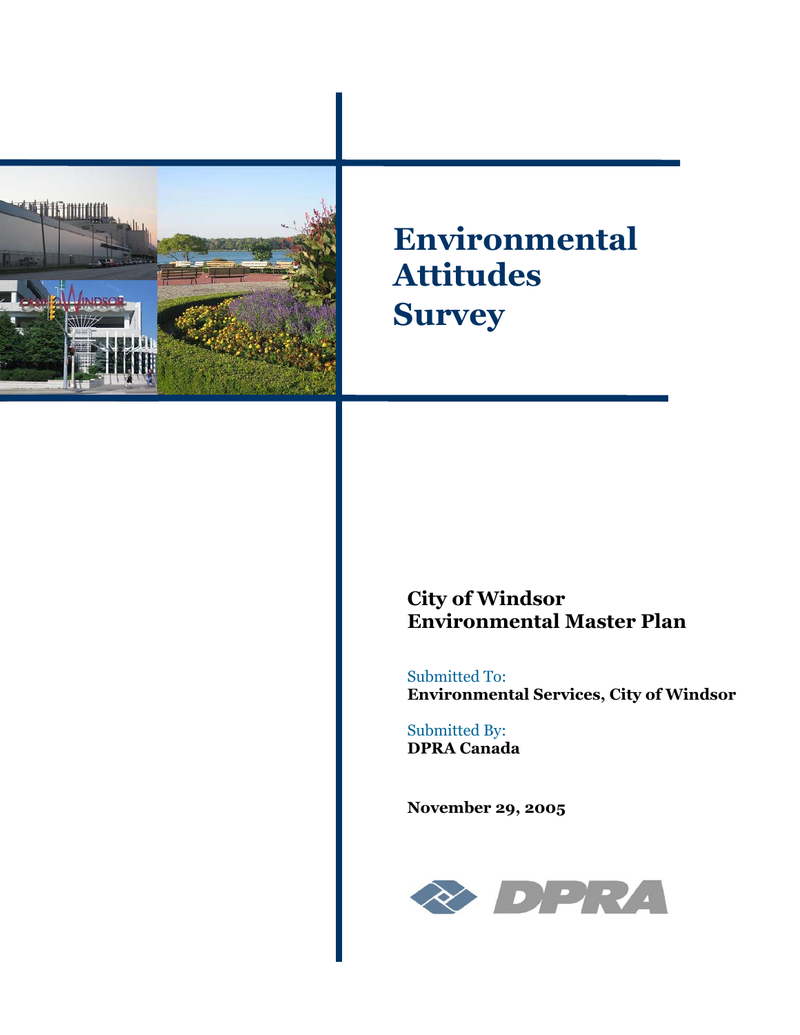# Environmental Attitudes Survey

**City of Windsor**
**Environmental Master Plan**

Submitted To:
**Environmental Services, City of Windsor**

Submitted By:
**DPRA Canada**

**November 29, 2005**

DPRA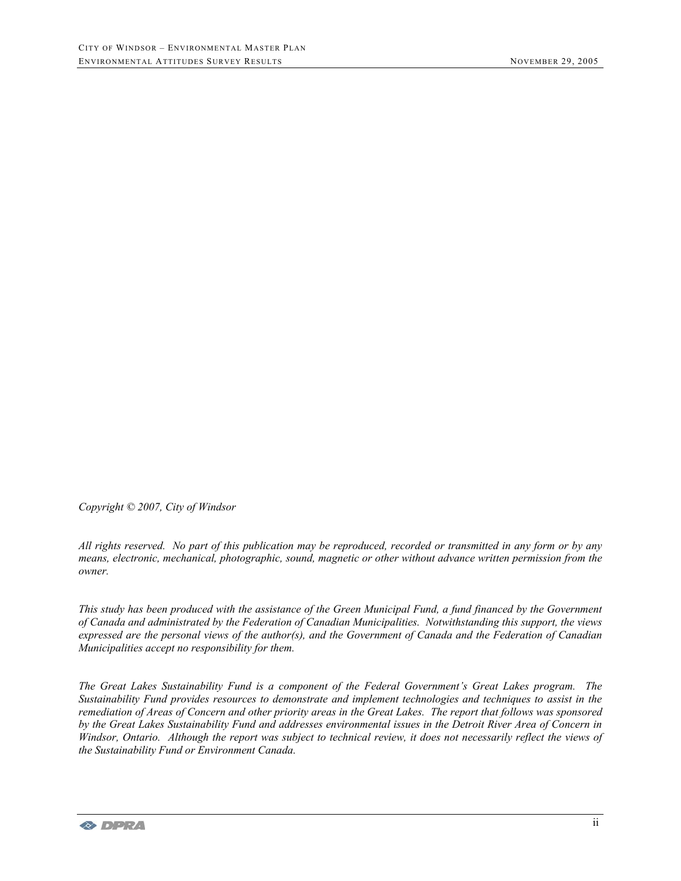*Copyright © 2007, City of Windsor*

*All rights reserved. No part of this publication may be reproduced, recorded or transmitted in any form or by any means, electronic, mechanical, photographic, sound, magnetic or other without advance written permission from the owner.*

*This study has been produced with the assistance of the Green Municipal Fund, a fund financed by the Government of Canada and administrated by the Federation of Canadian Municipalities. Notwithstanding this support, the views expressed are the personal views of the author(s), and the Government of Canada and the Federation of Canadian Municipalities accept no responsibility for them.*

*The Great Lakes Sustainability Fund is a component of the Federal Government's Great Lakes program. The Sustainability Fund provides resources to demonstrate and implement technologies and techniques to assist in the remediation of Areas of Concern and other priority areas in the Great Lakes. The report that follows was sponsored by the Great Lakes Sustainability Fund and addresses environmental issues in the Detroit River Area of Concern in Windsor, Ontario. Although the report was subject to technical review, it does not necessarily reflect the views of the Sustainability Fund or Environment Canada.*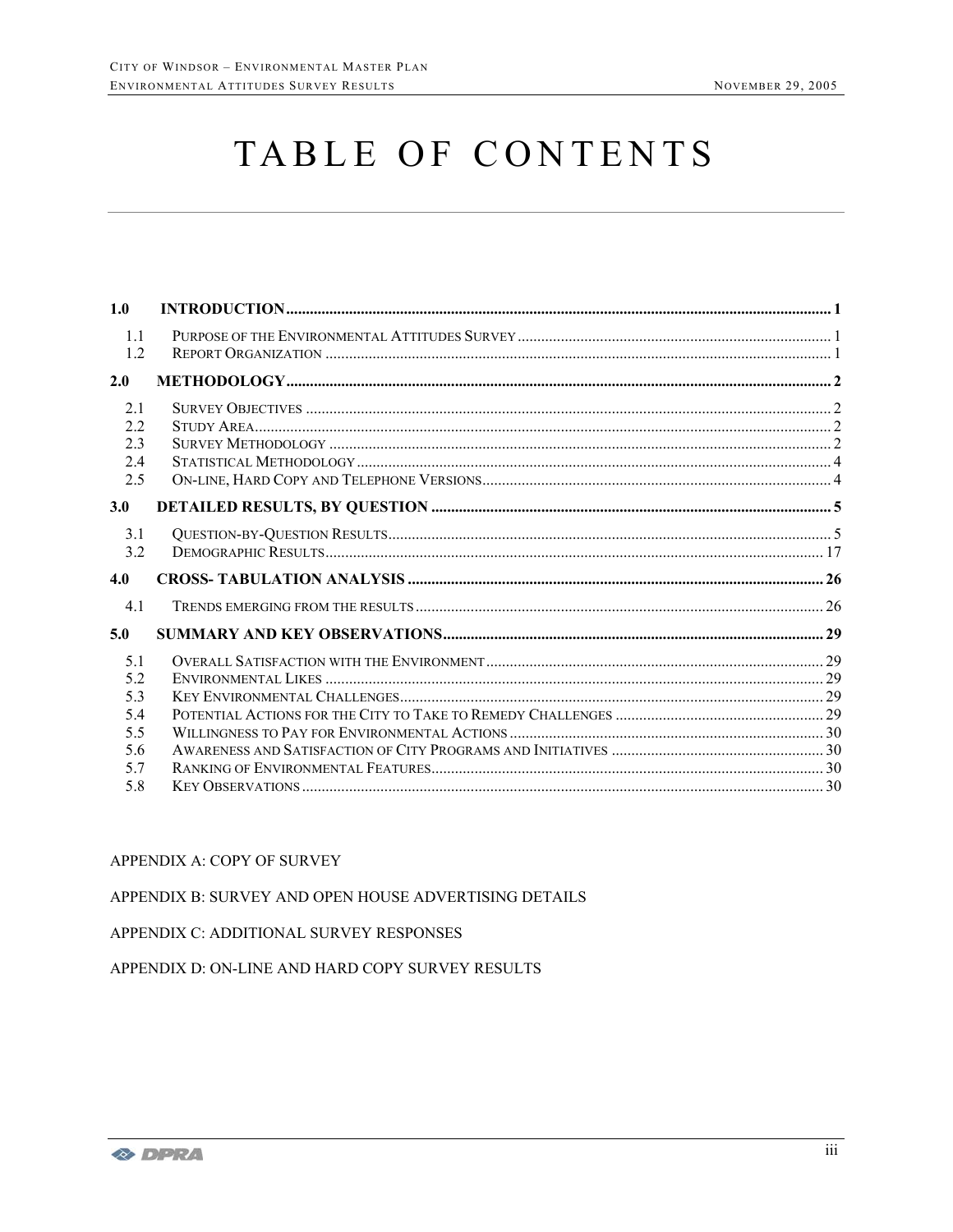# TABLE OF CONTENTS

| | | |
|---|---|---|
| **1.0** | **INTRODUCTION** | **1** |
| 1.1 | Purpose of the Environmental Attitudes Survey | 1 |
| 1.2 | Report Organization | 1 |
| **2.0** | **METHODOLOGY** | **2** |
| 2.1 | Survey Objectives | 2 |
| 2.2 | Study Area | 2 |
| 2.3 | Survey Methodology | 2 |
| 2.4 | Statistical Methodology | 4 |
| 2.5 | On-line, Hard Copy and Telephone Versions | 4 |
| **3.0** | **DETAILED RESULTS, BY QUESTION** | **5** |
| 3.1 | Question-by-Question Results | 5 |
| 3.2 | Demographic Results | 17 |
| **4.0** | **CROSS- TABULATION ANALYSIS** | **26** |
| 4.1 | Trends emerging from the results | 26 |
| **5.0** | **SUMMARY AND KEY OBSERVATIONS** | **29** |
| 5.1 | Overall Satisfaction with the Environment | 29 |
| 5.2 | Environmental Likes | 29 |
| 5.3 | Key Environmental Challenges | 29 |
| 5.4 | Potential Actions for the City to Take to Remedy Challenges | 29 |
| 5.5 | Willingness to Pay for Environmental Actions | 30 |
| 5.6 | Awareness and Satisfaction of City Programs and Initiatives | 30 |
| 5.7 | Ranking of Environmental Features | 30 |
| 5.8 | Key Observations | 30 |

APPENDIX A: COPY OF SURVEY

APPENDIX B: SURVEY AND OPEN HOUSE ADVERTISING DETAILS

APPENDIX C: ADDITIONAL SURVEY RESPONSES

APPENDIX D: ON-LINE AND HARD COPY SURVEY RESULTS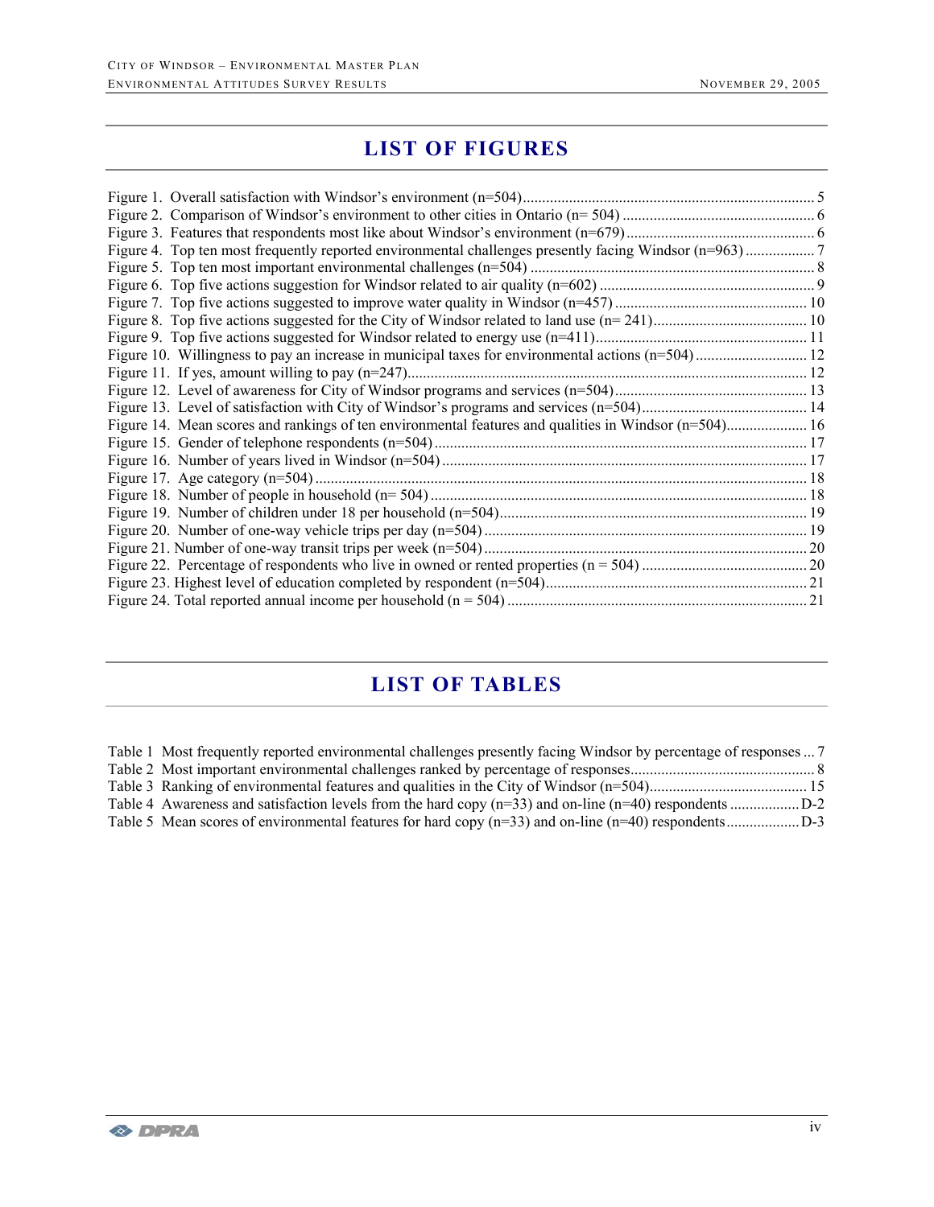## LIST OF FIGURES

Figure 1. Overall satisfaction with Windsor's environment (n=504)........................................................................... 5
Figure 2. Comparison of Windsor's environment to other cities in Ontario (n= 504) ................................................. 6
Figure 3. Features that respondents most like about Windsor's environment (n=679)................................................ 6
Figure 4. Top ten most frequently reported environmental challenges presently facing Windsor (n=963) .................. 7
Figure 5. Top ten most important environmental challenges (n=504) ......................................................................... 8
Figure 6. Top five actions suggestion for Windsor related to air quality (n=602) ........................................................ 9
Figure 7. Top five actions suggested to improve water quality in Windsor (n=457) ................................................. 10
Figure 8. Top five actions suggested for the City of Windsor related to land use (n= 241)........................................ 10
Figure 9. Top five actions suggested for Windsor related to energy use (n=411)....................................................... 11
Figure 10. Willingness to pay an increase in municipal taxes for environmental actions (n=504) ............................. 12
Figure 11. If yes, amount willing to pay (n=247)....................................................................................................... 12
Figure 12. Level of awareness for City of Windsor programs and services (n=504).................................................. 13
Figure 13. Level of satisfaction with City of Windsor's programs and services (n=504)........................................... 14
Figure 14. Mean scores and rankings of ten environmental features and qualities in Windsor (n=504)..................... 16
Figure 15. Gender of telephone respondents (n=504) ................................................................................................ 17
Figure 16. Number of years lived in Windsor (n=504) .............................................................................................. 17
Figure 17. Age category (n=504) ............................................................................................................................... 18
Figure 18. Number of people in household (n= 504) ................................................................................................. 18
Figure 19. Number of children under 18 per household (n=504)................................................................................ 19
Figure 20. Number of one-way vehicle trips per day (n=504) ................................................................................... 19
Figure 21. Number of one-way transit trips per week (n=504) ................................................................................... 20
Figure 22. Percentage of respondents who live in owned or rented properties (n = 504) ........................................... 20
Figure 23. Highest level of education completed by respondent (n=504).................................................................... 21
Figure 24. Total reported annual income per household (n = 504) ............................................................................. 21

## LIST OF TABLES

Table 1 Most frequently reported environmental challenges presently facing Windsor by percentage of responses ... 7
Table 2 Most important environmental challenges ranked by percentage of responses................................................ 8
Table 3 Ranking of environmental features and qualities in the City of Windsor (n=504)......................................... 15
Table 4 Awareness and satisfaction levels from the hard copy (n=33) and on-line (n=40) respondents ..................D-2
Table 5 Mean scores of environmental features for hard copy (n=33) and on-line (n=40) respondents...................D-3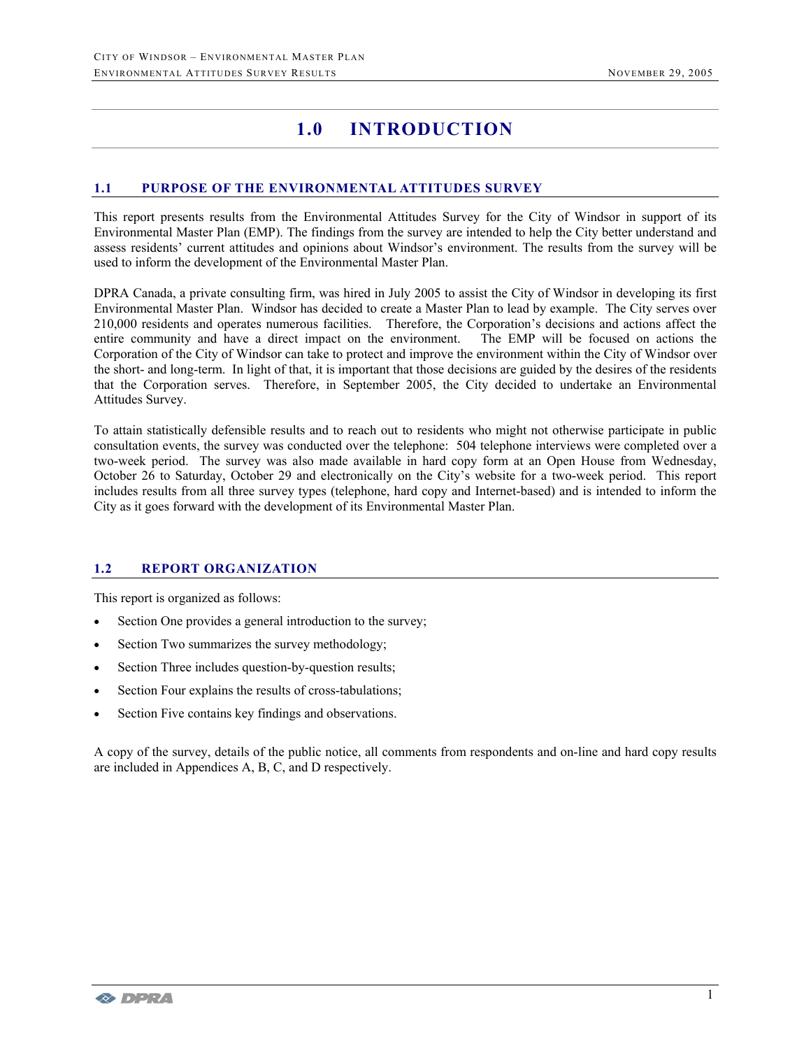# 1.0 INTRODUCTION

## 1.1 PURPOSE OF THE ENVIRONMENTAL ATTITUDES SURVEY

This report presents results from the Environmental Attitudes Survey for the City of Windsor in support of its Environmental Master Plan (EMP). The findings from the survey are intended to help the City better understand and assess residents' current attitudes and opinions about Windsor's environment. The results from the survey will be used to inform the development of the Environmental Master Plan.

DPRA Canada, a private consulting firm, was hired in July 2005 to assist the City of Windsor in developing its first Environmental Master Plan. Windsor has decided to create a Master Plan to lead by example. The City serves over 210,000 residents and operates numerous facilities. Therefore, the Corporation's decisions and actions affect the entire community and have a direct impact on the environment. The EMP will be focused on actions the Corporation of the City of Windsor can take to protect and improve the environment within the City of Windsor over the short- and long-term. In light of that, it is important that those decisions are guided by the desires of the residents that the Corporation serves. Therefore, in September 2005, the City decided to undertake an Environmental Attitudes Survey.

To attain statistically defensible results and to reach out to residents who might not otherwise participate in public consultation events, the survey was conducted over the telephone: 504 telephone interviews were completed over a two-week period. The survey was also made available in hard copy form at an Open House from Wednesday, October 26 to Saturday, October 29 and electronically on the City's website for a two-week period. This report includes results from all three survey types (telephone, hard copy and Internet-based) and is intended to inform the City as it goes forward with the development of its Environmental Master Plan.

## 1.2 REPORT ORGANIZATION

This report is organized as follows:

- Section One provides a general introduction to the survey;
- Section Two summarizes the survey methodology;
- Section Three includes question-by-question results;
- Section Four explains the results of cross-tabulations;
- Section Five contains key findings and observations.

A copy of the survey, details of the public notice, all comments from respondents and on-line and hard copy results are included in Appendices A, B, C, and D respectively.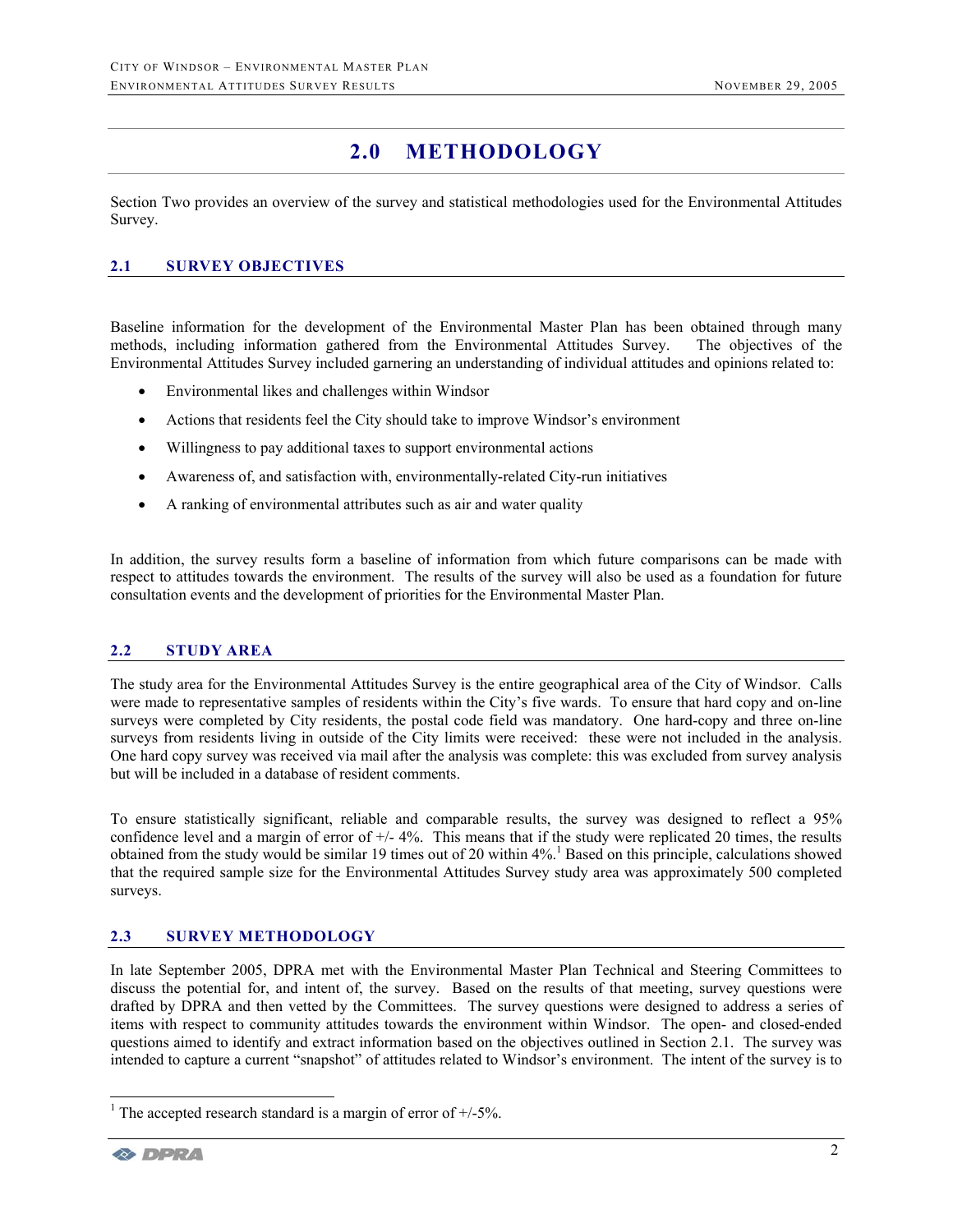# 2.0 METHODOLOGY

Section Two provides an overview of the survey and statistical methodologies used for the Environmental Attitudes Survey.

## 2.1 SURVEY OBJECTIVES

Baseline information for the development of the Environmental Master Plan has been obtained through many methods, including information gathered from the Environmental Attitudes Survey. The objectives of the Environmental Attitudes Survey included garnering an understanding of individual attitudes and opinions related to:

- Environmental likes and challenges within Windsor
- Actions that residents feel the City should take to improve Windsor's environment
- Willingness to pay additional taxes to support environmental actions
- Awareness of, and satisfaction with, environmentally-related City-run initiatives
- A ranking of environmental attributes such as air and water quality

In addition, the survey results form a baseline of information from which future comparisons can be made with respect to attitudes towards the environment. The results of the survey will also be used as a foundation for future consultation events and the development of priorities for the Environmental Master Plan.

## 2.2 STUDY AREA

The study area for the Environmental Attitudes Survey is the entire geographical area of the City of Windsor. Calls were made to representative samples of residents within the City's five wards. To ensure that hard copy and on-line surveys were completed by City residents, the postal code field was mandatory. One hard-copy and three on-line surveys from residents living in outside of the City limits were received: these were not included in the analysis. One hard copy survey was received via mail after the analysis was complete: this was excluded from survey analysis but will be included in a database of resident comments.

To ensure statistically significant, reliable and comparable results, the survey was designed to reflect a 95% confidence level and a margin of error of +/- 4%. This means that if the study were replicated 20 times, the results obtained from the study would be similar 19 times out of 20 within 4%.[1] Based on this principle, calculations showed that the required sample size for the Environmental Attitudes Survey study area was approximately 500 completed surveys.

## 2.3 SURVEY METHODOLOGY

In late September 2005, DPRA met with the Environmental Master Plan Technical and Steering Committees to discuss the potential for, and intent of, the survey. Based on the results of that meeting, survey questions were drafted by DPRA and then vetted by the Committees. The survey questions were designed to address a series of items with respect to community attitudes towards the environment within Windsor. The open- and closed-ended questions aimed to identify and extract information based on the objectives outlined in Section 2.1. The survey was intended to capture a current "snapshot" of attitudes related to Windsor's environment. The intent of the survey is to

[1] The accepted research standard is a margin of error of +/-5%.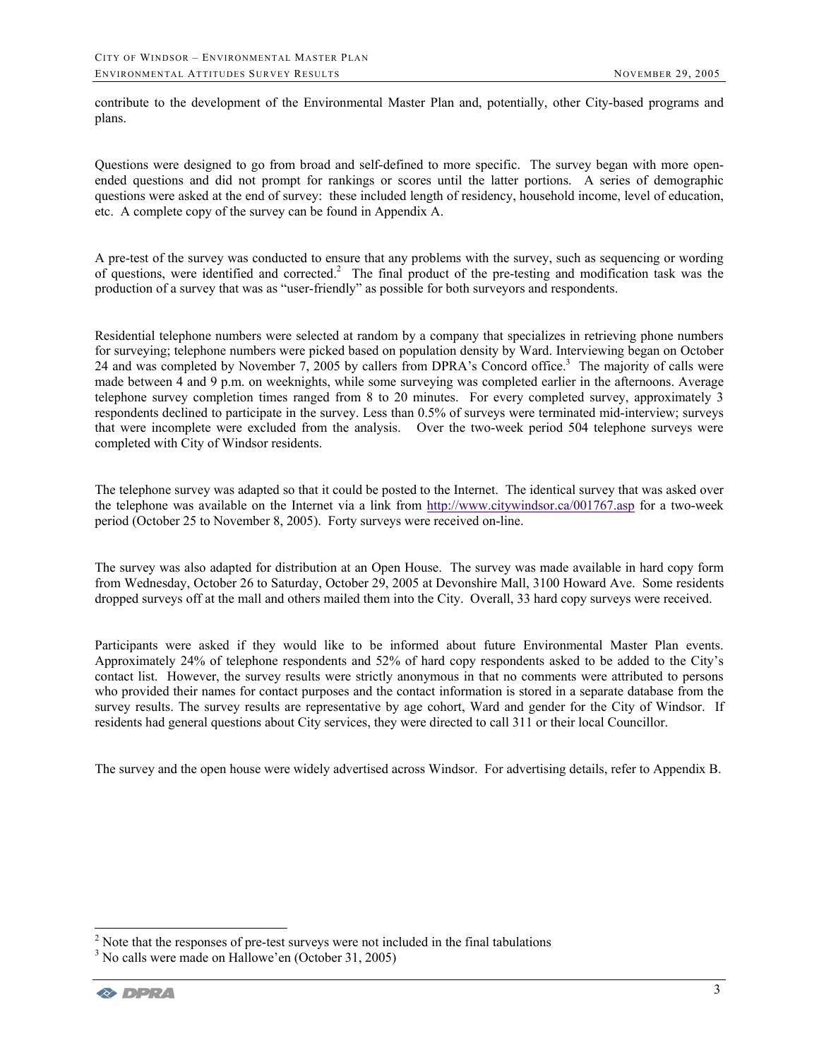contribute to the development of the Environmental Master Plan and, potentially, other City-based programs and plans.

Questions were designed to go from broad and self-defined to more specific. The survey began with more open-ended questions and did not prompt for rankings or scores until the latter portions. A series of demographic questions were asked at the end of survey: these included length of residency, household income, level of education, etc. A complete copy of the survey can be found in Appendix A.

A pre-test of the survey was conducted to ensure that any problems with the survey, such as sequencing or wording of questions, were identified and corrected.[2] The final product of the pre-testing and modification task was the production of a survey that was as "user-friendly" as possible for both surveyors and respondents.

Residential telephone numbers were selected at random by a company that specializes in retrieving phone numbers for surveying; telephone numbers were picked based on population density by Ward. Interviewing began on October 24 and was completed by November 7, 2005 by callers from DPRA's Concord office.[3] The majority of calls were made between 4 and 9 p.m. on weeknights, while some surveying was completed earlier in the afternoons. Average telephone survey completion times ranged from 8 to 20 minutes. For every completed survey, approximately 3 respondents declined to participate in the survey. Less than 0.5% of surveys were terminated mid-interview; surveys that were incomplete were excluded from the analysis. Over the two-week period 504 telephone surveys were completed with City of Windsor residents.

The telephone survey was adapted so that it could be posted to the Internet. The identical survey that was asked over the telephone was available on the Internet via a link from http://www.citywindsor.ca/001767.asp for a two-week period (October 25 to November 8, 2005). Forty surveys were received on-line.

The survey was also adapted for distribution at an Open House. The survey was made available in hard copy form from Wednesday, October 26 to Saturday, October 29, 2005 at Devonshire Mall, 3100 Howard Ave. Some residents dropped surveys off at the mall and others mailed them into the City. Overall, 33 hard copy surveys were received.

Participants were asked if they would like to be informed about future Environmental Master Plan events. Approximately 24% of telephone respondents and 52% of hard copy respondents asked to be added to the City's contact list. However, the survey results were strictly anonymous in that no comments were attributed to persons who provided their names for contact purposes and the contact information is stored in a separate database from the survey results. The survey results are representative by age cohort, Ward and gender for the City of Windsor. If residents had general questions about City services, they were directed to call 311 or their local Councillor.

The survey and the open house were widely advertised across Windsor. For advertising details, refer to Appendix B.

---

[2] Note that the responses of pre-test surveys were not included in the final tabulations

[3] No calls were made on Hallowe'en (October 31, 2005)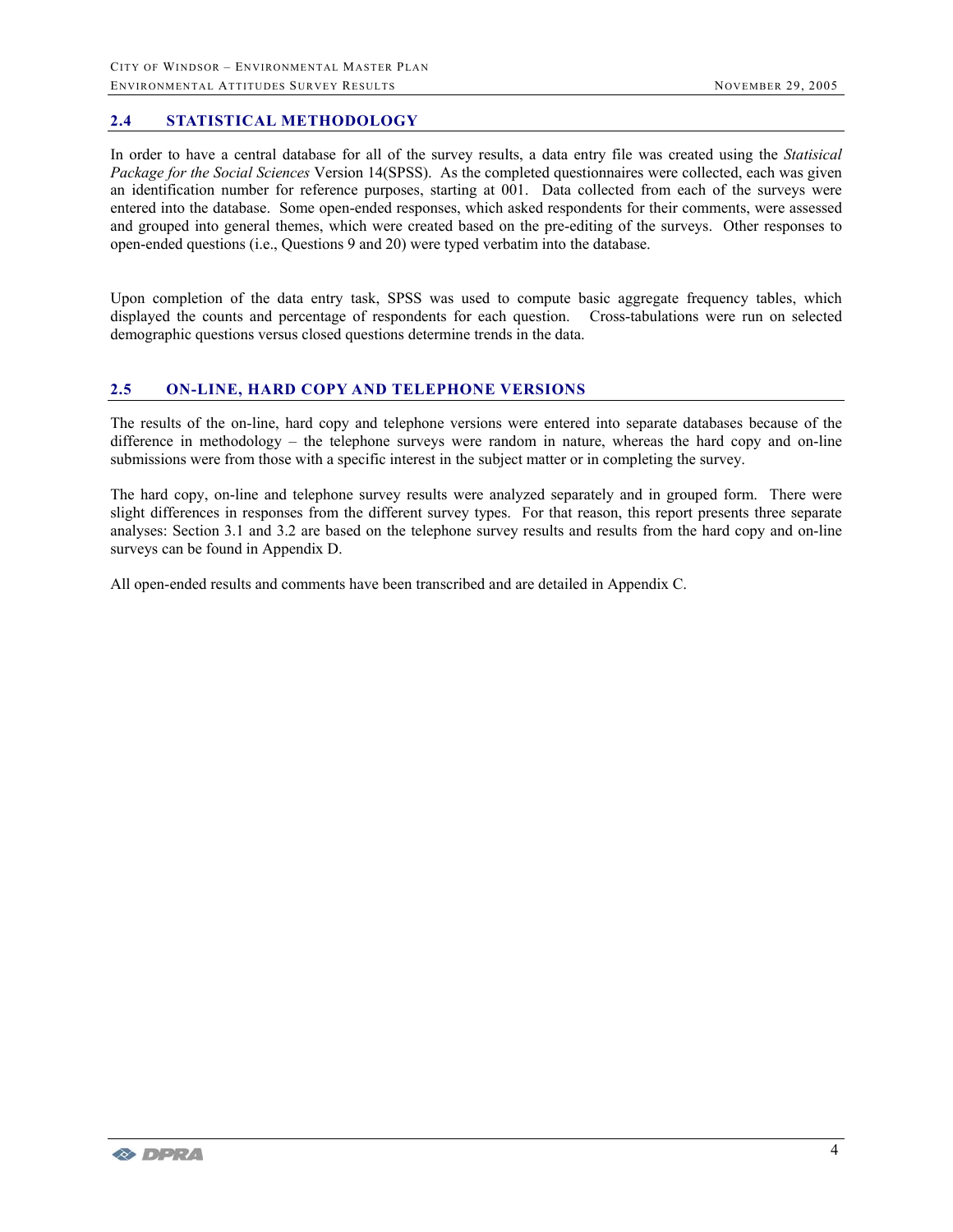## 2.4 STATISTICAL METHODOLOGY

In order to have a central database for all of the survey results, a data entry file was created using the *Statisical Package for the Social Sciences* Version 14(SPSS). As the completed questionnaires were collected, each was given an identification number for reference purposes, starting at 001. Data collected from each of the surveys were entered into the database. Some open-ended responses, which asked respondents for their comments, were assessed and grouped into general themes, which were created based on the pre-editing of the surveys. Other responses to open-ended questions (i.e., Questions 9 and 20) were typed verbatim into the database.

Upon completion of the data entry task, SPSS was used to compute basic aggregate frequency tables, which displayed the counts and percentage of respondents for each question. Cross-tabulations were run on selected demographic questions versus closed questions determine trends in the data.

## 2.5 ON-LINE, HARD COPY AND TELEPHONE VERSIONS

The results of the on-line, hard copy and telephone versions were entered into separate databases because of the difference in methodology – the telephone surveys were random in nature, whereas the hard copy and on-line submissions were from those with a specific interest in the subject matter or in completing the survey.

The hard copy, on-line and telephone survey results were analyzed separately and in grouped form. There were slight differences in responses from the different survey types. For that reason, this report presents three separate analyses: Section 3.1 and 3.2 are based on the telephone survey results and results from the hard copy and on-line surveys can be found in Appendix D.

All open-ended results and comments have been transcribed and are detailed in Appendix C.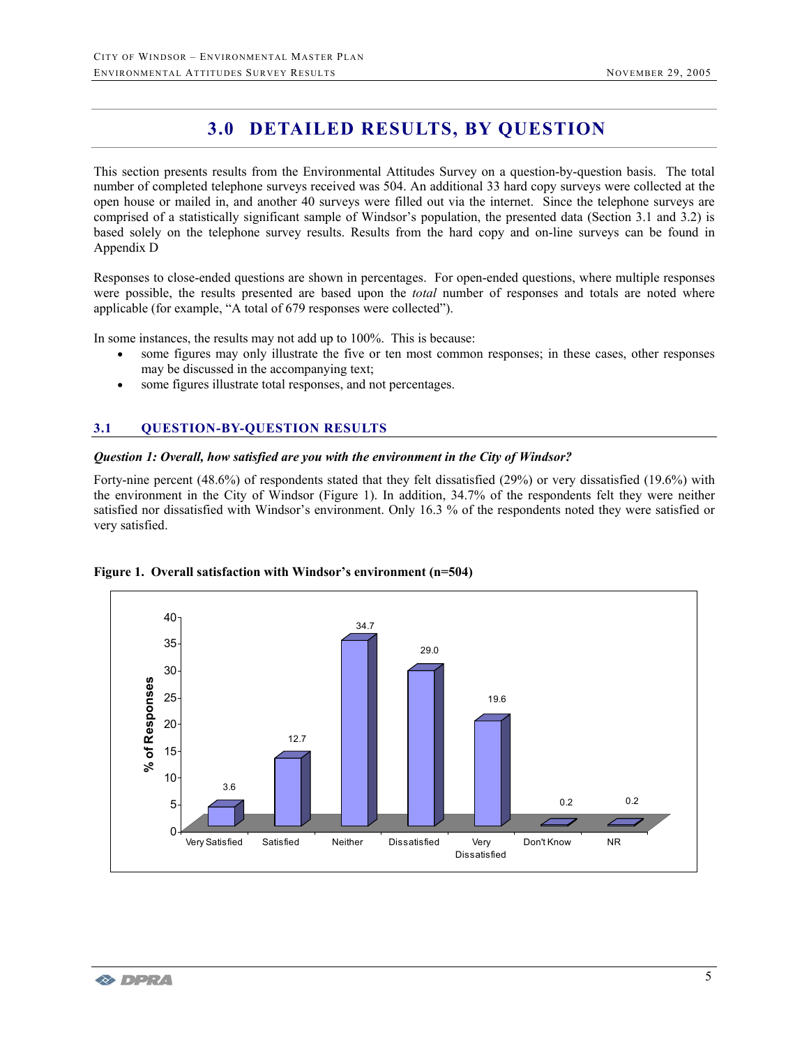# 3.0 DETAILED RESULTS, BY QUESTION

This section presents results from the Environmental Attitudes Survey on a question-by-question basis. The total number of completed telephone surveys received was 504. An additional 33 hard copy surveys were collected at the open house or mailed in, and another 40 surveys were filled out via the internet. Since the telephone surveys are comprised of a statistically significant sample of Windsor's population, the presented data (Section 3.1 and 3.2) is based solely on the telephone survey results. Results from the hard copy and on-line surveys can be found in Appendix D

Responses to close-ended questions are shown in percentages. For open-ended questions, where multiple responses were possible, the results presented are based upon the *total* number of responses and totals are noted where applicable (for example, "A total of 679 responses were collected").

In some instances, the results may not add up to 100%. This is because:

- some figures may only illustrate the five or ten most common responses; in these cases, other responses may be discussed in the accompanying text;
- some figures illustrate total responses, and not percentages.

## 3.1 QUESTION-BY-QUESTION RESULTS

***Question 1: Overall, how satisfied are you with the environment in the City of Windsor?***

Forty-nine percent (48.6%) of respondents stated that they felt dissatisfied (29%) or very dissatisfied (19.6%) with the environment in the City of Windsor (Figure 1). In addition, 34.7% of the respondents felt they were neither satisfied nor dissatisfied with Windsor's environment. Only 16.3 % of the respondents noted they were satisfied or very satisfied.

**Figure 1. Overall satisfaction with Windsor's environment (n=504)**

| Response | % of Responses |
|---|---|
| Very Satisfied | 3.6 |
| Satisfied | 12.7 |
| Neither | 34.7 |
| Dissatisfied | 29.0 |
| Very Dissatisfied | 19.6 |
| Don't Know | 0.2 |
| NR | 0.2 |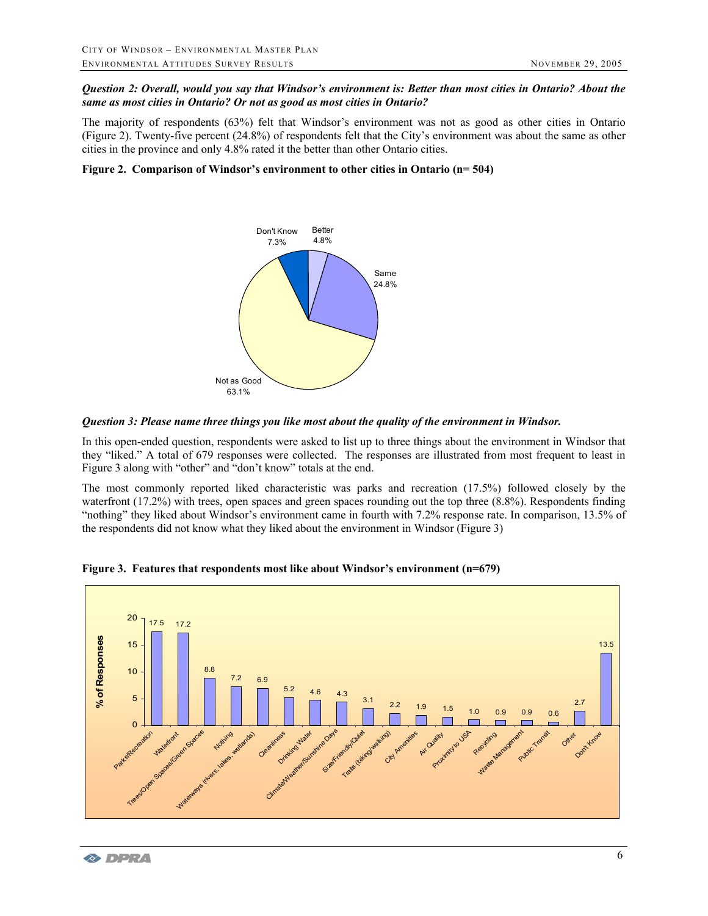***Question 2: Overall, would you say that Windsor's environment is: Better than most cities in Ontario? About the same as most cities in Ontario? Or not as good as most cities in Ontario?***

The majority of respondents (63%) felt that Windsor's environment was not as good as other cities in Ontario (Figure 2). Twenty-five percent (24.8%) of respondents felt that the City's environment was about the same as other cities in the province and only 4.8% rated it the better than other Ontario cities.

**Figure 2. Comparison of Windsor's environment to other cities in Ontario (n= 504)**

| Response | % |
|---|---|
| Better | 4.8% |
| Same | 24.8% |
| Not as Good | 63.1% |
| Don't Know | 7.3% |

***Question 3: Please name three things you like most about the quality of the environment in Windsor.***

In this open-ended question, respondents were asked to list up to three things about the environment in Windsor that they "liked." A total of 679 responses were collected. The responses are illustrated from most frequent to least in Figure 3 along with "other" and "don't know" totals at the end.

The most commonly reported liked characteristic was parks and recreation (17.5%) followed closely by the waterfront (17.2%) with trees, open spaces and green spaces rounding out the top three (8.8%). Respondents finding "nothing" they liked about Windsor's environment came in fourth with 7.2% response rate. In comparison, 13.5% of the respondents did not know what they liked about the environment in Windsor (Figure 3)

**Figure 3. Features that respondents most like about Windsor's environment (n=679)**

| Feature | % of Responses |
|---|---|
| Parks/Recreation | 17.5 |
| Waterfront | 17.2 |
| Trees/Open Spaces/Green Spaces | 8.8 |
| Nothing | 7.2 |
| Waterways (rivers, lakes, wetlands) | 6.9 |
| Cleanliness | 5.2 |
| Drinking Water | 4.6 |
| Climate/Weather/Sunshine Days | 4.3 |
| Size/Friendly/Quiet | 3.1 |
| Trails (biking/walking) | 2.2 |
| City Amenities | 1.9 |
| Air Quality | 1.5 |
| Proximity to USA | 1.0 |
| Recycling | 0.9 |
| Waste Management | 0.9 |
| Public Transit | 0.6 |
| Other | 2.7 |
| Don't Know | 13.5 |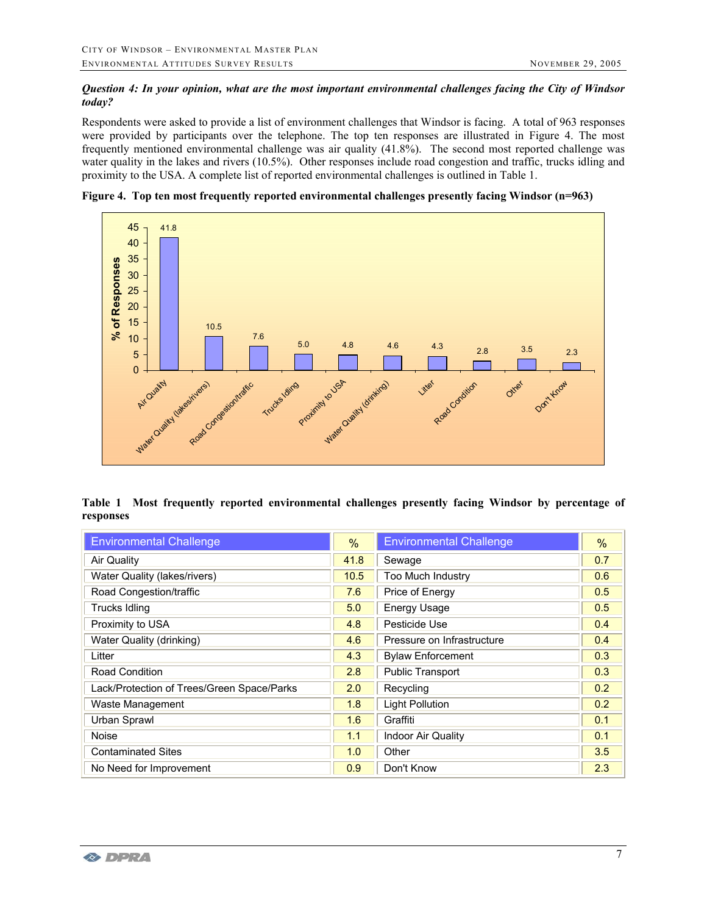***Question 4: In your opinion, what are the most important environmental challenges facing the City of Windsor today?***

Respondents were asked to provide a list of environment challenges that Windsor is facing. A total of 963 responses were provided by participants over the telephone. The top ten responses are illustrated in Figure 4. The most frequently mentioned environmental challenge was air quality (41.8%). The second most reported challenge was water quality in the lakes and rivers (10.5%). Other responses include road congestion and traffic, trucks idling and proximity to the USA. A complete list of reported environmental challenges is outlined in Table 1.

**Figure 4. Top ten most frequently reported environmental challenges presently facing Windsor (n=963)**

| Challenge | % of Responses |
|---|---|
| Air Quality | 41.8 |
| Water Quality (lakes/rivers) | 10.5 |
| Road Congestion/traffic | 7.6 |
| Trucks Idling | 5.0 |
| Proximity to USA | 4.8 |
| Water Quality (drinking) | 4.6 |
| Litter | 4.3 |
| Road Condition | 2.8 |
| Other | 3.5 |
| Don't Know | 2.3 |

**Table 1 Most frequently reported environmental challenges presently facing Windsor by percentage of responses**

| Environmental Challenge | % | Environmental Challenge | % |
|---|---|---|---|
| Air Quality | 41.8 | Sewage | 0.7 |
| Water Quality (lakes/rivers) | 10.5 | Too Much Industry | 0.6 |
| Road Congestion/traffic | 7.6 | Price of Energy | 0.5 |
| Trucks Idling | 5.0 | Energy Usage | 0.5 |
| Proximity to USA | 4.8 | Pesticide Use | 0.4 |
| Water Quality (drinking) | 4.6 | Pressure on Infrastructure | 0.4 |
| Litter | 4.3 | Bylaw Enforcement | 0.3 |
| Road Condition | 2.8 | Public Transport | 0.3 |
| Lack/Protection of Trees/Green Space/Parks | 2.0 | Recycling | 0.2 |
| Waste Management | 1.8 | Light Pollution | 0.2 |
| Urban Sprawl | 1.6 | Graffiti | 0.1 |
| Noise | 1.1 | Indoor Air Quality | 0.1 |
| Contaminated Sites | 1.0 | Other | 3.5 |
| No Need for Improvement | 0.9 | Don't Know | 2.3 |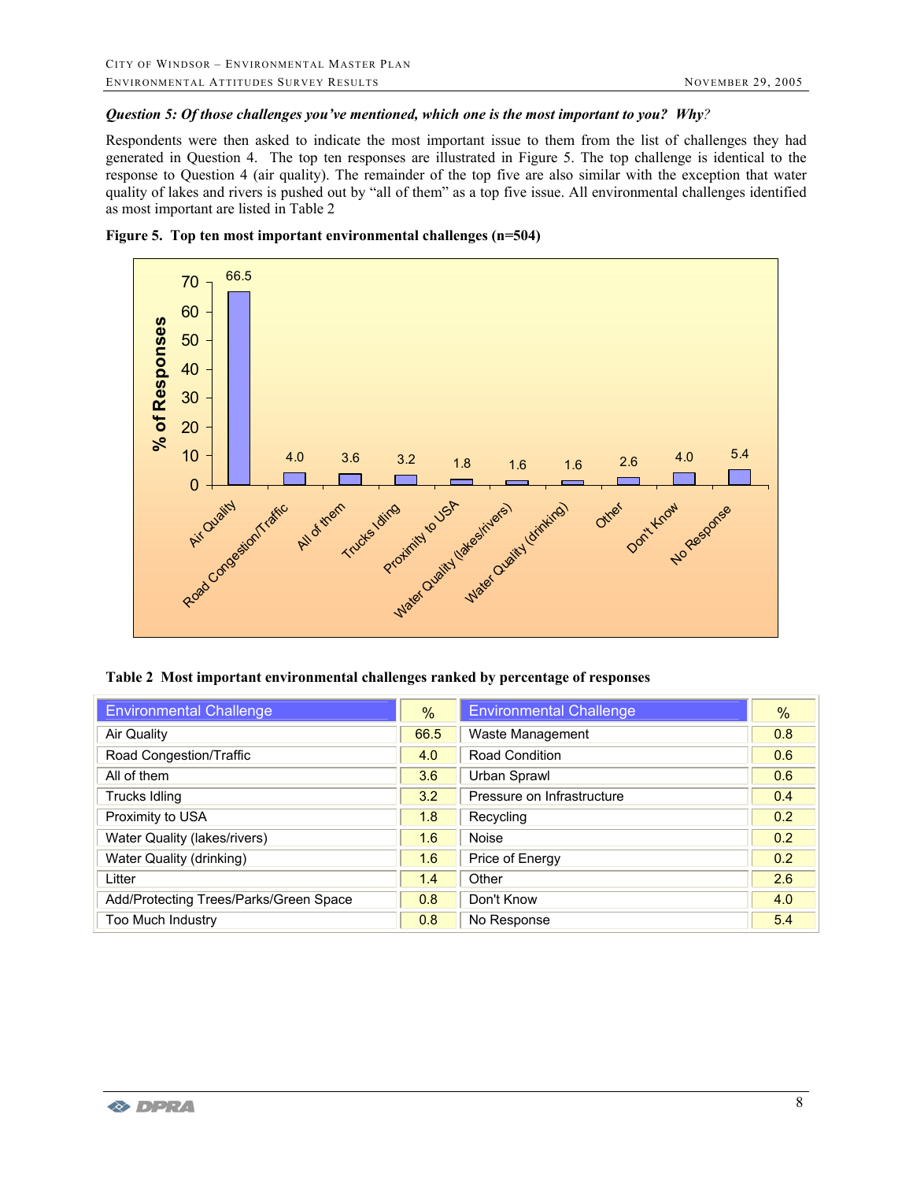***Question 5: Of those challenges you've mentioned, which one is the most important to you? Why?***

Respondents were then asked to indicate the most important issue to them from the list of challenges they had generated in Question 4. The top ten responses are illustrated in Figure 5. The top challenge is identical to the response to Question 4 (air quality). The remainder of the top five are also similar with the exception that water quality of lakes and rivers is pushed out by "all of them" as a top five issue. All environmental challenges identified as most important are listed in Table 2

**Figure 5. Top ten most important environmental challenges (n=504)**

| Challenge | % of Responses |
|---|---|
| Air Quality | 66.5 |
| Road Congestion/Traffic | 4.0 |
| All of them | 3.6 |
| Trucks Idling | 3.2 |
| Proximity to USA | 1.8 |
| Water Quality (lakes/rivers) | 1.6 |
| Water Quality (drinking) | 1.6 |
| Other | 2.6 |
| Don't Know | 4.0 |
| No Response | 5.4 |

**Table 2 Most important environmental challenges ranked by percentage of responses**

| Environmental Challenge | % | Environmental Challenge | % |
|---|---|---|---|
| Air Quality | 66.5 | Waste Management | 0.8 |
| Road Congestion/Traffic | 4.0 | Road Condition | 0.6 |
| All of them | 3.6 | Urban Sprawl | 0.6 |
| Trucks Idling | 3.2 | Pressure on Infrastructure | 0.4 |
| Proximity to USA | 1.8 | Recycling | 0.2 |
| Water Quality (lakes/rivers) | 1.6 | Noise | 0.2 |
| Water Quality (drinking) | 1.6 | Price of Energy | 0.2 |
| Litter | 1.4 | Other | 2.6 |
| Add/Protecting Trees/Parks/Green Space | 0.8 | Don't Know | 4.0 |
| Too Much Industry | 0.8 | No Response | 5.4 |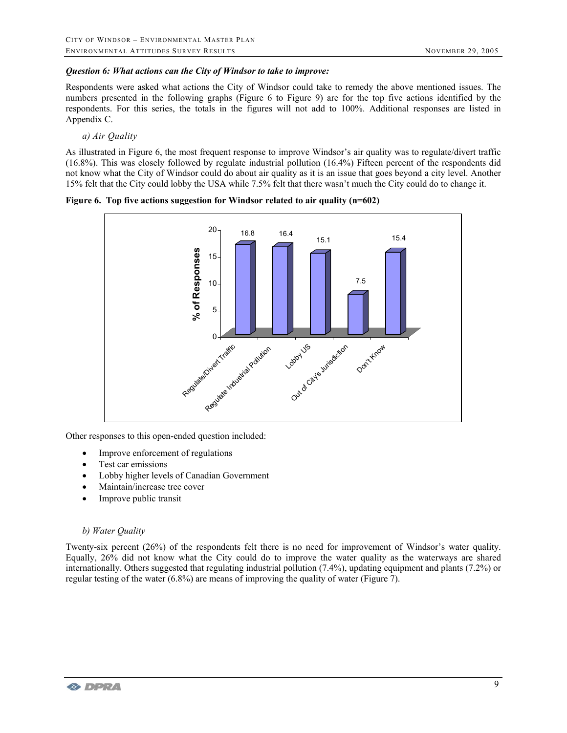***Question 6: What actions can the City of Windsor to take to improve:***

Respondents were asked what actions the City of Windsor could take to remedy the above mentioned issues. The numbers presented in the following graphs (Figure 6 to Figure 9) are for the top five actions identified by the respondents. For this series, the totals in the figures will not add to 100%. Additional responses are listed in Appendix C.

*a) Air Quality*

As illustrated in Figure 6, the most frequent response to improve Windsor's air quality was to regulate/divert traffic (16.8%). This was closely followed by regulate industrial pollution (16.4%) Fifteen percent of the respondents did not know what the City of Windsor could do about air quality as it is an issue that goes beyond a city level. Another 15% felt that the City could lobby the USA while 7.5% felt that there wasn't much the City could do to change it.

**Figure 6. Top five actions suggestion for Windsor related to air quality (n=602)**

| Action | % of Responses |
| --- | --- |
| Regulate/Divert Traffic | 16.8 |
| Regulate Industrial Pollution | 16.4 |
| Lobby US | 15.1 |
| Out of City's Jurisdiction | 7.5 |
| Don't Know | 15.4 |

Other responses to this open-ended question included:

- Improve enforcement of regulations
- Test car emissions
- Lobby higher levels of Canadian Government
- Maintain/increase tree cover
- Improve public transit

*b) Water Quality*

Twenty-six percent (26%) of the respondents felt there is no need for improvement of Windsor's water quality. Equally, 26% did not know what the City could do to improve the water quality as the waterways are shared internationally. Others suggested that regulating industrial pollution (7.4%), updating equipment and plants (7.2%) or regular testing of the water (6.8%) are means of improving the quality of water (Figure 7).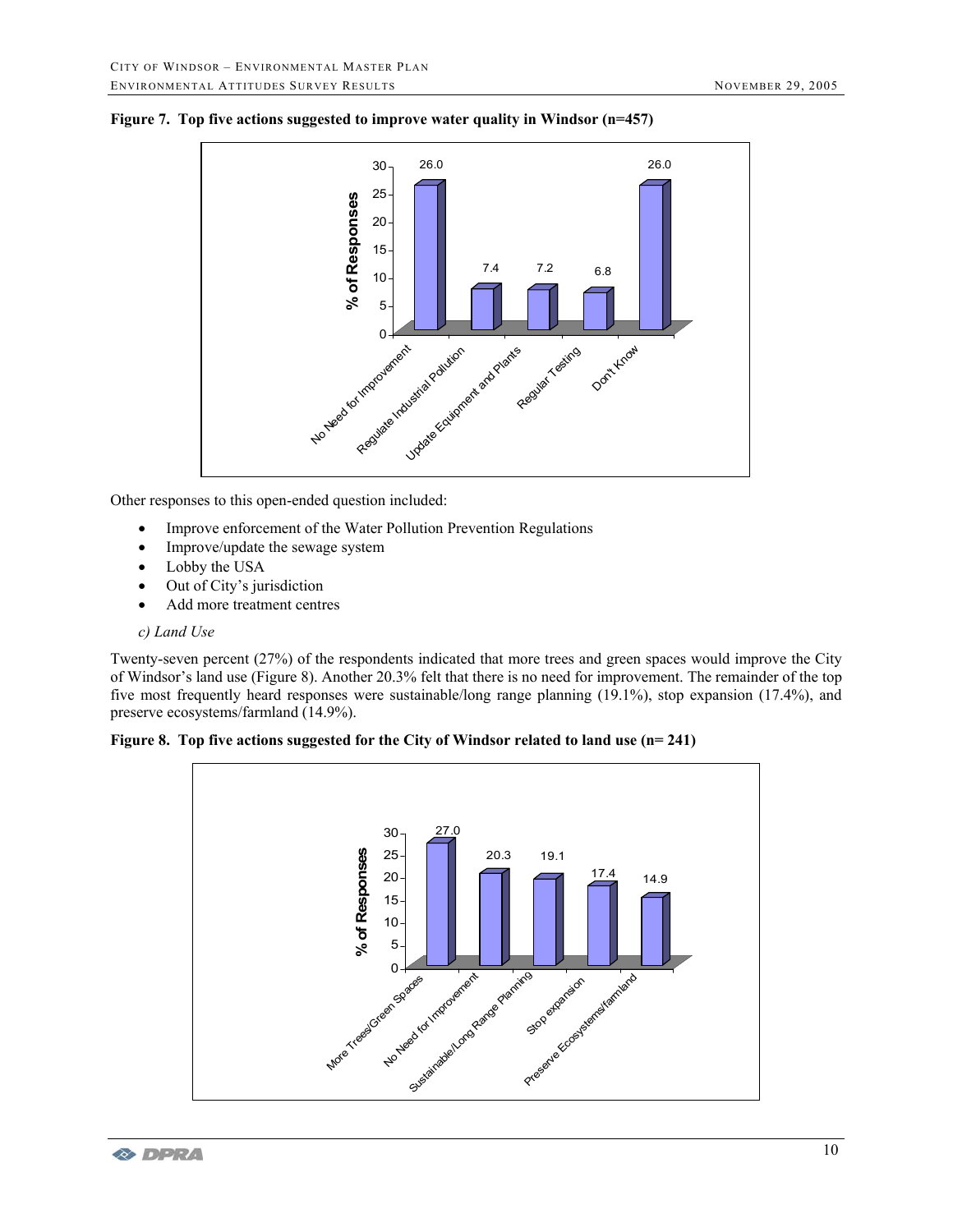**Figure 7. Top five actions suggested to improve water quality in Windsor (n=457)**

| Action | % of Responses |
|---|---|
| No Need for Improvement | 26.0 |
| Regulate Industrial Pollution | 7.4 |
| Update Equipment and Plants | 7.2 |
| Regular Testing | 6.8 |
| Don't Know | 26.0 |

Other responses to this open-ended question included:

- Improve enforcement of the Water Pollution Prevention Regulations
- Improve/update the sewage system
- Lobby the USA
- Out of City's jurisdiction
- Add more treatment centres

*c) Land Use*

Twenty-seven percent (27%) of the respondents indicated that more trees and green spaces would improve the City of Windsor's land use (Figure 8). Another 20.3% felt that there is no need for improvement. The remainder of the top five most frequently heard responses were sustainable/long range planning (19.1%), stop expansion (17.4%), and preserve ecosystems/farmland (14.9%).

**Figure 8. Top five actions suggested for the City of Windsor related to land use (n= 241)**

| Action | % of Responses |
|---|---|
| More Trees/Green Spaces | 27.0 |
| No Need for Improvement | 20.3 |
| Sustainable/Long Range Planning | 19.1 |
| Stop expansion | 17.4 |
| Preserve Ecosystems/farmland | 14.9 |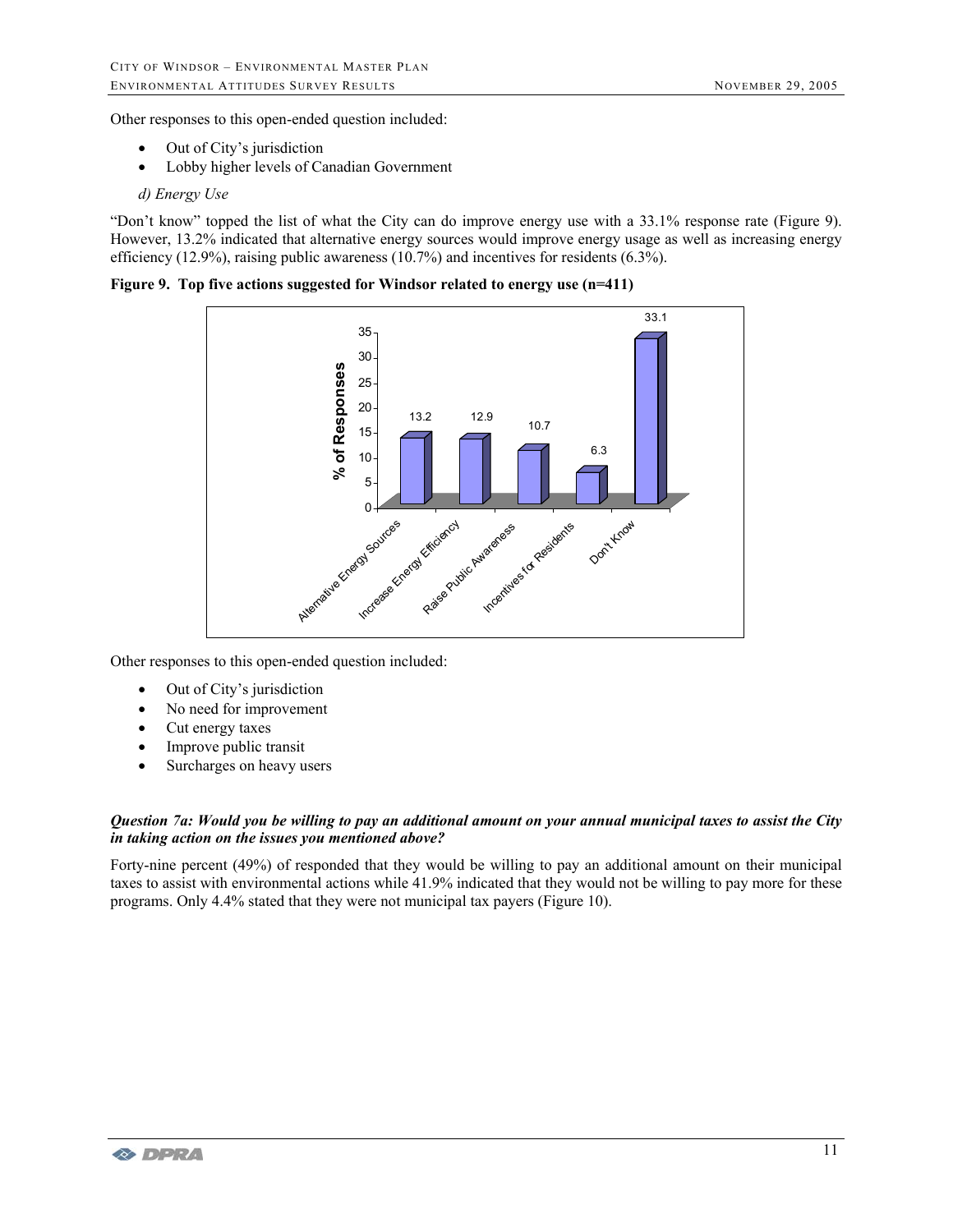Other responses to this open-ended question included:

- Out of City's jurisdiction
- Lobby higher levels of Canadian Government

*d) Energy Use*

"Don't know" topped the list of what the City can do improve energy use with a 33.1% response rate (Figure 9). However, 13.2% indicated that alternative energy sources would improve energy usage as well as increasing energy efficiency (12.9%), raising public awareness (10.7%) and incentives for residents (6.3%).

**Figure 9. Top five actions suggested for Windsor related to energy use (n=411)**

| Action | % of Responses |
|---|---|
| Alternative Energy Sources | 13.2 |
| Increase Energy Efficiency | 12.9 |
| Raise Public Awareness | 10.7 |
| Incentives for Residents | 6.3 |
| Don't Know | 33.1 |

Other responses to this open-ended question included:

- Out of City's jurisdiction
- No need for improvement
- Cut energy taxes
- Improve public transit
- Surcharges on heavy users

***Question 7a: Would you be willing to pay an additional amount on your annual municipal taxes to assist the City in taking action on the issues you mentioned above?***

Forty-nine percent (49%) of responded that they would be willing to pay an additional amount on their municipal taxes to assist with environmental actions while 41.9% indicated that they would not be willing to pay more for these programs. Only 4.4% stated that they were not municipal tax payers (Figure 10).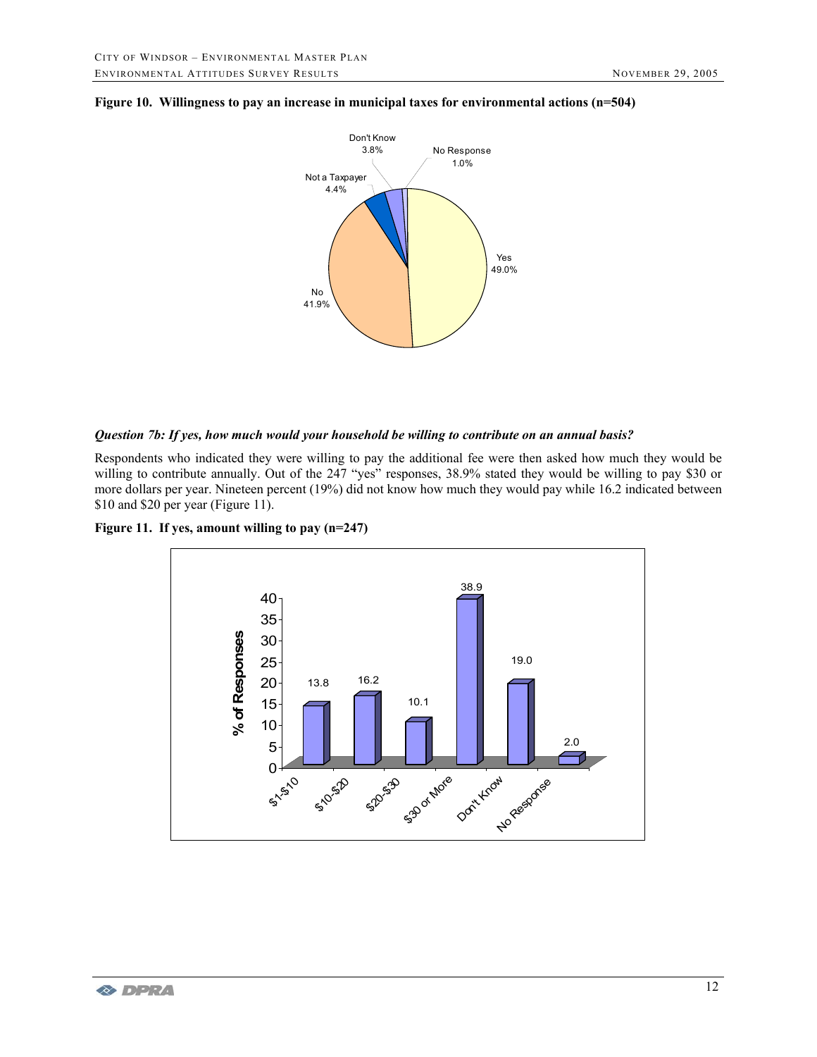**Figure 10. Willingness to pay an increase in municipal taxes for environmental actions (n=504)**

| Response | % |
| --- | --- |
| Yes | 49.0% |
| No | 41.9% |
| Not a Taxpayer | 4.4% |
| Don't Know | 3.8% |
| No Response | 1.0% |

***Question 7b: If yes, how much would your household be willing to contribute on an annual basis?***

Respondents who indicated they were willing to pay the additional fee were then asked how much they would be willing to contribute annually. Out of the 247 "yes" responses, 38.9% stated they would be willing to pay $30 or more dollars per year. Nineteen percent (19%) did not know how much they would pay while 16.2 indicated between $10 and $20 per year (Figure 11).

**Figure 11. If yes, amount willing to pay (n=247)**

| Amount | % of Responses |
| --- | --- |
| $1-$10 | 13.8 |
| $10-$20 | 16.2 |
| $20-$30 | 10.1 |
| $30 or More | 38.9 |
| Don't Know | 19.0 |
| No Response | 2.0 |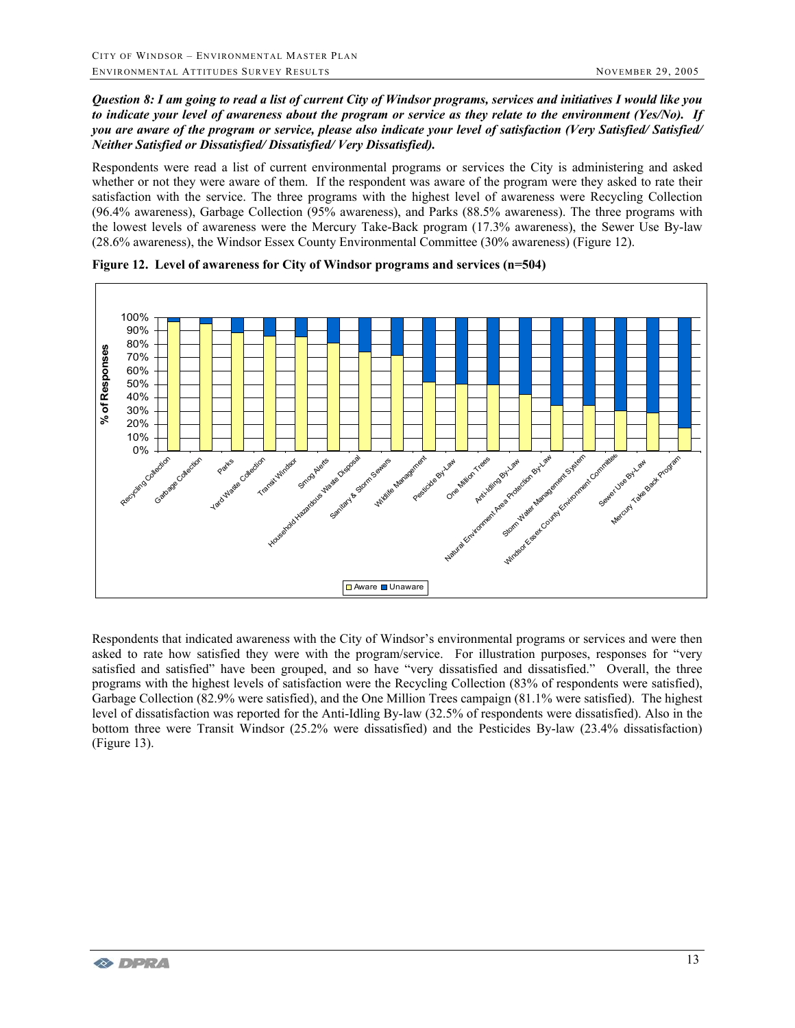***Question 8: I am going to read a list of current City of Windsor programs, services and initiatives I would like you to indicate your level of awareness about the program or service as they relate to the environment (Yes/No). If you are aware of the program or service, please also indicate your level of satisfaction (Very Satisfied/ Satisfied/ Neither Satisfied or Dissatisfied/ Dissatisfied/ Very Dissatisfied).***

Respondents were read a list of current environmental programs or services the City is administering and asked whether or not they were aware of them. If the respondent was aware of the program were they asked to rate their satisfaction with the service. The three programs with the highest level of awareness were Recycling Collection (96.4% awareness), Garbage Collection (95% awareness), and Parks (88.5% awareness). The three programs with the lowest levels of awareness were the Mercury Take-Back program (17.3% awareness), the Sewer Use By-law (28.6% awareness), the Windsor Essex County Environmental Committee (30% awareness) (Figure 12).

**Figure 12. Level of awareness for City of Windsor programs and services (n=504)**

Respondents that indicated awareness with the City of Windsor's environmental programs or services and were then asked to rate how satisfied they were with the program/service. For illustration purposes, responses for "very satisfied and satisfied" have been grouped, and so have "very dissatisfied and dissatisfied." Overall, the three programs with the highest levels of satisfaction were the Recycling Collection (83% of respondents were satisfied), Garbage Collection (82.9% were satisfied), and the One Million Trees campaign (81.1% were satisfied). The highest level of dissatisfaction was reported for the Anti-Idling By-law (32.5% of respondents were dissatisfied). Also in the bottom three were Transit Windsor (25.2% were dissatisfied) and the Pesticides By-law (23.4% dissatisfaction) (Figure 13).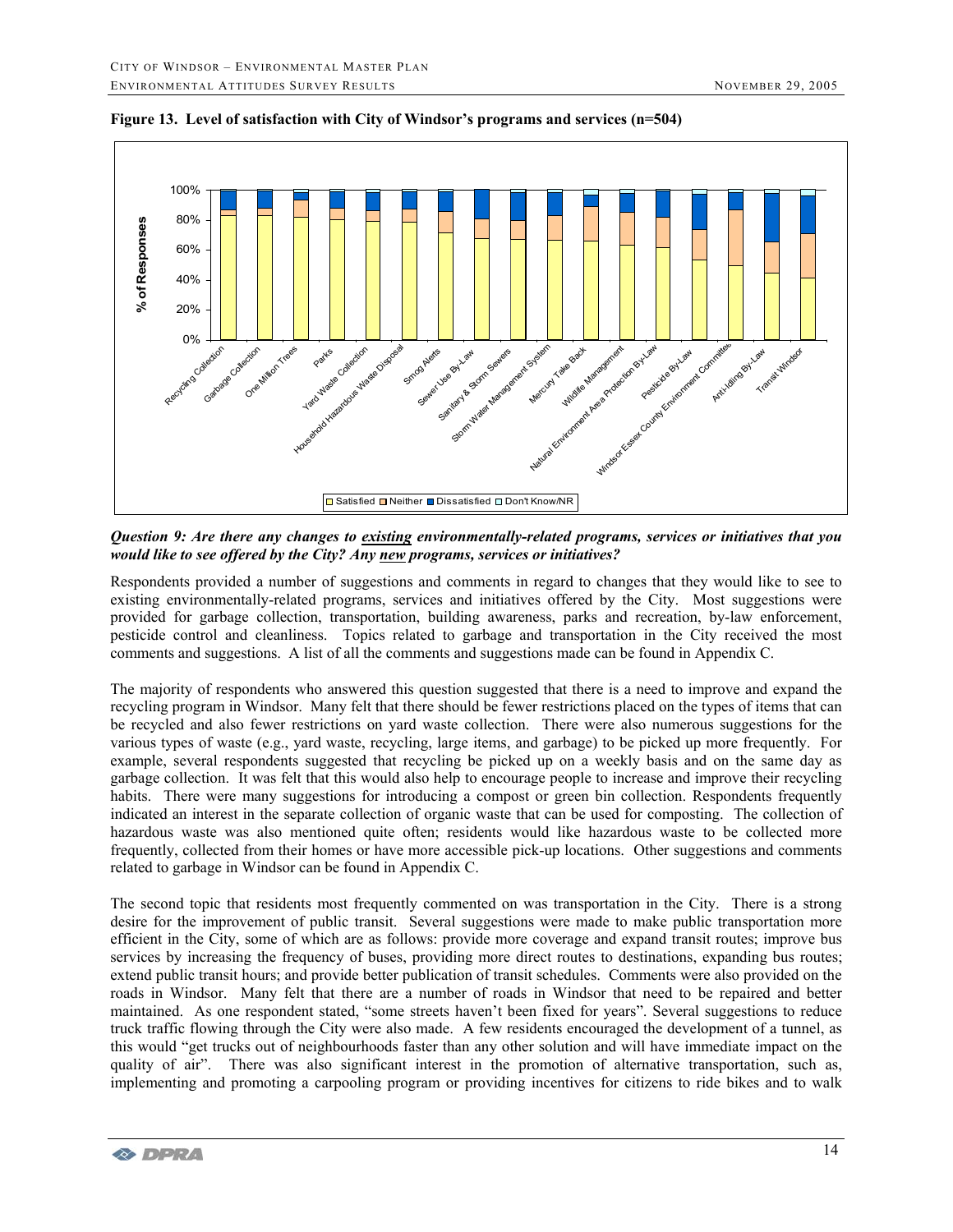**Figure 13. Level of satisfaction with City of Windsor's programs and services (n=504)**

***Question 9: Are there any changes to existing environmentally-related programs, services or initiatives that you would like to see offered by the City? Any new programs, services or initiatives?***

Respondents provided a number of suggestions and comments in regard to changes that they would like to see to existing environmentally-related programs, services and initiatives offered by the City. Most suggestions were provided for garbage collection, transportation, building awareness, parks and recreation, by-law enforcement, pesticide control and cleanliness. Topics related to garbage and transportation in the City received the most comments and suggestions. A list of all the comments and suggestions made can be found in Appendix C.

The majority of respondents who answered this question suggested that there is a need to improve and expand the recycling program in Windsor. Many felt that there should be fewer restrictions placed on the types of items that can be recycled and also fewer restrictions on yard waste collection. There were also numerous suggestions for the various types of waste (e.g., yard waste, recycling, large items, and garbage) to be picked up more frequently. For example, several respondents suggested that recycling be picked up on a weekly basis and on the same day as garbage collection. It was felt that this would also help to encourage people to increase and improve their recycling habits. There were many suggestions for introducing a compost or green bin collection. Respondents frequently indicated an interest in the separate collection of organic waste that can be used for composting. The collection of hazardous waste was also mentioned quite often; residents would like hazardous waste to be collected more frequently, collected from their homes or have more accessible pick-up locations. Other suggestions and comments related to garbage in Windsor can be found in Appendix C.

The second topic that residents most frequently commented on was transportation in the City. There is a strong desire for the improvement of public transit. Several suggestions were made to make public transportation more efficient in the City, some of which are as follows: provide more coverage and expand transit routes; improve bus services by increasing the frequency of buses, providing more direct routes to destinations, expanding bus routes; extend public transit hours; and provide better publication of transit schedules. Comments were also provided on the roads in Windsor. Many felt that there are a number of roads in Windsor that need to be repaired and better maintained. As one respondent stated, "some streets haven't been fixed for years". Several suggestions to reduce truck traffic flowing through the City were also made. A few residents encouraged the development of a tunnel, as this would "get trucks out of neighbourhoods faster than any other solution and will have immediate impact on the quality of air". There was also significant interest in the promotion of alternative transportation, such as, implementing and promoting a carpooling program or providing incentives for citizens to ride bikes and to walk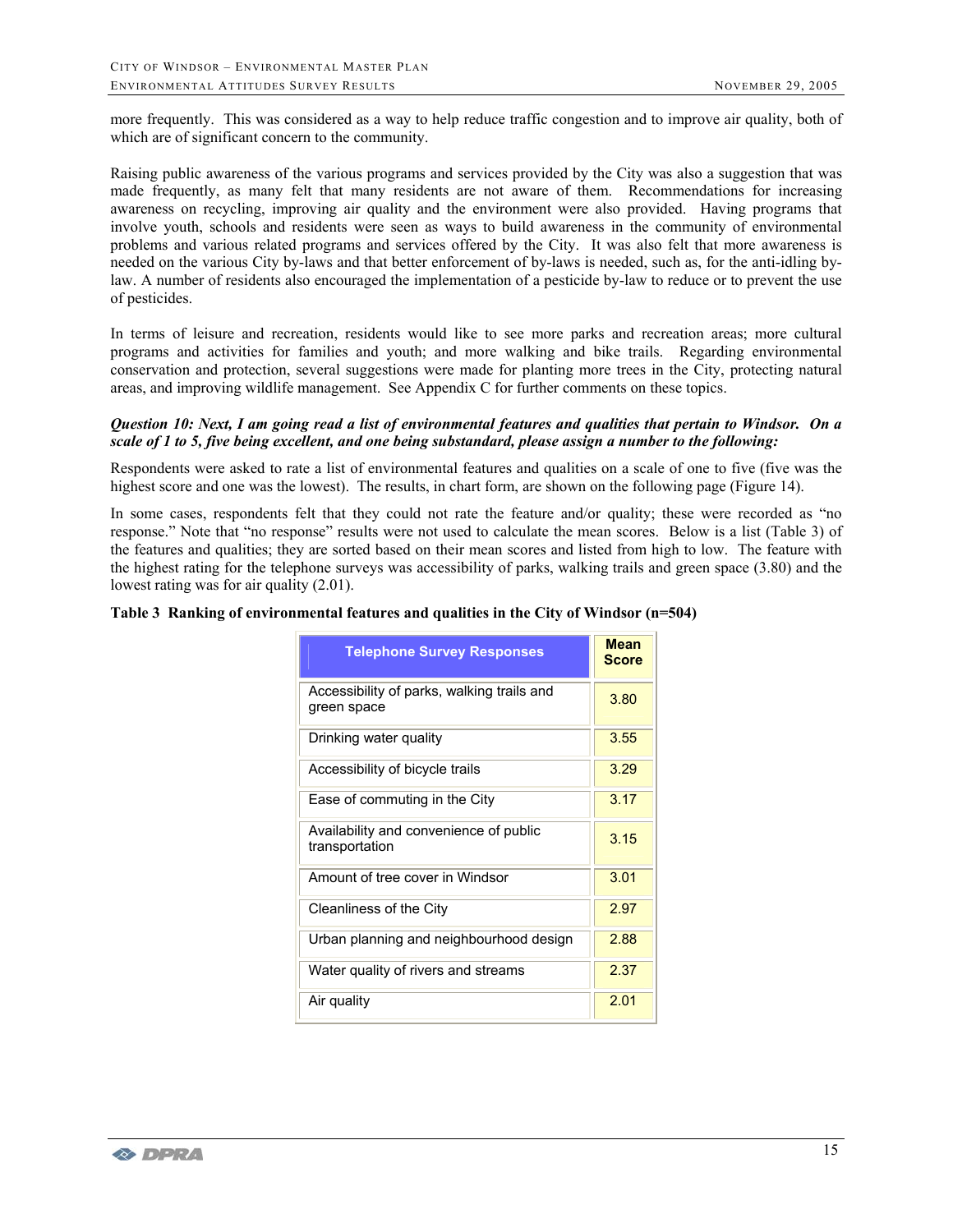more frequently. This was considered as a way to help reduce traffic congestion and to improve air quality, both of which are of significant concern to the community.

Raising public awareness of the various programs and services provided by the City was also a suggestion that was made frequently, as many felt that many residents are not aware of them. Recommendations for increasing awareness on recycling, improving air quality and the environment were also provided. Having programs that involve youth, schools and residents were seen as ways to build awareness in the community of environmental problems and various related programs and services offered by the City. It was also felt that more awareness is needed on the various City by-laws and that better enforcement of by-laws is needed, such as, for the anti-idling by-law. A number of residents also encouraged the implementation of a pesticide by-law to reduce or to prevent the use of pesticides.

In terms of leisure and recreation, residents would like to see more parks and recreation areas; more cultural programs and activities for families and youth; and more walking and bike trails. Regarding environmental conservation and protection, several suggestions were made for planting more trees in the City, protecting natural areas, and improving wildlife management. See Appendix C for further comments on these topics.

***Question 10: Next, I am going read a list of environmental features and qualities that pertain to Windsor. On a scale of 1 to 5, five being excellent, and one being substandard, please assign a number to the following:***

Respondents were asked to rate a list of environmental features and qualities on a scale of one to five (five was the highest score and one was the lowest). The results, in chart form, are shown on the following page (Figure 14).

In some cases, respondents felt that they could not rate the feature and/or quality; these were recorded as "no response." Note that "no response" results were not used to calculate the mean scores. Below is a list (Table 3) of the features and qualities; they are sorted based on their mean scores and listed from high to low. The feature with the highest rating for the telephone surveys was accessibility of parks, walking trails and green space (3.80) and the lowest rating was for air quality (2.01).

**Table 3 Ranking of environmental features and qualities in the City of Windsor (n=504)**

| Telephone Survey Responses | Mean Score |
|---|---|
| Accessibility of parks, walking trails and green space | 3.80 |
| Drinking water quality | 3.55 |
| Accessibility of bicycle trails | 3.29 |
| Ease of commuting in the City | 3.17 |
| Availability and convenience of public transportation | 3.15 |
| Amount of tree cover in Windsor | 3.01 |
| Cleanliness of the City | 2.97 |
| Urban planning and neighbourhood design | 2.88 |
| Water quality of rivers and streams | 2.37 |
| Air quality | 2.01 |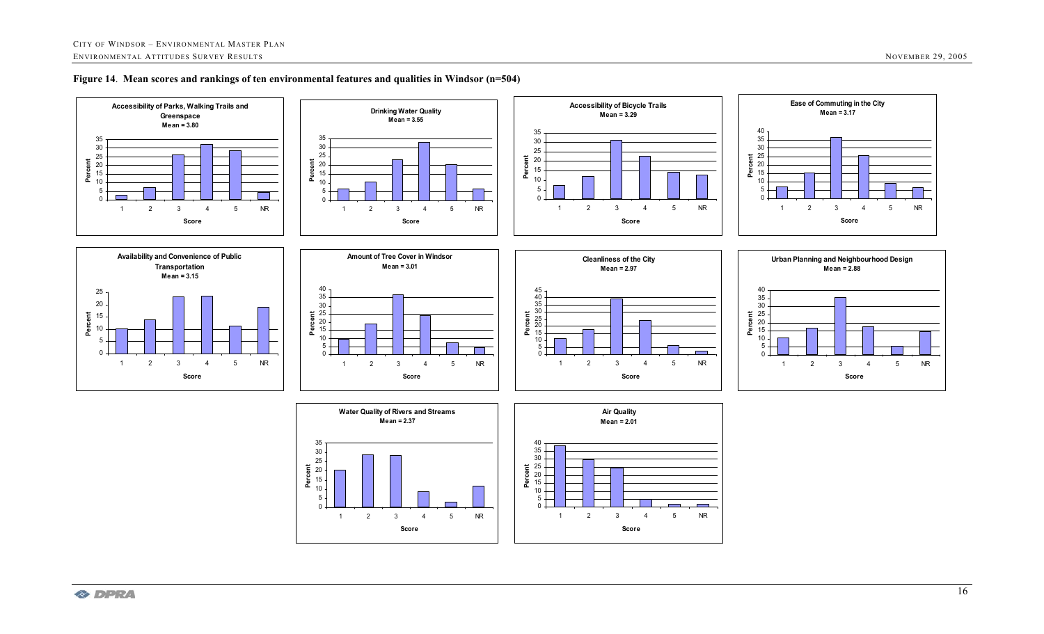**Figure 14**. **Mean scores and rankings of ten environmental features and qualities in Windsor (n=504)**

**Accessibility of Parks, Walking Trails and Greenspace**
Mean = 3.80

**Drinking Water Quality**
Mean = 3.55

**Accessibility of Bicycle Trails**
Mean = 3.29

**Ease of Commuting in the City**
Mean = 3.17

**Availability and Convenience of Public Transportation**
Mean = 3.15

**Amount of Tree Cover in Windsor**
Mean = 3.01

**Cleanliness of the City**
Mean = 2.97

**Urban Planning and Neighbourhood Design**
Mean = 2.88

**Water Quality of Rivers and Streams**
Mean = 2.37

**Air Quality**
Mean = 2.01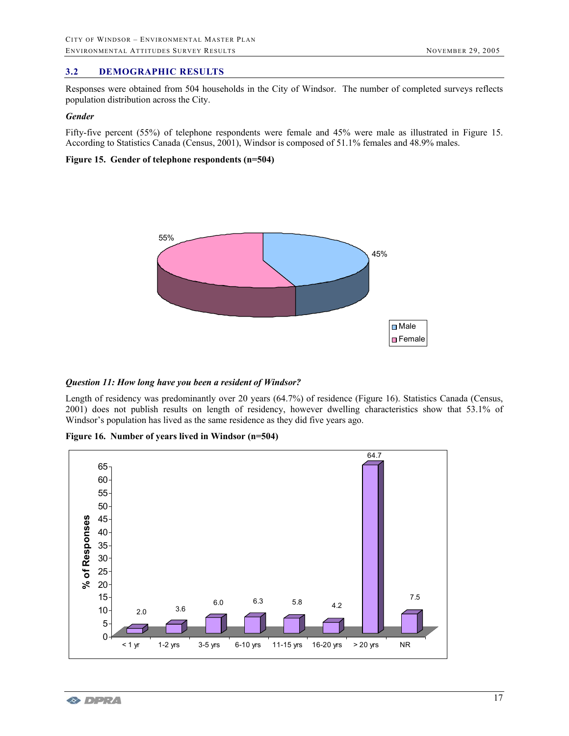## 3.2 DEMOGRAPHIC RESULTS

Responses were obtained from 504 households in the City of Windsor. The number of completed surveys reflects population distribution across the City.

### *Gender*

Fifty-five percent (55%) of telephone respondents were female and 45% were male as illustrated in Figure 15. According to Statistics Canada (Census, 2001), Windsor is composed of 51.1% females and 48.9% males.

**Figure 15. Gender of telephone respondents (n=504)**

| Gender | % |
| --- | --- |
| Male | 45% |
| Female | 55% |

### *Question 11: How long have you been a resident of Windsor?*

Length of residency was predominantly over 20 years (64.7%) of residence (Figure 16). Statistics Canada (Census, 2001) does not publish results on length of residency, however dwelling characteristics show that 53.1% of Windsor's population has lived as the same residence as they did five years ago.

**Figure 16. Number of years lived in Windsor (n=504)**

| Years | % of Responses |
| --- | --- |
| < 1 yr | 2.0 |
| 1-2 yrs | 3.6 |
| 3-5 yrs | 6.0 |
| 6-10 yrs | 6.3 |
| 11-15 yrs | 5.8 |
| 16-20 yrs | 4.2 |
| > 20 yrs | 64.7 |
| NR | 7.5 |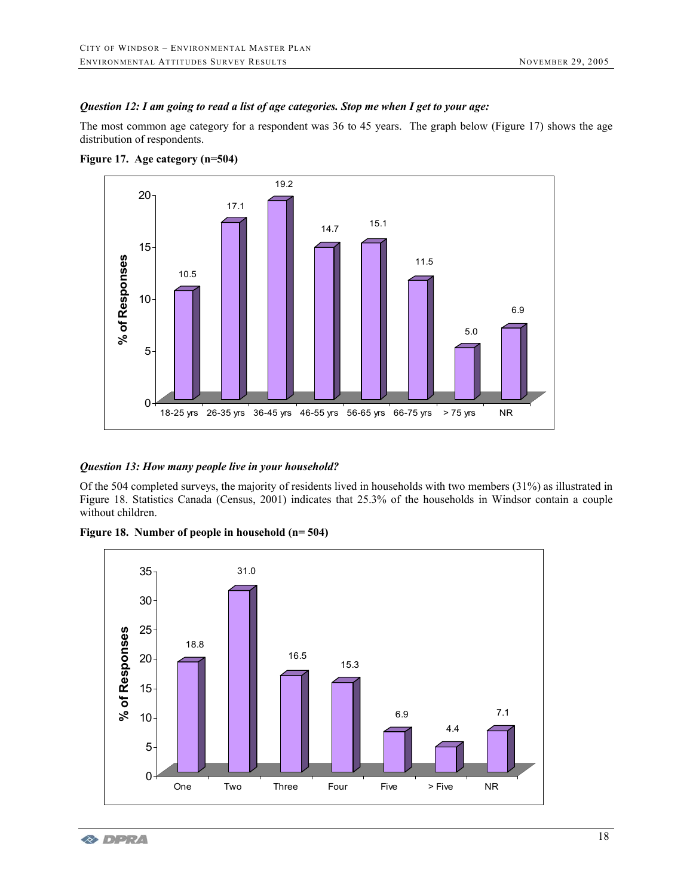***Question 12: I am going to read a list of age categories. Stop me when I get to your age:***

The most common age category for a respondent was 36 to 45 years. The graph below (Figure 17) shows the age distribution of respondents.

**Figure 17. Age category (n=504)**

| Age category | % of Responses |
| --- | --- |
| 18-25 yrs | 10.5 |
| 26-35 yrs | 17.1 |
| 36-45 yrs | 19.2 |
| 46-55 yrs | 14.7 |
| 56-65 yrs | 15.1 |
| 66-75 yrs | 11.5 |
| > 75 yrs | 5.0 |
| NR | 6.9 |

***Question 13: How many people live in your household?***

Of the 504 completed surveys, the majority of residents lived in households with two members (31%) as illustrated in Figure 18. Statistics Canada (Census, 2001) indicates that 25.3% of the households in Windsor contain a couple without children.

**Figure 18. Number of people in household (n= 504)**

| Number of people | % of Responses |
| --- | --- |
| One | 18.8 |
| Two | 31.0 |
| Three | 16.5 |
| Four | 15.3 |
| Five | 6.9 |
| > Five | 4.4 |
| NR | 7.1 |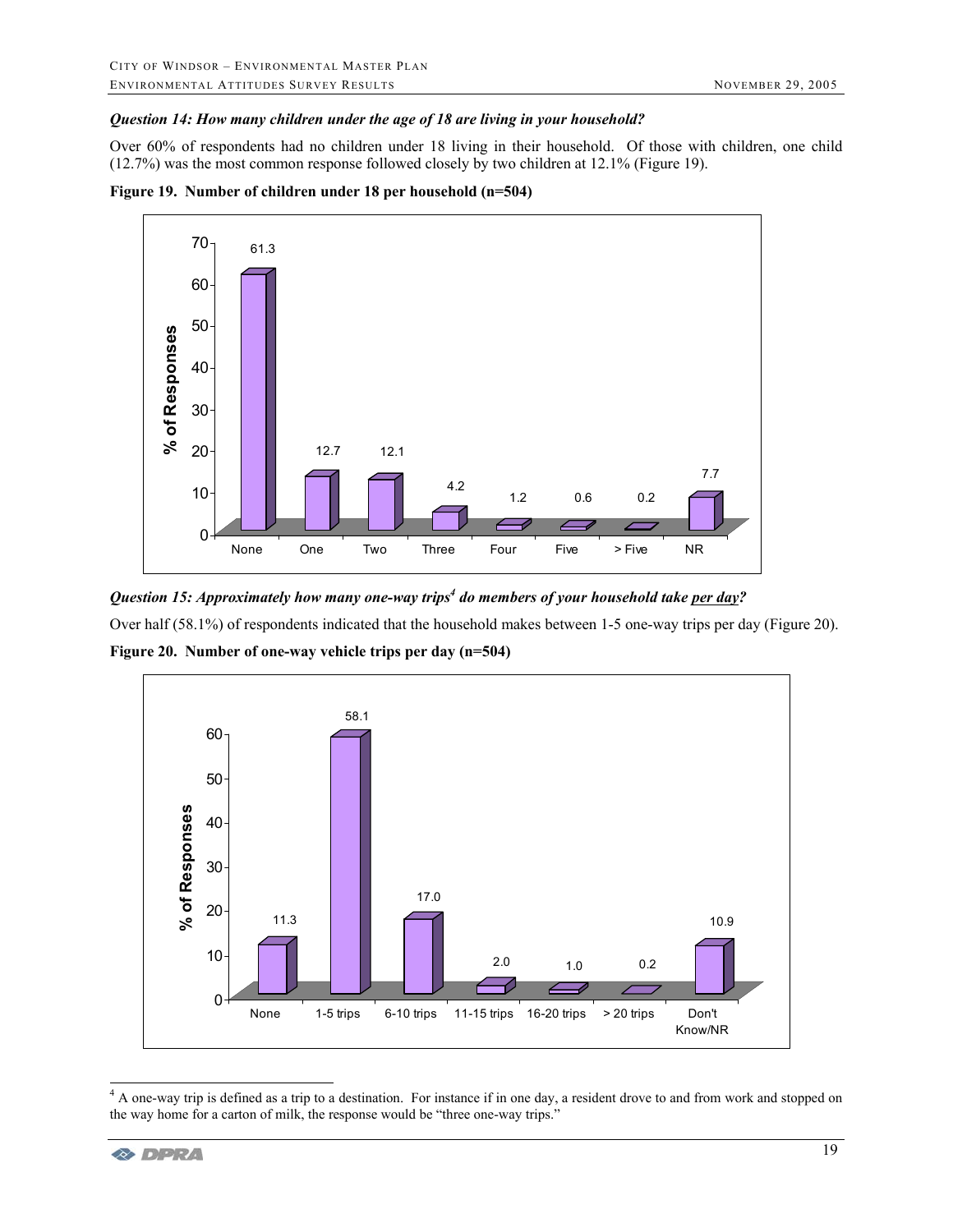***Question 14: How many children under the age of 18 are living in your household?***

Over 60% of respondents had no children under 18 living in their household. Of those with children, one child (12.7%) was the most common response followed closely by two children at 12.1% (Figure 19).

**Figure 19. Number of children under 18 per household (n=504)**

| Number of children | % of Responses |
|---|---|
| None | 61.3 |
| One | 12.7 |
| Two | 12.1 |
| Three | 4.2 |
| Four | 1.2 |
| Five | 0.6 |
| > Five | 0.2 |
| NR | 7.7 |

***Question 15: Approximately how many one-way trips[4] do members of your household take per day?***

Over half (58.1%) of respondents indicated that the household makes between 1-5 one-way trips per day (Figure 20).

**Figure 20. Number of one-way vehicle trips per day (n=504)**

| Trips per day | % of Responses |
|---|---|
| None | 11.3 |
| 1-5 trips | 58.1 |
| 6-10 trips | 17.0 |
| 11-15 trips | 2.0 |
| 16-20 trips | 1.0 |
| > 20 trips | 0.2 |
| Don't Know/NR | 10.9 |

[4] A one-way trip is defined as a trip to a destination. For instance if in one day, a resident drove to and from work and stopped on the way home for a carton of milk, the response would be "three one-way trips."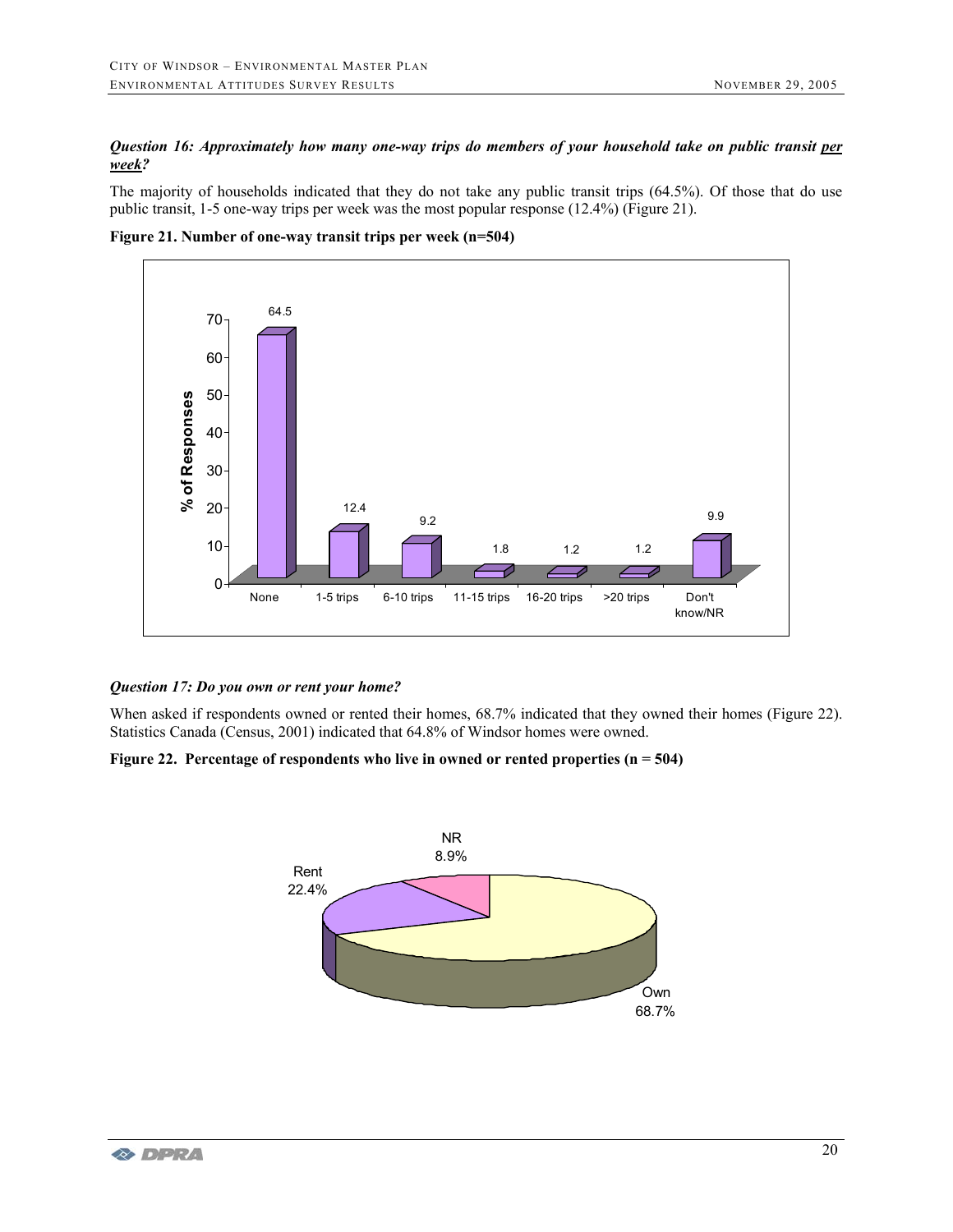***Question 16: Approximately how many one-way trips do members of your household take on public transit <u>per week</u>?***

The majority of households indicated that they do not take any public transit trips (64.5%). Of those that do use public transit, 1-5 one-way trips per week was the most popular response (12.4%) (Figure 21).

**Figure 21. Number of one-way transit trips per week (n=504)**

| Trips per week | % of Responses |
|---|---|
| None | 64.5 |
| 1-5 trips | 12.4 |
| 6-10 trips | 9.2 |
| 11-15 trips | 1.8 |
| 16-20 trips | 1.2 |
| >20 trips | 1.2 |
| Don't know/NR | 9.9 |

***Question 17: Do you own or rent your home?***

When asked if respondents owned or rented their homes, 68.7% indicated that they owned their homes (Figure 22). Statistics Canada (Census, 2001) indicated that 64.8% of Windsor homes were owned.

**Figure 22. Percentage of respondents who live in owned or rented properties (n = 504)**

| Response | Percentage |
|---|---|
| Own | 68.7% |
| Rent | 22.4% |
| NR | 8.9% |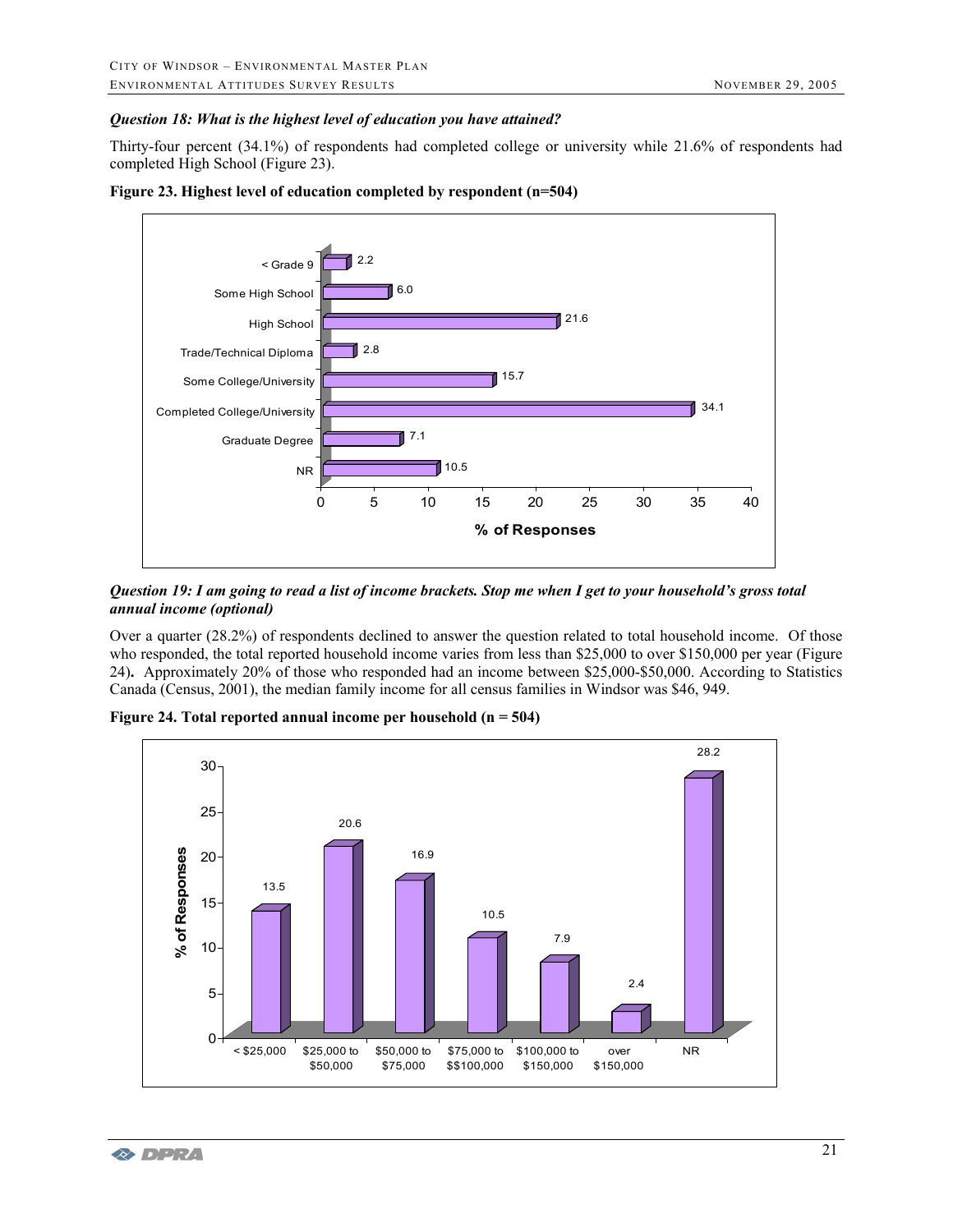***Question 18: What is the highest level of education you have attained?***

Thirty-four percent (34.1%) of respondents had completed college or university while 21.6% of respondents had completed High School (Figure 23).

**Figure 23. Highest level of education completed by respondent (n=504)**

| Education Level | % of Responses |
|---|---|
| < Grade 9 | 2.2 |
| Some High School | 6.0 |
| High School | 21.6 |
| Trade/Technical Diploma | 2.8 |
| Some College/University | 15.7 |
| Completed College/University | 34.1 |
| Graduate Degree | 7.1 |
| NR | 10.5 |

***Question 19: I am going to read a list of income brackets. Stop me when I get to your household's gross total annual income (optional)***

Over a quarter (28.2%) of respondents declined to answer the question related to total household income. Of those who responded, the total reported household income varies from less than $25,000 to over $150,000 per year (Figure 24). Approximately 20% of those who responded had an income between $25,000-$50,000. According to Statistics Canada (Census, 2001), the median family income for all census families in Windsor was $46, 949.

**Figure 24. Total reported annual income per household (n = 504)**

| Income | % of Responses |
|---|---|
| < $25,000 | 13.5 |
| $25,000 to $50,000 | 20.6 |
| $50,000 to $75,000 | 16.9 |
| $75,000 to $$100,000 | 10.5 |
| $100,000 to $150,000 | 7.9 |
| over $150,000 | 2.4 |
| NR | 28.2 |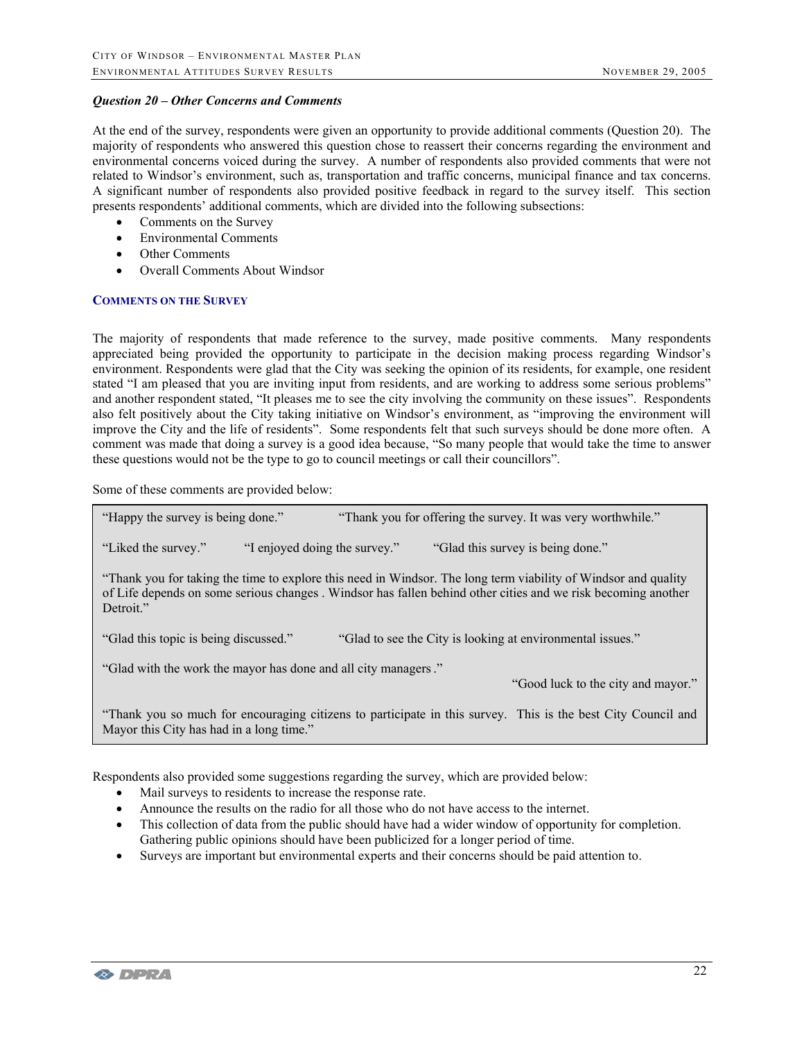### *Question 20 – Other Concerns and Comments*

At the end of the survey, respondents were given an opportunity to provide additional comments (Question 20). The majority of respondents who answered this question chose to reassert their concerns regarding the environment and environmental concerns voiced during the survey. A number of respondents also provided comments that were not related to Windsor's environment, such as, transportation and traffic concerns, municipal finance and tax concerns. A significant number of respondents also provided positive feedback in regard to the survey itself. This section presents respondents' additional comments, which are divided into the following subsections:

- Comments on the Survey
- Environmental Comments
- Other Comments
- Overall Comments About Windsor

#### COMMENTS ON THE SURVEY

The majority of respondents that made reference to the survey, made positive comments. Many respondents appreciated being provided the opportunity to participate in the decision making process regarding Windsor's environment. Respondents were glad that the City was seeking the opinion of its residents, for example, one resident stated "I am pleased that you are inviting input from residents, and are working to address some serious problems" and another respondent stated, "It pleases me to see the city involving the community on these issues". Respondents also felt positively about the City taking initiative on Windsor's environment, as "improving the environment will improve the City and the life of residents". Some respondents felt that such surveys should be done more often. A comment was made that doing a survey is a good idea because, "So many people that would take the time to answer these questions would not be the type to go to council meetings or call their councillors".

Some of these comments are provided below:

"Happy the survey is being done." "Thank you for offering the survey. It was very worthwhile."

"Liked the survey." "I enjoyed doing the survey." "Glad this survey is being done."

"Thank you for taking the time to explore this need in Windsor. The long term viability of Windsor and quality of Life depends on some serious changes . Windsor has fallen behind other cities and we risk becoming another Detroit."

"Glad this topic is being discussed." "Glad to see the City is looking at environmental issues."

"Glad with the work the mayor has done and all city managers ." "Good luck to the city and mayor."

"Thank you so much for encouraging citizens to participate in this survey. This is the best City Council and Mayor this City has had in a long time."

Respondents also provided some suggestions regarding the survey, which are provided below:

- Mail surveys to residents to increase the response rate.
- Announce the results on the radio for all those who do not have access to the internet.
- This collection of data from the public should have had a wider window of opportunity for completion. Gathering public opinions should have been publicized for a longer period of time.
- Surveys are important but environmental experts and their concerns should be paid attention to.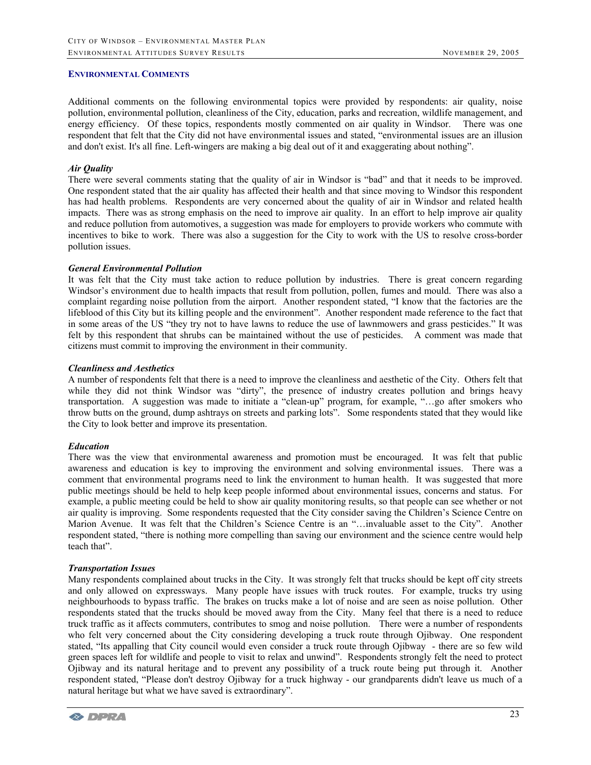## ENVIRONMENTAL COMMENTS

Additional comments on the following environmental topics were provided by respondents: air quality, noise pollution, environmental pollution, cleanliness of the City, education, parks and recreation, wildlife management, and energy efficiency. Of these topics, respondents mostly commented on air quality in Windsor. There was one respondent that felt that the City did not have environmental issues and stated, "environmental issues are an illusion and don't exist. It's all fine. Left-wingers are making a big deal out of it and exaggerating about nothing".

***Air Quality***

There were several comments stating that the quality of air in Windsor is "bad" and that it needs to be improved. One respondent stated that the air quality has affected their health and that since moving to Windsor this respondent has had health problems. Respondents are very concerned about the quality of air in Windsor and related health impacts. There was as strong emphasis on the need to improve air quality. In an effort to help improve air quality and reduce pollution from automotives, a suggestion was made for employers to provide workers who commute with incentives to bike to work. There was also a suggestion for the City to work with the US to resolve cross-border pollution issues.

***General Environmental Pollution***

It was felt that the City must take action to reduce pollution by industries. There is great concern regarding Windsor's environment due to health impacts that result from pollution, pollen, fumes and mould. There was also a complaint regarding noise pollution from the airport. Another respondent stated, "I know that the factories are the lifeblood of this City but its killing people and the environment". Another respondent made reference to the fact that in some areas of the US "they try not to have lawns to reduce the use of lawnmowers and grass pesticides." It was felt by this respondent that shrubs can be maintained without the use of pesticides. A comment was made that citizens must commit to improving the environment in their community.

***Cleanliness and Aesthetics***

A number of respondents felt that there is a need to improve the cleanliness and aesthetic of the City. Others felt that while they did not think Windsor was "dirty", the presence of industry creates pollution and brings heavy transportation. A suggestion was made to initiate a "clean-up" program, for example, "…go after smokers who throw butts on the ground, dump ashtrays on streets and parking lots". Some respondents stated that they would like the City to look better and improve its presentation.

***Education***

There was the view that environmental awareness and promotion must be encouraged. It was felt that public awareness and education is key to improving the environment and solving environmental issues. There was a comment that environmental programs need to link the environment to human health. It was suggested that more public meetings should be held to help keep people informed about environmental issues, concerns and status. For example, a public meeting could be held to show air quality monitoring results, so that people can see whether or not air quality is improving. Some respondents requested that the City consider saving the Children's Science Centre on Marion Avenue. It was felt that the Children's Science Centre is an "…invaluable asset to the City". Another respondent stated, "there is nothing more compelling than saving our environment and the science centre would help teach that".

***Transportation Issues***

Many respondents complained about trucks in the City. It was strongly felt that trucks should be kept off city streets and only allowed on expressways. Many people have issues with truck routes. For example, trucks try using neighbourhoods to bypass traffic. The brakes on trucks make a lot of noise and are seen as noise pollution. Other respondents stated that the trucks should be moved away from the City. Many feel that there is a need to reduce truck traffic as it affects commuters, contributes to smog and noise pollution. There were a number of respondents who felt very concerned about the City considering developing a truck route through Ojibway. One respondent stated, "Its appalling that City council would even consider a truck route through Ojibway - there are so few wild green spaces left for wildlife and people to visit to relax and unwind". Respondents strongly felt the need to protect Ojibway and its natural heritage and to prevent any possibility of a truck route being put through it. Another respondent stated, "Please don't destroy Ojibway for a truck highway - our grandparents didn't leave us much of a natural heritage but what we have saved is extraordinary".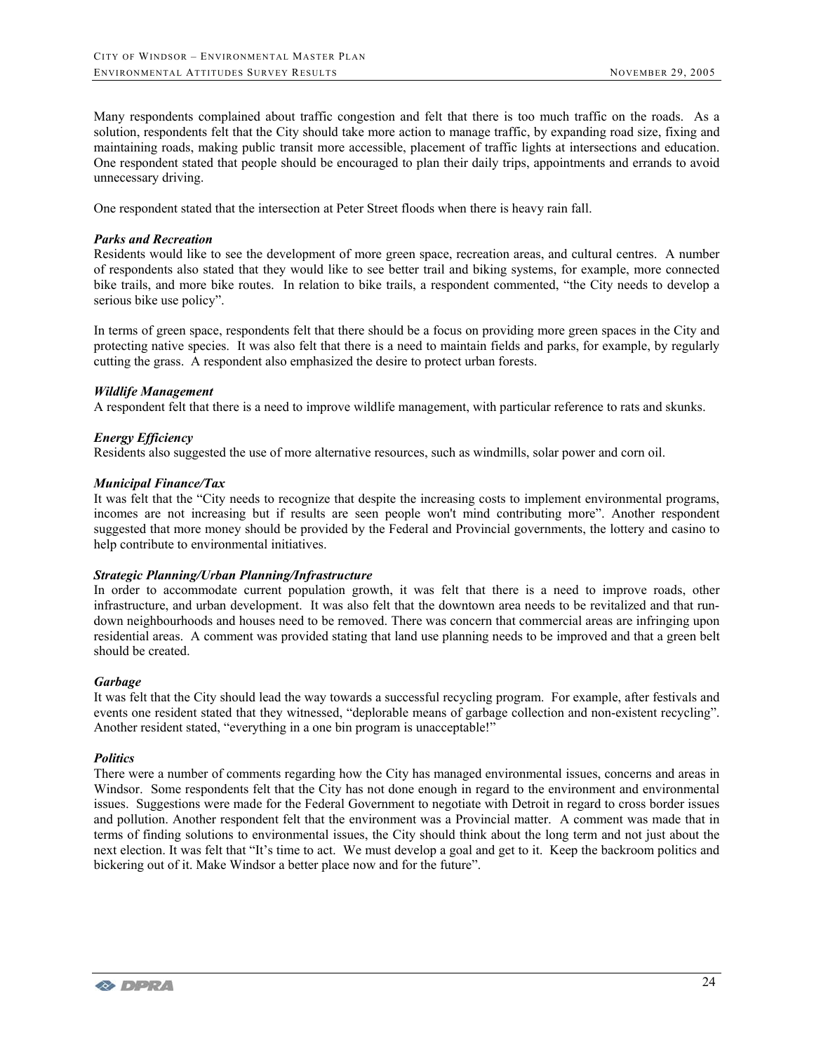Many respondents complained about traffic congestion and felt that there is too much traffic on the roads. As a solution, respondents felt that the City should take more action to manage traffic, by expanding road size, fixing and maintaining roads, making public transit more accessible, placement of traffic lights at intersections and education. One respondent stated that people should be encouraged to plan their daily trips, appointments and errands to avoid unnecessary driving.

One respondent stated that the intersection at Peter Street floods when there is heavy rain fall.

***Parks and Recreation***

Residents would like to see the development of more green space, recreation areas, and cultural centres. A number of respondents also stated that they would like to see better trail and biking systems, for example, more connected bike trails, and more bike routes. In relation to bike trails, a respondent commented, "the City needs to develop a serious bike use policy".

In terms of green space, respondents felt that there should be a focus on providing more green spaces in the City and protecting native species. It was also felt that there is a need to maintain fields and parks, for example, by regularly cutting the grass. A respondent also emphasized the desire to protect urban forests.

***Wildlife Management***

A respondent felt that there is a need to improve wildlife management, with particular reference to rats and skunks.

***Energy Efficiency***

Residents also suggested the use of more alternative resources, such as windmills, solar power and corn oil.

***Municipal Finance/Tax***

It was felt that the "City needs to recognize that despite the increasing costs to implement environmental programs, incomes are not increasing but if results are seen people won't mind contributing more". Another respondent suggested that more money should be provided by the Federal and Provincial governments, the lottery and casino to help contribute to environmental initiatives.

***Strategic Planning/Urban Planning/Infrastructure***

In order to accommodate current population growth, it was felt that there is a need to improve roads, other infrastructure, and urban development. It was also felt that the downtown area needs to be revitalized and that run-down neighbourhoods and houses need to be removed. There was concern that commercial areas are infringing upon residential areas. A comment was provided stating that land use planning needs to be improved and that a green belt should be created.

***Garbage***

It was felt that the City should lead the way towards a successful recycling program. For example, after festivals and events one resident stated that they witnessed, "deplorable means of garbage collection and non-existent recycling". Another resident stated, "everything in a one bin program is unacceptable!"

***Politics***

There were a number of comments regarding how the City has managed environmental issues, concerns and areas in Windsor. Some respondents felt that the City has not done enough in regard to the environment and environmental issues. Suggestions were made for the Federal Government to negotiate with Detroit in regard to cross border issues and pollution. Another respondent felt that the environment was a Provincial matter. A comment was made that in terms of finding solutions to environmental issues, the City should think about the long term and not just about the next election. It was felt that "It's time to act. We must develop a goal and get to it. Keep the backroom politics and bickering out of it. Make Windsor a better place now and for the future".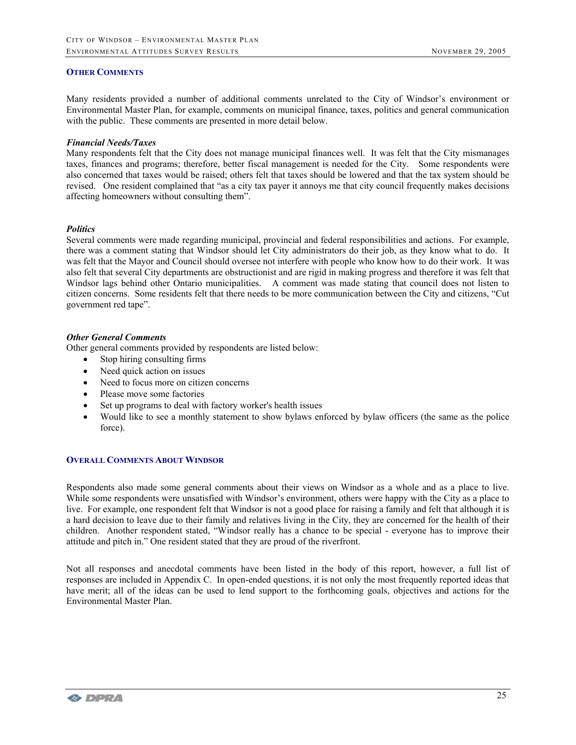## Other Comments

Many residents provided a number of additional comments unrelated to the City of Windsor's environment or Environmental Master Plan, for example, comments on municipal finance, taxes, politics and general communication with the public. These comments are presented in more detail below.

***Financial Needs/Taxes***
Many respondents felt that the City does not manage municipal finances well. It was felt that the City mismanages taxes, finances and programs; therefore, better fiscal management is needed for the City. Some respondents were also concerned that taxes would be raised; others felt that taxes should be lowered and that the tax system should be revised. One resident complained that "as a city tax payer it annoys me that city council frequently makes decisions affecting homeowners without consulting them".

***Politics***
Several comments were made regarding municipal, provincial and federal responsibilities and actions. For example, there was a comment stating that Windsor should let City administrators do their job, as they know what to do. It was felt that the Mayor and Council should oversee not interfere with people who know how to do their work. It was also felt that several City departments are obstructionist and are rigid in making progress and therefore it was felt that Windsor lags behind other Ontario municipalities. A comment was made stating that council does not listen to citizen concerns. Some residents felt that there needs to be more communication between the City and citizens, "Cut government red tape".

***Other General Comments***
Other general comments provided by respondents are listed below:

- Stop hiring consulting firms
- Need quick action on issues
- Need to focus more on citizen concerns
- Please move some factories
- Set up programs to deal with factory worker's health issues
- Would like to see a monthly statement to show bylaws enforced by bylaw officers (the same as the police force).

## Overall Comments About Windsor

Respondents also made some general comments about their views on Windsor as a whole and as a place to live. While some respondents were unsatisfied with Windsor's environment, others were happy with the City as a place to live. For example, one respondent felt that Windsor is not a good place for raising a family and felt that although it is a hard decision to leave due to their family and relatives living in the City, they are concerned for the health of their children. Another respondent stated, "Windsor really has a chance to be special - everyone has to improve their attitude and pitch in." One resident stated that they are proud of the riverfront.

Not all responses and anecdotal comments have been listed in the body of this report, however, a full list of responses are included in Appendix C. In open-ended questions, it is not only the most frequently reported ideas that have merit; all of the ideas can be used to lend support to the forthcoming goals, objectives and actions for the Environmental Master Plan.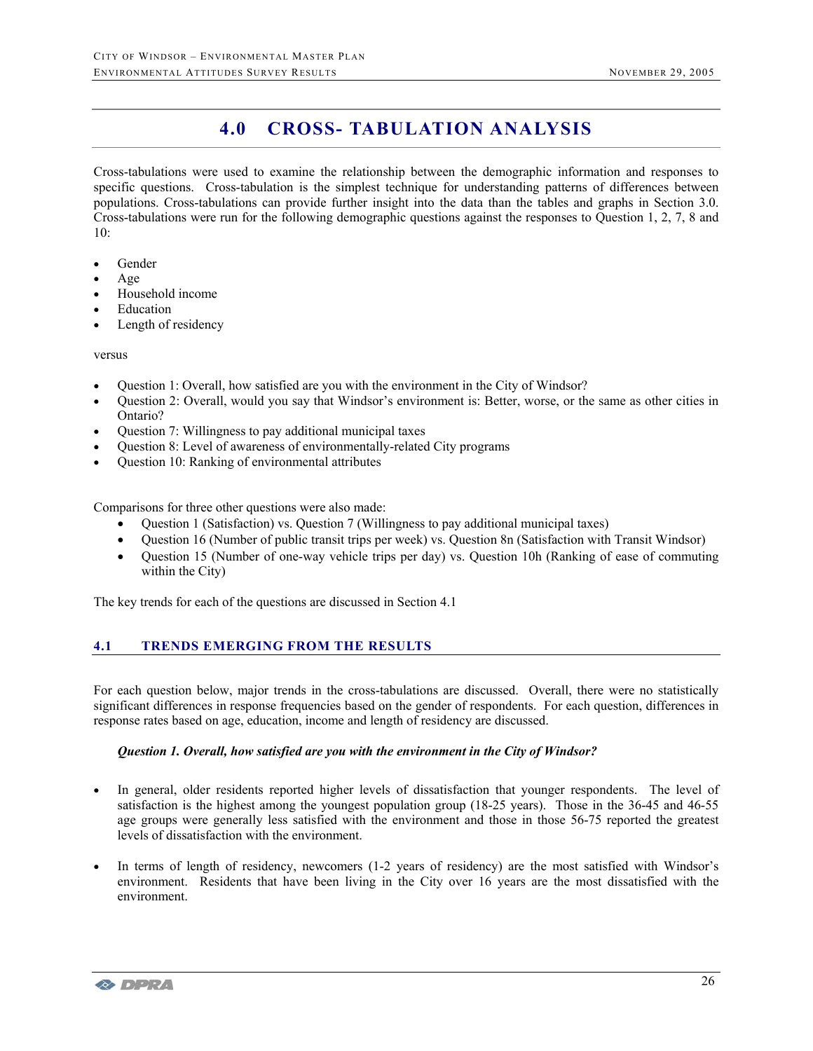# 4.0 CROSS- TABULATION ANALYSIS

Cross-tabulations were used to examine the relationship between the demographic information and responses to specific questions. Cross-tabulation is the simplest technique for understanding patterns of differences between populations. Cross-tabulations can provide further insight into the data than the tables and graphs in Section 3.0. Cross-tabulations were run for the following demographic questions against the responses to Question 1, 2, 7, 8 and 10:

- Gender
- Age
- Household income
- Education
- Length of residency

versus

- Question 1: Overall, how satisfied are you with the environment in the City of Windsor?
- Question 2: Overall, would you say that Windsor's environment is: Better, worse, or the same as other cities in Ontario?
- Question 7: Willingness to pay additional municipal taxes
- Question 8: Level of awareness of environmentally-related City programs
- Question 10: Ranking of environmental attributes

Comparisons for three other questions were also made:

- Question 1 (Satisfaction) vs. Question 7 (Willingness to pay additional municipal taxes)
- Question 16 (Number of public transit trips per week) vs. Question 8n (Satisfaction with Transit Windsor)
- Question 15 (Number of one-way vehicle trips per day) vs. Question 10h (Ranking of ease of commuting within the City)

The key trends for each of the questions are discussed in Section 4.1

## 4.1 TRENDS EMERGING FROM THE RESULTS

For each question below, major trends in the cross-tabulations are discussed. Overall, there were no statistically significant differences in response frequencies based on the gender of respondents. For each question, differences in response rates based on age, education, income and length of residency are discussed.

***Question 1. Overall, how satisfied are you with the environment in the City of Windsor?***

- In general, older residents reported higher levels of dissatisfaction that younger respondents. The level of satisfaction is the highest among the youngest population group (18-25 years). Those in the 36-45 and 46-55 age groups were generally less satisfied with the environment and those in those 56-75 reported the greatest levels of dissatisfaction with the environment.

- In terms of length of residency, newcomers (1-2 years of residency) are the most satisfied with Windsor's environment. Residents that have been living in the City over 16 years are the most dissatisfied with the environment.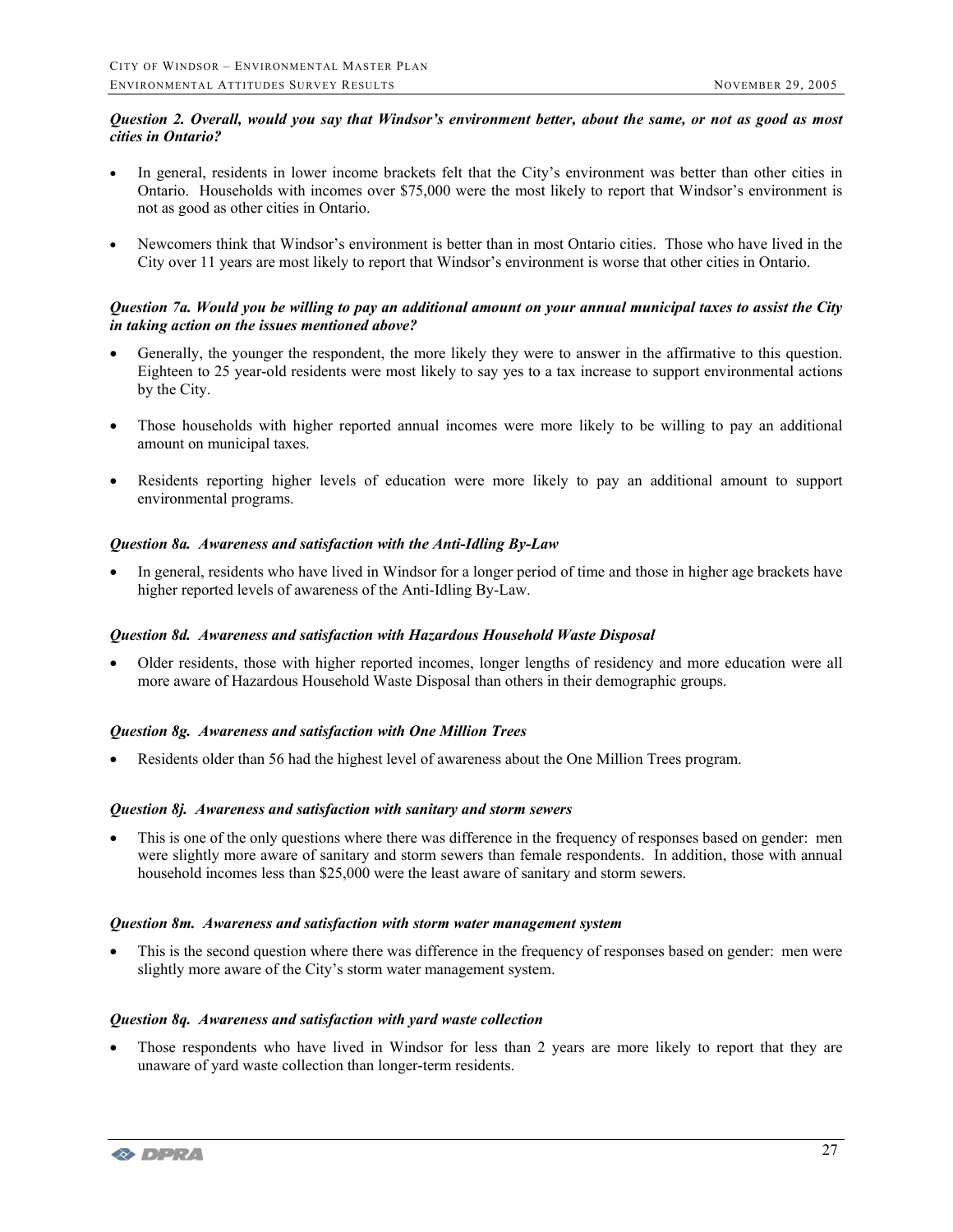***Question 2. Overall, would you say that Windsor's environment better, about the same, or not as good as most cities in Ontario?***

- In general, residents in lower income brackets felt that the City's environment was better than other cities in Ontario. Households with incomes over $75,000 were the most likely to report that Windsor's environment is not as good as other cities in Ontario.

- Newcomers think that Windsor's environment is better than in most Ontario cities. Those who have lived in the City over 11 years are most likely to report that Windsor's environment is worse that other cities in Ontario.

***Question 7a. Would you be willing to pay an additional amount on your annual municipal taxes to assist the City in taking action on the issues mentioned above?***

- Generally, the younger the respondent, the more likely they were to answer in the affirmative to this question. Eighteen to 25 year-old residents were most likely to say yes to a tax increase to support environmental actions by the City.

- Those households with higher reported annual incomes were more likely to be willing to pay an additional amount on municipal taxes.

- Residents reporting higher levels of education were more likely to pay an additional amount to support environmental programs.

***Question 8a. Awareness and satisfaction with the Anti-Idling By-Law***

- In general, residents who have lived in Windsor for a longer period of time and those in higher age brackets have higher reported levels of awareness of the Anti-Idling By-Law.

***Question 8d. Awareness and satisfaction with Hazardous Household Waste Disposal***

- Older residents, those with higher reported incomes, longer lengths of residency and more education were all more aware of Hazardous Household Waste Disposal than others in their demographic groups.

***Question 8g. Awareness and satisfaction with One Million Trees***

- Residents older than 56 had the highest level of awareness about the One Million Trees program.

***Question 8j. Awareness and satisfaction with sanitary and storm sewers***

- This is one of the only questions where there was difference in the frequency of responses based on gender: men were slightly more aware of sanitary and storm sewers than female respondents. In addition, those with annual household incomes less than $25,000 were the least aware of sanitary and storm sewers.

***Question 8m. Awareness and satisfaction with storm water management system***

- This is the second question where there was difference in the frequency of responses based on gender: men were slightly more aware of the City's storm water management system.

***Question 8q. Awareness and satisfaction with yard waste collection***

- Those respondents who have lived in Windsor for less than 2 years are more likely to report that they are unaware of yard waste collection than longer-term residents.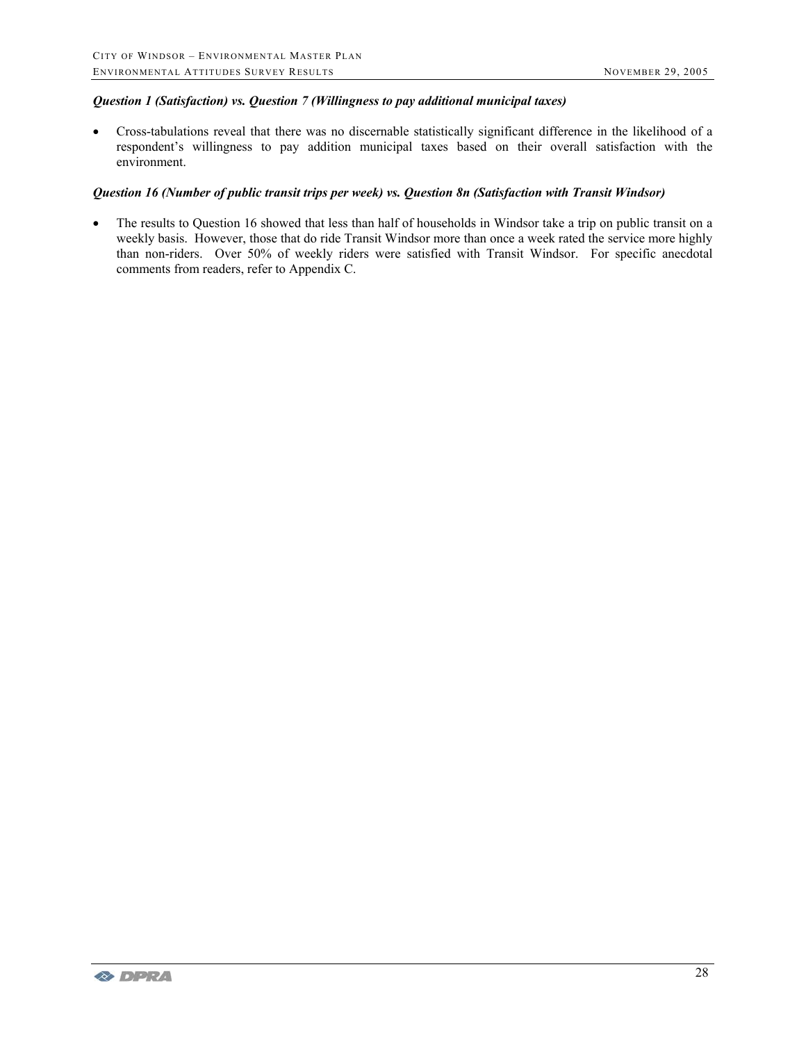***Question 1 (Satisfaction) vs. Question 7 (Willingness to pay additional municipal taxes)***

- Cross-tabulations reveal that there was no discernable statistically significant difference in the likelihood of a respondent's willingness to pay addition municipal taxes based on their overall satisfaction with the environment.

***Question 16 (Number of public transit trips per week) vs. Question 8n (Satisfaction with Transit Windsor)***

- The results to Question 16 showed that less than half of households in Windsor take a trip on public transit on a weekly basis. However, those that do ride Transit Windsor more than once a week rated the service more highly than non-riders. Over 50% of weekly riders were satisfied with Transit Windsor. For specific anecdotal comments from readers, refer to Appendix C.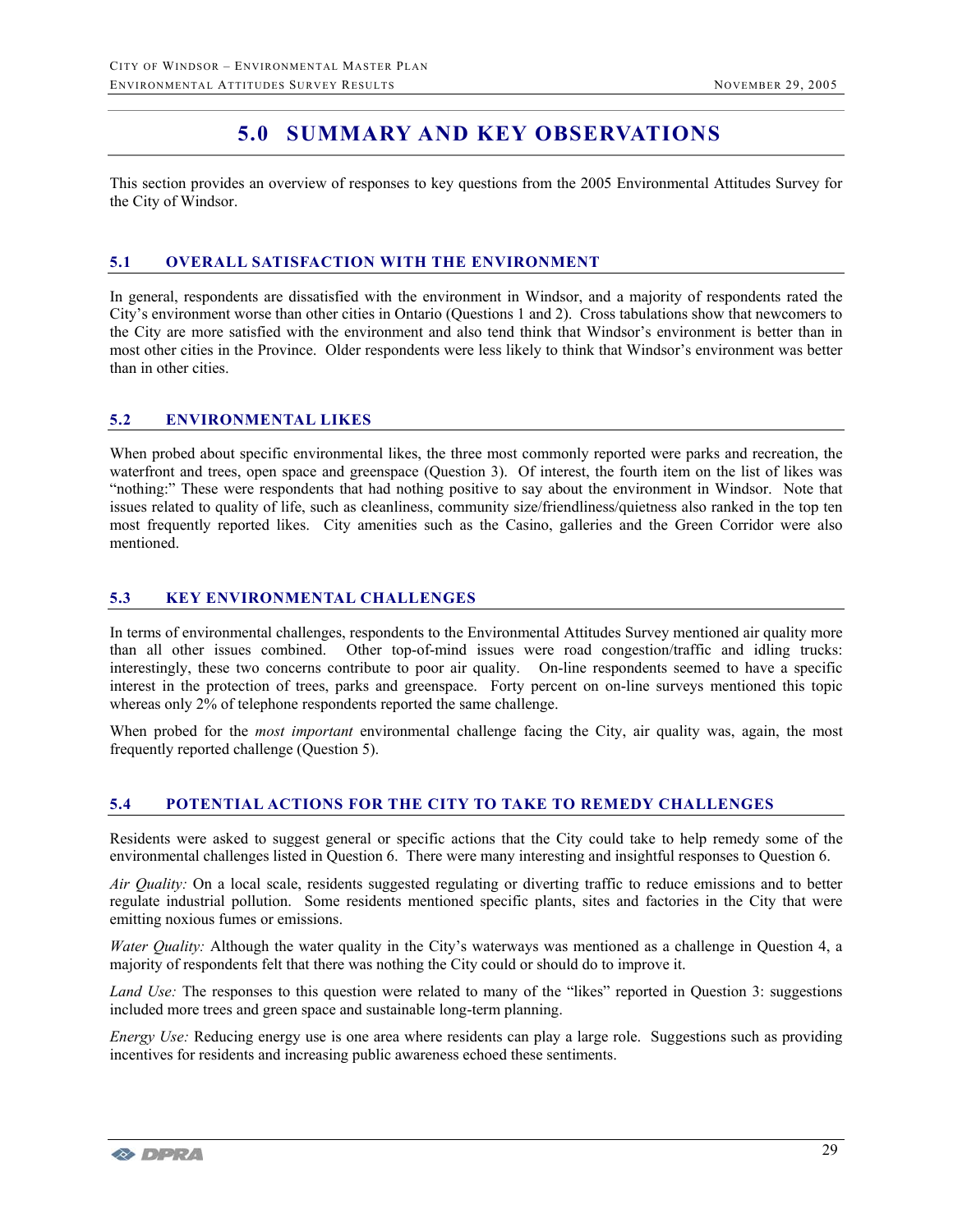# 5.0 SUMMARY AND KEY OBSERVATIONS

This section provides an overview of responses to key questions from the 2005 Environmental Attitudes Survey for the City of Windsor.

## 5.1 OVERALL SATISFACTION WITH THE ENVIRONMENT

In general, respondents are dissatisfied with the environment in Windsor, and a majority of respondents rated the City's environment worse than other cities in Ontario (Questions 1 and 2). Cross tabulations show that newcomers to the City are more satisfied with the environment and also tend think that Windsor's environment is better than in most other cities in the Province. Older respondents were less likely to think that Windsor's environment was better than in other cities.

## 5.2 ENVIRONMENTAL LIKES

When probed about specific environmental likes, the three most commonly reported were parks and recreation, the waterfront and trees, open space and greenspace (Question 3). Of interest, the fourth item on the list of likes was "nothing:" These were respondents that had nothing positive to say about the environment in Windsor. Note that issues related to quality of life, such as cleanliness, community size/friendliness/quietness also ranked in the top ten most frequently reported likes. City amenities such as the Casino, galleries and the Green Corridor were also mentioned.

## 5.3 KEY ENVIRONMENTAL CHALLENGES

In terms of environmental challenges, respondents to the Environmental Attitudes Survey mentioned air quality more than all other issues combined. Other top-of-mind issues were road congestion/traffic and idling trucks: interestingly, these two concerns contribute to poor air quality. On-line respondents seemed to have a specific interest in the protection of trees, parks and greenspace. Forty percent on on-line surveys mentioned this topic whereas only 2% of telephone respondents reported the same challenge.

When probed for the *most important* environmental challenge facing the City, air quality was, again, the most frequently reported challenge (Question 5).

## 5.4 POTENTIAL ACTIONS FOR THE CITY TO TAKE TO REMEDY CHALLENGES

Residents were asked to suggest general or specific actions that the City could take to help remedy some of the environmental challenges listed in Question 6. There were many interesting and insightful responses to Question 6.

*Air Quality:* On a local scale, residents suggested regulating or diverting traffic to reduce emissions and to better regulate industrial pollution. Some residents mentioned specific plants, sites and factories in the City that were emitting noxious fumes or emissions.

*Water Quality:* Although the water quality in the City's waterways was mentioned as a challenge in Question 4, a majority of respondents felt that there was nothing the City could or should do to improve it.

*Land Use:* The responses to this question were related to many of the "likes" reported in Question 3: suggestions included more trees and green space and sustainable long-term planning.

*Energy Use:* Reducing energy use is one area where residents can play a large role. Suggestions such as providing incentives for residents and increasing public awareness echoed these sentiments.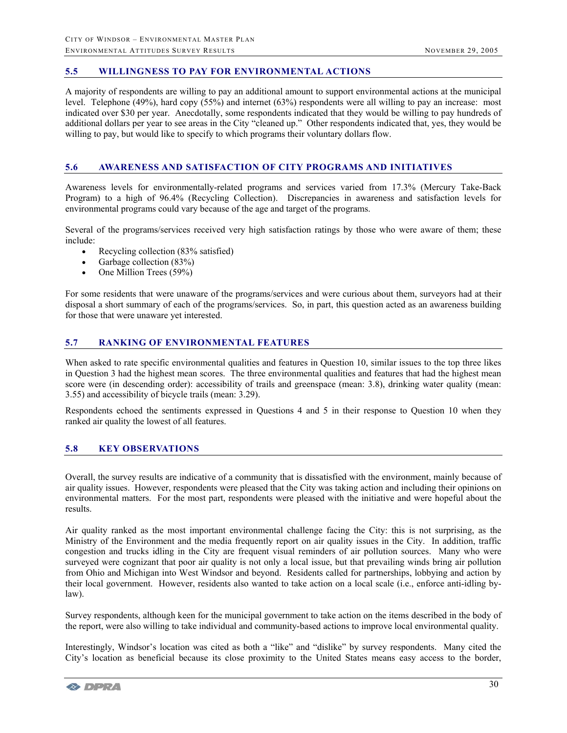## 5.5 WILLINGNESS TO PAY FOR ENVIRONMENTAL ACTIONS

A majority of respondents are willing to pay an additional amount to support environmental actions at the municipal level. Telephone (49%), hard copy (55%) and internet (63%) respondents were all willing to pay an increase: most indicated over $30 per year. Anecdotally, some respondents indicated that they would be willing to pay hundreds of additional dollars per year to see areas in the City "cleaned up." Other respondents indicated that, yes, they would be willing to pay, but would like to specify to which programs their voluntary dollars flow.

## 5.6 AWARENESS AND SATISFACTION OF CITY PROGRAMS AND INITIATIVES

Awareness levels for environmentally-related programs and services varied from 17.3% (Mercury Take-Back Program) to a high of 96.4% (Recycling Collection). Discrepancies in awareness and satisfaction levels for environmental programs could vary because of the age and target of the programs.

Several of the programs/services received very high satisfaction ratings by those who were aware of them; these include:

- Recycling collection (83% satisfied)
- Garbage collection (83%)
- One Million Trees (59%)

For some residents that were unaware of the programs/services and were curious about them, surveyors had at their disposal a short summary of each of the programs/services. So, in part, this question acted as an awareness building for those that were unaware yet interested.

## 5.7 RANKING OF ENVIRONMENTAL FEATURES

When asked to rate specific environmental qualities and features in Question 10, similar issues to the top three likes in Question 3 had the highest mean scores. The three environmental qualities and features that had the highest mean score were (in descending order): accessibility of trails and greenspace (mean: 3.8), drinking water quality (mean: 3.55) and accessibility of bicycle trails (mean: 3.29).

Respondents echoed the sentiments expressed in Questions 4 and 5 in their response to Question 10 when they ranked air quality the lowest of all features.

## 5.8 KEY OBSERVATIONS

Overall, the survey results are indicative of a community that is dissatisfied with the environment, mainly because of air quality issues. However, respondents were pleased that the City was taking action and including their opinions on environmental matters. For the most part, respondents were pleased with the initiative and were hopeful about the results.

Air quality ranked as the most important environmental challenge facing the City: this is not surprising, as the Ministry of the Environment and the media frequently report on air quality issues in the City. In addition, traffic congestion and trucks idling in the City are frequent visual reminders of air pollution sources. Many who were surveyed were cognizant that poor air quality is not only a local issue, but that prevailing winds bring air pollution from Ohio and Michigan into West Windsor and beyond. Residents called for partnerships, lobbying and action by their local government. However, residents also wanted to take action on a local scale (i.e., enforce anti-idling by-law).

Survey respondents, although keen for the municipal government to take action on the items described in the body of the report, were also willing to take individual and community-based actions to improve local environmental quality.

Interestingly, Windsor's location was cited as both a "like" and "dislike" by survey respondents. Many cited the City's location as beneficial because its close proximity to the United States means easy access to the border,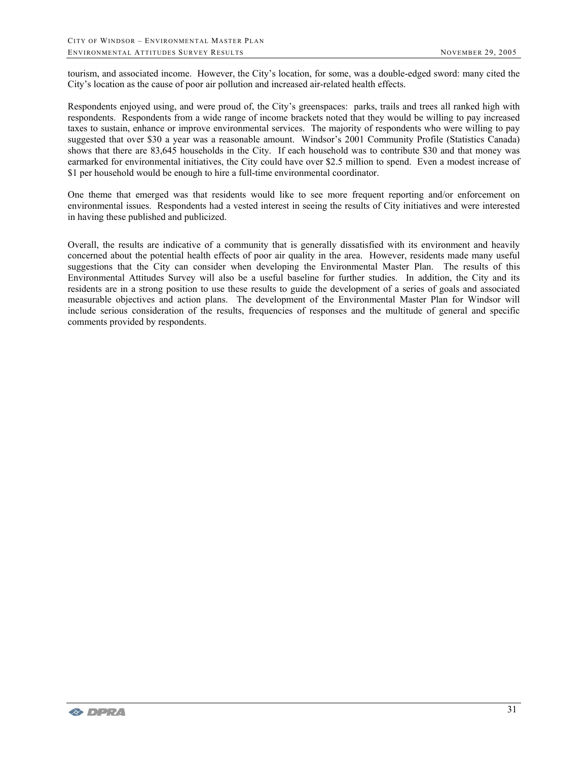tourism, and associated income. However, the City's location, for some, was a double-edged sword: many cited the City's location as the cause of poor air pollution and increased air-related health effects.

Respondents enjoyed using, and were proud of, the City's greenspaces: parks, trails and trees all ranked high with respondents. Respondents from a wide range of income brackets noted that they would be willing to pay increased taxes to sustain, enhance or improve environmental services. The majority of respondents who were willing to pay suggested that over $30 a year was a reasonable amount. Windsor's 2001 Community Profile (Statistics Canada) shows that there are 83,645 households in the City. If each household was to contribute $30 and that money was earmarked for environmental initiatives, the City could have over $2.5 million to spend. Even a modest increase of $1 per household would be enough to hire a full-time environmental coordinator.

One theme that emerged was that residents would like to see more frequent reporting and/or enforcement on environmental issues. Respondents had a vested interest in seeing the results of City initiatives and were interested in having these published and publicized.

Overall, the results are indicative of a community that is generally dissatisfied with its environment and heavily concerned about the potential health effects of poor air quality in the area. However, residents made many useful suggestions that the City can consider when developing the Environmental Master Plan. The results of this Environmental Attitudes Survey will also be a useful baseline for further studies. In addition, the City and its residents are in a strong position to use these results to guide the development of a series of goals and associated measurable objectives and action plans. The development of the Environmental Master Plan for Windsor will include serious consideration of the results, frequencies of responses and the multitude of general and specific comments provided by respondents.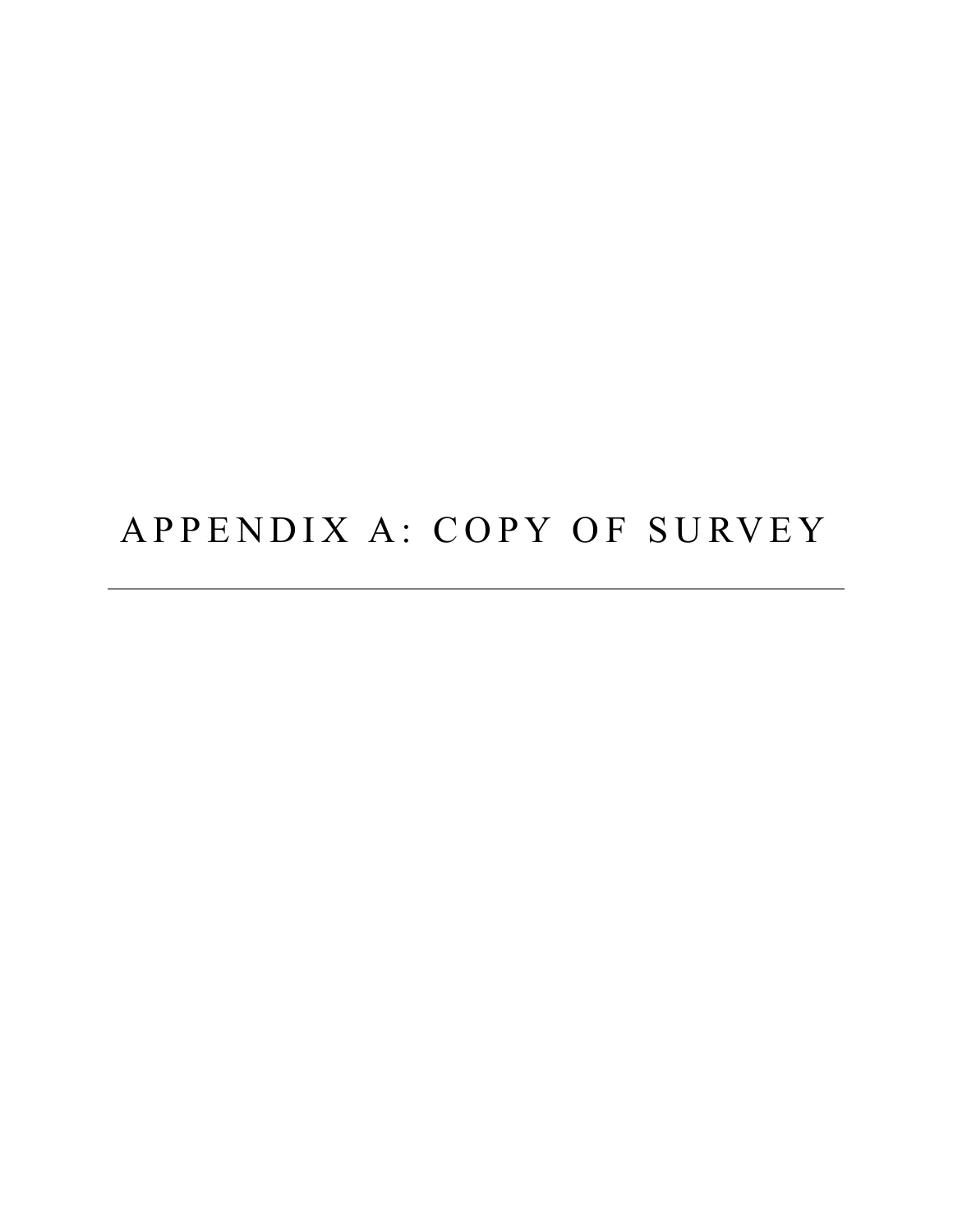# APPENDIX A: COPY OF SURVEY

---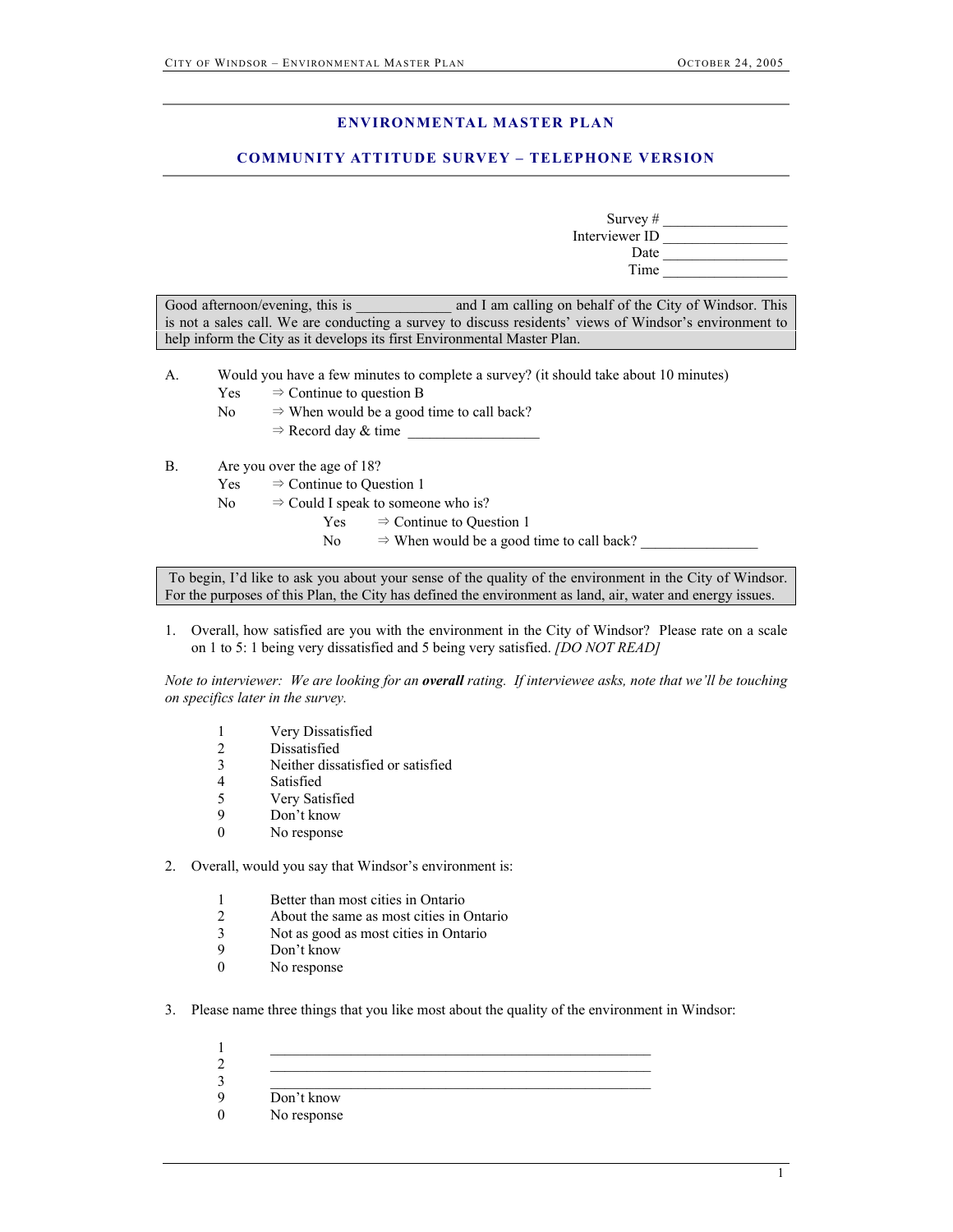## ENVIRONMENTAL MASTER PLAN

## COMMUNITY ATTITUDE SURVEY – TELEPHONE VERSION

Survey # \_\_\_\_\_\_\_\_\_\_\_\_\_\_\_\_
Interviewer ID \_\_\_\_\_\_\_\_\_\_\_\_\_\_\_\_
Date \_\_\_\_\_\_\_\_\_\_\_\_\_\_\_\_
Time \_\_\_\_\_\_\_\_\_\_\_\_\_\_\_\_

Good afternoon/evening, this is \_\_\_\_\_\_\_\_\_\_\_\_ and I am calling on behalf of the City of Windsor. This is not a sales call. We are conducting a survey to discuss residents' views of Windsor's environment to help inform the City as it develops its first Environmental Master Plan.

A. Would you have a few minutes to complete a survey? (it should take about 10 minutes)

- Yes ⇒ Continue to question B
- No ⇒ When would be a good time to call back?
  ⇒ Record day & time \_\_\_\_\_\_\_\_\_\_\_\_\_\_\_\_\_\_

B. Are you over the age of 18?

- Yes ⇒ Continue to Question 1
- No ⇒ Could I speak to someone who is?
  - Yes ⇒ Continue to Question 1
  - No ⇒ When would be a good time to call back? \_\_\_\_\_\_\_\_\_\_\_\_\_\_\_\_

To begin, I'd like to ask you about your sense of the quality of the environment in the City of Windsor. For the purposes of this Plan, the City has defined the environment as land, air, water and energy issues.

1. Overall, how satisfied are you with the environment in the City of Windsor? Please rate on a scale on 1 to 5: 1 being very dissatisfied and 5 being very satisfied. *[DO NOT READ]*

*Note to interviewer: We are looking for an **overall** rating. If interviewee asks, note that we'll be touching on specifics later in the survey.*

- 1 Very Dissatisfied
- 2 Dissatisfied
- 3 Neither dissatisfied or satisfied
- 4 Satisfied
- 5 Very Satisfied
- 9 Don't know
- 0 No response

2. Overall, would you say that Windsor's environment is:

- 1 Better than most cities in Ontario
- 2 About the same as most cities in Ontario
- 3 Not as good as most cities in Ontario
- 9 Don't know
- 0 No response

3. Please name three things that you like most about the quality of the environment in Windsor:

- 1 \_\_\_\_\_\_\_\_\_\_\_\_\_\_\_\_\_\_\_\_\_\_\_\_\_\_\_\_\_\_\_\_\_\_\_\_\_\_\_\_\_\_\_\_\_\_\_\_
- 2 \_\_\_\_\_\_\_\_\_\_\_\_\_\_\_\_\_\_\_\_\_\_\_\_\_\_\_\_\_\_\_\_\_\_\_\_\_\_\_\_\_\_\_\_\_\_\_\_
- 3 \_\_\_\_\_\_\_\_\_\_\_\_\_\_\_\_\_\_\_\_\_\_\_\_\_\_\_\_\_\_\_\_\_\_\_\_\_\_\_\_\_\_\_\_\_\_\_\_
- 9 Don't know
- 0 No response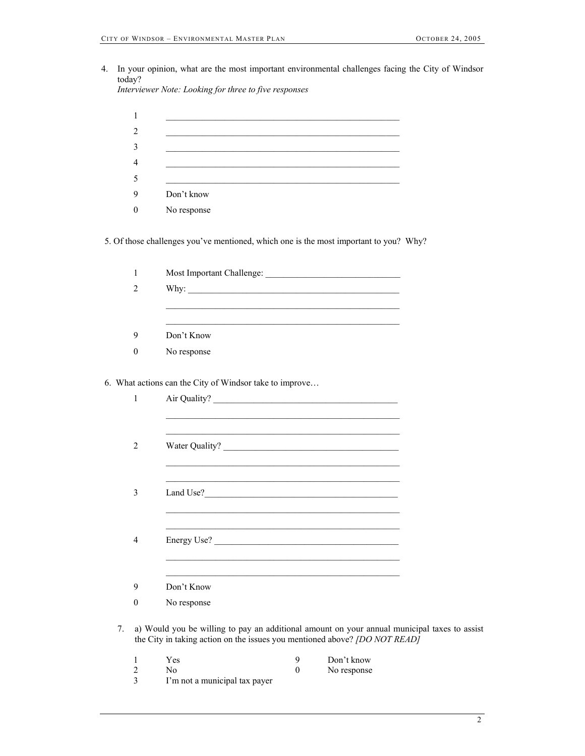4. In your opinion, what are the most important environmental challenges facing the City of Windsor today?
*Interviewer Note: Looking for three to five responses*

1 ________________________________________________
2 ________________________________________________
3 ________________________________________________
4 ________________________________________________
5 ________________________________________________
9 Don't know
0 No response

5. Of those challenges you've mentioned, which one is the most important to you? Why?

1 Most Important Challenge: ______________________________
2 Why: ________________________________________________
________________________________________________
________________________________________________
9 Don't Know
0 No response

6. What actions can the City of Windsor take to improve…

1 Air Quality? __________________________________________
________________________________________________
________________________________________________
2 Water Quality? ________________________________________
________________________________________________
________________________________________________
3 Land Use?____________________________________________
________________________________________________
________________________________________________
4 Energy Use? __________________________________________
________________________________________________
________________________________________________
9 Don't Know
0 No response

7. a) Would you be willing to pay an additional amount on your annual municipal taxes to assist the City in taking action on the issues you mentioned above? *[DO NOT READ]*

1 Yes
2 No
3 I'm not a municipal tax payer
9 Don't know
0 No response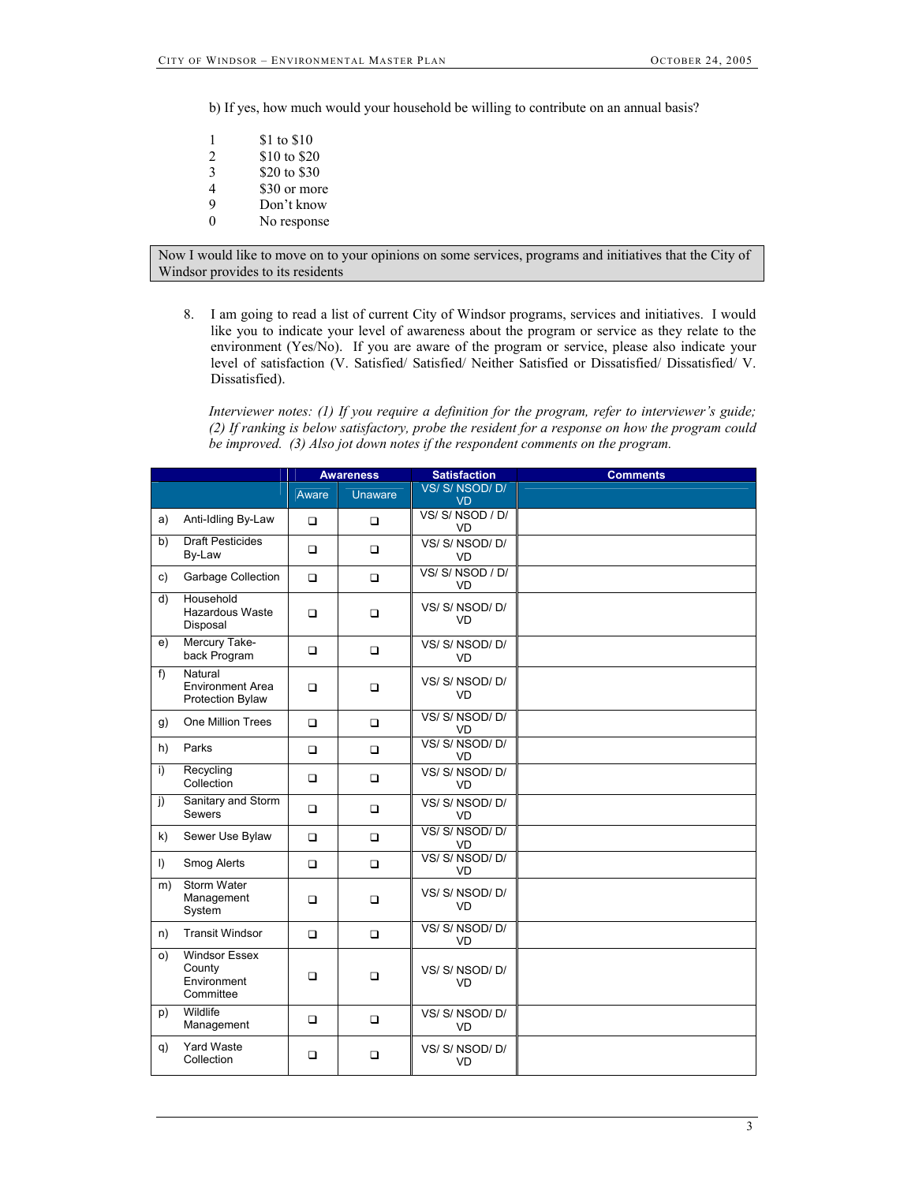b) If yes, how much would your household be willing to contribute on an annual basis?

1 $1 to $10
2 $10 to $20
3 $20 to $30
4 $30 or more
9 Don't know
0 No response

Now I would like to move on to your opinions on some services, programs and initiatives that the City of Windsor provides to its residents

8. I am going to read a list of current City of Windsor programs, services and initiatives. I would like you to indicate your level of awareness about the program or service as they relate to the environment (Yes/No). If you are aware of the program or service, please also indicate your level of satisfaction (V. Satisfied/ Satisfied/ Neither Satisfied or Dissatisfied/ Dissatisfied/ V. Dissatisfied).

*Interviewer notes: (1) If you require a definition for the program, refer to interviewer's guide; (2) If ranking is below satisfactory, probe the resident for a response on how the program could be improved. (3) Also jot down notes if the respondent comments on the program.*

| | | Awareness | | Satisfaction | Comments |
|---|---|---|---|---|---|
| | | Aware | Unaware | VS/ S/ NSOD/ D/ VD | |
| a) | Anti-Idling By-Law | ❑ | ❑ | VS/ S/ NSOD / D/ VD | |
| b) | Draft Pesticides By-Law | ❑ | ❑ | VS/ S/ NSOD/ D/ VD | |
| c) | Garbage Collection | ❑ | ❑ | VS/ S/ NSOD / D/ VD | |
| d) | Household Hazardous Waste Disposal | ❑ | ❑ | VS/ S/ NSOD/ D/ VD | |
| e) | Mercury Take-back Program | ❑ | ❑ | VS/ S/ NSOD/ D/ VD | |
| f) | Natural Environment Area Protection Bylaw | ❑ | ❑ | VS/ S/ NSOD/ D/ VD | |
| g) | One Million Trees | ❑ | ❑ | VS/ S/ NSOD/ D/ VD | |
| h) | Parks | ❑ | ❑ | VS/ S/ NSOD/ D/ VD | |
| i) | Recycling Collection | ❑ | ❑ | VS/ S/ NSOD/ D/ VD | |
| j) | Sanitary and Storm Sewers | ❑ | ❑ | VS/ S/ NSOD/ D/ VD | |
| k) | Sewer Use Bylaw | ❑ | ❑ | VS/ S/ NSOD/ D/ VD | |
| l) | Smog Alerts | ❑ | ❑ | VS/ S/ NSOD/ D/ VD | |
| m) | Storm Water Management System | ❑ | ❑ | VS/ S/ NSOD/ D/ VD | |
| n) | Transit Windsor | ❑ | ❑ | VS/ S/ NSOD/ D/ VD | |
| o) | Windsor Essex County Environment Committee | ❑ | ❑ | VS/ S/ NSOD/ D/ VD | |
| p) | Wildlife Management | ❑ | ❑ | VS/ S/ NSOD/ D/ VD | |
| q) | Yard Waste Collection | ❑ | ❑ | VS/ S/ NSOD/ D/ VD | |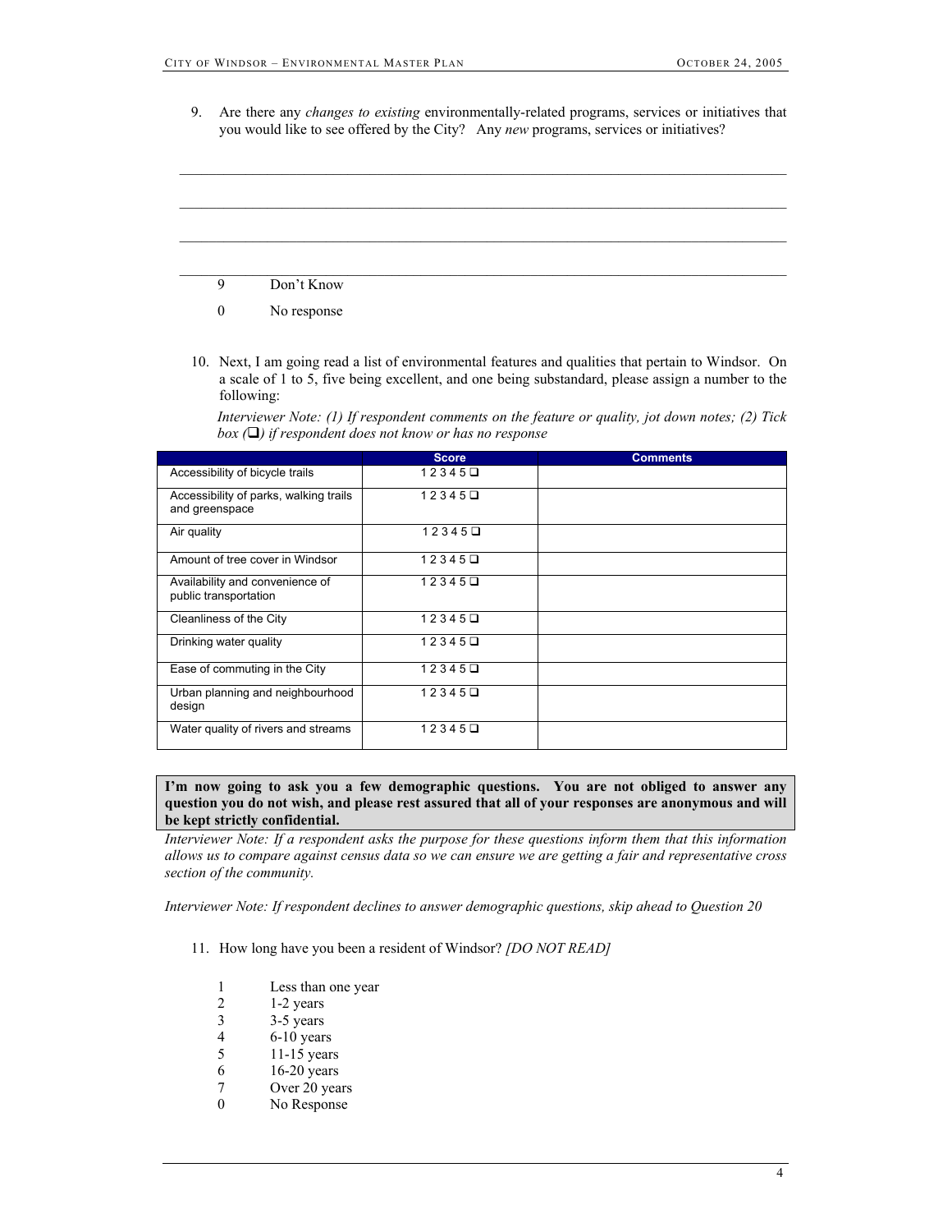9. Are there any *changes to existing* environmentally-related programs, services or initiatives that you would like to see offered by the City? Any *new* programs, services or initiatives?

\_\_\_\_\_\_\_\_\_\_\_\_\_\_\_\_\_\_\_\_\_\_\_\_\_\_\_\_\_\_\_\_\_\_\_\_\_\_\_\_\_\_\_\_\_\_\_\_\_\_\_\_\_\_\_\_\_\_\_\_\_\_\_\_\_\_\_\_\_\_\_\_

\_\_\_\_\_\_\_\_\_\_\_\_\_\_\_\_\_\_\_\_\_\_\_\_\_\_\_\_\_\_\_\_\_\_\_\_\_\_\_\_\_\_\_\_\_\_\_\_\_\_\_\_\_\_\_\_\_\_\_\_\_\_\_\_\_\_\_\_\_\_\_\_

\_\_\_\_\_\_\_\_\_\_\_\_\_\_\_\_\_\_\_\_\_\_\_\_\_\_\_\_\_\_\_\_\_\_\_\_\_\_\_\_\_\_\_\_\_\_\_\_\_\_\_\_\_\_\_\_\_\_\_\_\_\_\_\_\_\_\_\_\_\_\_\_

\_\_\_\_\_\_\_\_\_\_\_\_\_\_\_\_\_\_\_\_\_\_\_\_\_\_\_\_\_\_\_\_\_\_\_\_\_\_\_\_\_\_\_\_\_\_\_\_\_\_\_\_\_\_\_\_\_\_\_\_\_\_\_\_\_\_\_\_\_\_\_\_

9 Don't Know

0 No response

10. Next, I am going read a list of environmental features and qualities that pertain to Windsor. On a scale of 1 to 5, five being excellent, and one being substandard, please assign a number to the following:

*Interviewer Note: (1) If respondent comments on the feature or quality, jot down notes; (2) Tick box (❑) if respondent does not know or has no response*

| | Score | Comments |
|---|---|---|
| Accessibility of bicycle trails | 1 2 3 4 5 ❑ | |
| Accessibility of parks, walking trails and greenspace | 1 2 3 4 5 ❑ | |
| Air quality | 1 2 3 4 5 ❑ | |
| Amount of tree cover in Windsor | 1 2 3 4 5 ❑ | |
| Availability and convenience of public transportation | 1 2 3 4 5 ❑ | |
| Cleanliness of the City | 1 2 3 4 5 ❑ | |
| Drinking water quality | 1 2 3 4 5 ❑ | |
| Ease of commuting in the City | 1 2 3 4 5 ❑ | |
| Urban planning and neighbourhood design | 1 2 3 4 5 ❑ | |
| Water quality of rivers and streams | 1 2 3 4 5 ❑ | |

**I'm now going to ask you a few demographic questions. You are not obliged to answer any question you do not wish, and please rest assured that all of your responses are anonymous and will be kept strictly confidential.**

*Interviewer Note: If a respondent asks the purpose for these questions inform them that this information allows us to compare against census data so we can ensure we are getting a fair and representative cross section of the community.*

*Interviewer Note: If respondent declines to answer demographic questions, skip ahead to Question 20*

11. How long have you been a resident of Windsor? *[DO NOT READ]*

1 Less than one year
2 1-2 years
3 3-5 years
4 6-10 years
5 11-15 years
6 16-20 years
7 Over 20 years
0 No Response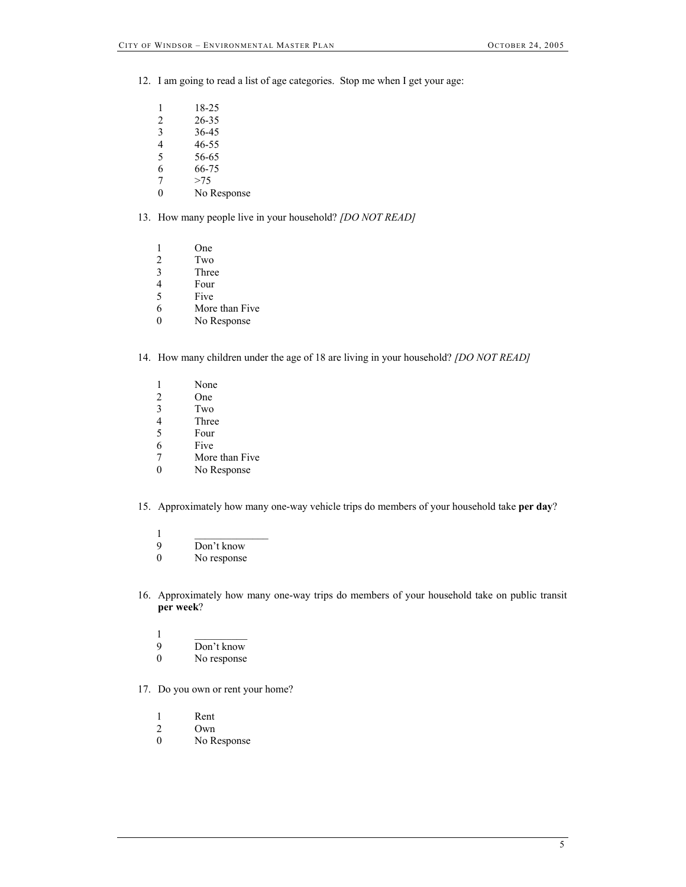12. I am going to read a list of age categories. Stop me when I get your age:

    1 18-25
    2 26-35
    3 36-45
    4 46-55
    5 56-65
    6 66-75
    7 >75
    0 No Response

13. How many people live in your household? *[DO NOT READ]*

    1 One
    2 Two
    3 Three
    4 Four
    5 Five
    6 More than Five
    0 No Response

14. How many children under the age of 18 are living in your household? *[DO NOT READ]*

    1 None
    2 One
    3 Two
    4 Three
    5 Four
    6 Five
    7 More than Five
    0 No Response

15. Approximately how many one-way vehicle trips do members of your household take **per day**?

    1 ______________
    9 Don't know
    0 No response

16. Approximately how many one-way trips do members of your household take on public transit **per week**?

    1 __________
    9 Don't know
    0 No response

17. Do you own or rent your home?

    1 Rent
    2 Own
    0 No Response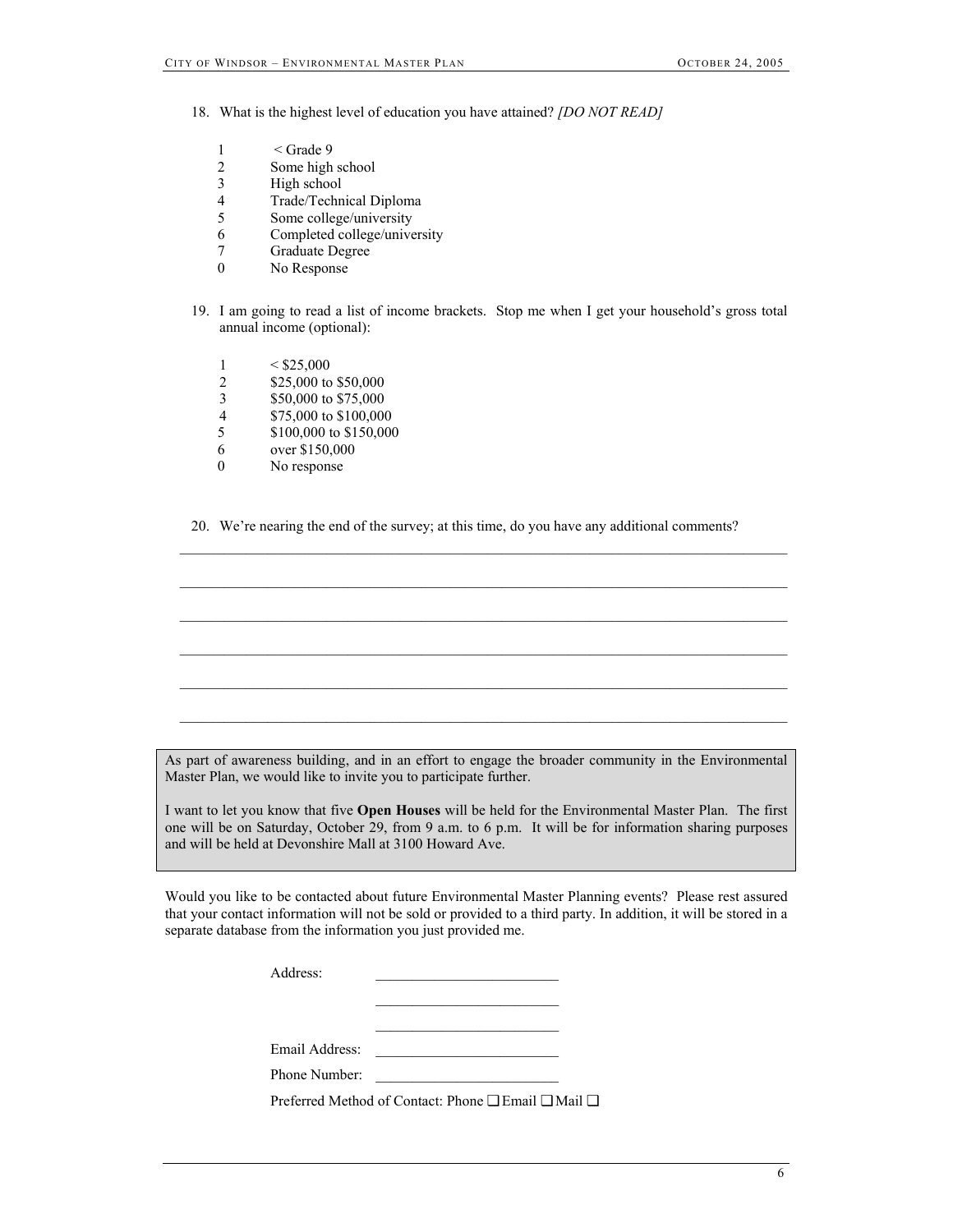18. What is the highest level of education you have attained? *[DO NOT READ]*

| | |
|---|---|
| 1 | < Grade 9 |
| 2 | Some high school |
| 3 | High school |
| 4 | Trade/Technical Diploma |
| 5 | Some college/university |
| 6 | Completed college/university |
| 7 | Graduate Degree |
| 0 | No Response |

19. I am going to read a list of income brackets. Stop me when I get your household's gross total annual income (optional):

| | |
|---|---|
| 1 | < $25,000 |
| 2 | $25,000 to $50,000 |
| 3 | $50,000 to $75,000 |
| 4 | $75,000 to $100,000 |
| 5 | $100,000 to $150,000 |
| 6 | over $150,000 |
| 0 | No response |

20. We're nearing the end of the survey; at this time, do you have any additional comments?

______________________________________________________________________________

______________________________________________________________________________

______________________________________________________________________________

______________________________________________________________________________

______________________________________________________________________________

______________________________________________________________________________

> As part of awareness building, and in an effort to engage the broader community in the Environmental Master Plan, we would like to invite you to participate further.
>
> I want to let you know that five **Open Houses** will be held for the Environmental Master Plan. The first one will be on Saturday, October 29, from 9 a.m. to 6 p.m. It will be for information sharing purposes and will be held at Devonshire Mall at 3100 Howard Ave.

Would you like to be contacted about future Environmental Master Planning events? Please rest assured that your contact information will not be sold or provided to a third party. In addition, it will be stored in a separate database from the information you just provided me.

Address: _________________________

_________________________

_________________________

Email Address: _________________________

Phone Number: _________________________

Preferred Method of Contact: Phone ❑ Email ❑ Mail ❑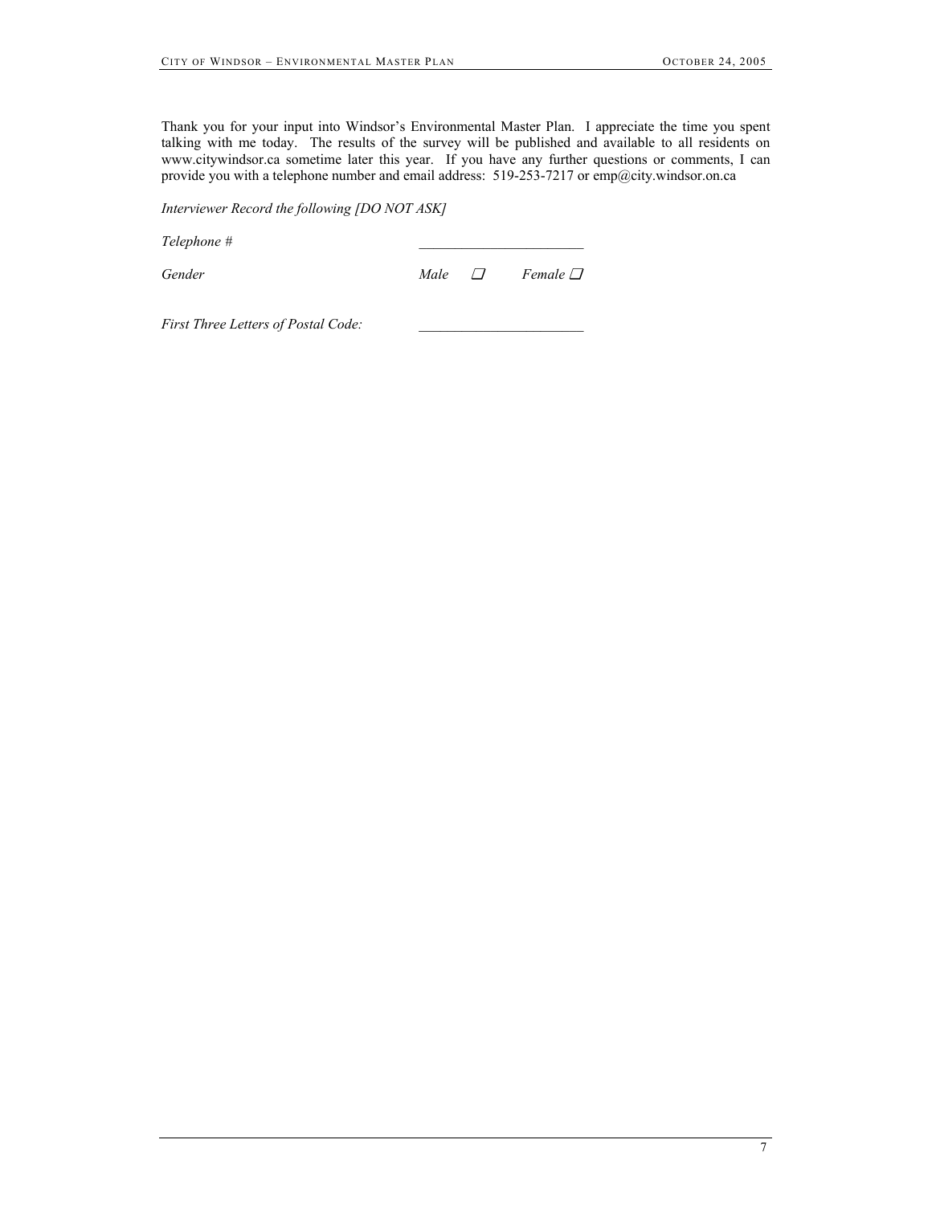Thank you for your input into Windsor's Environmental Master Plan. I appreciate the time you spent talking with me today. The results of the survey will be published and available to all residents on www.citywindsor.ca sometime later this year. If you have any further questions or comments, I can provide you with a telephone number and email address: 519-253-7217 or emp@city.windsor.on.ca

*Interviewer Record the following [DO NOT ASK]*

*Telephone #* _______________________

*Gender* *Male* ❑ *Female* ❑

*First Three Letters of Postal Code:* _______________________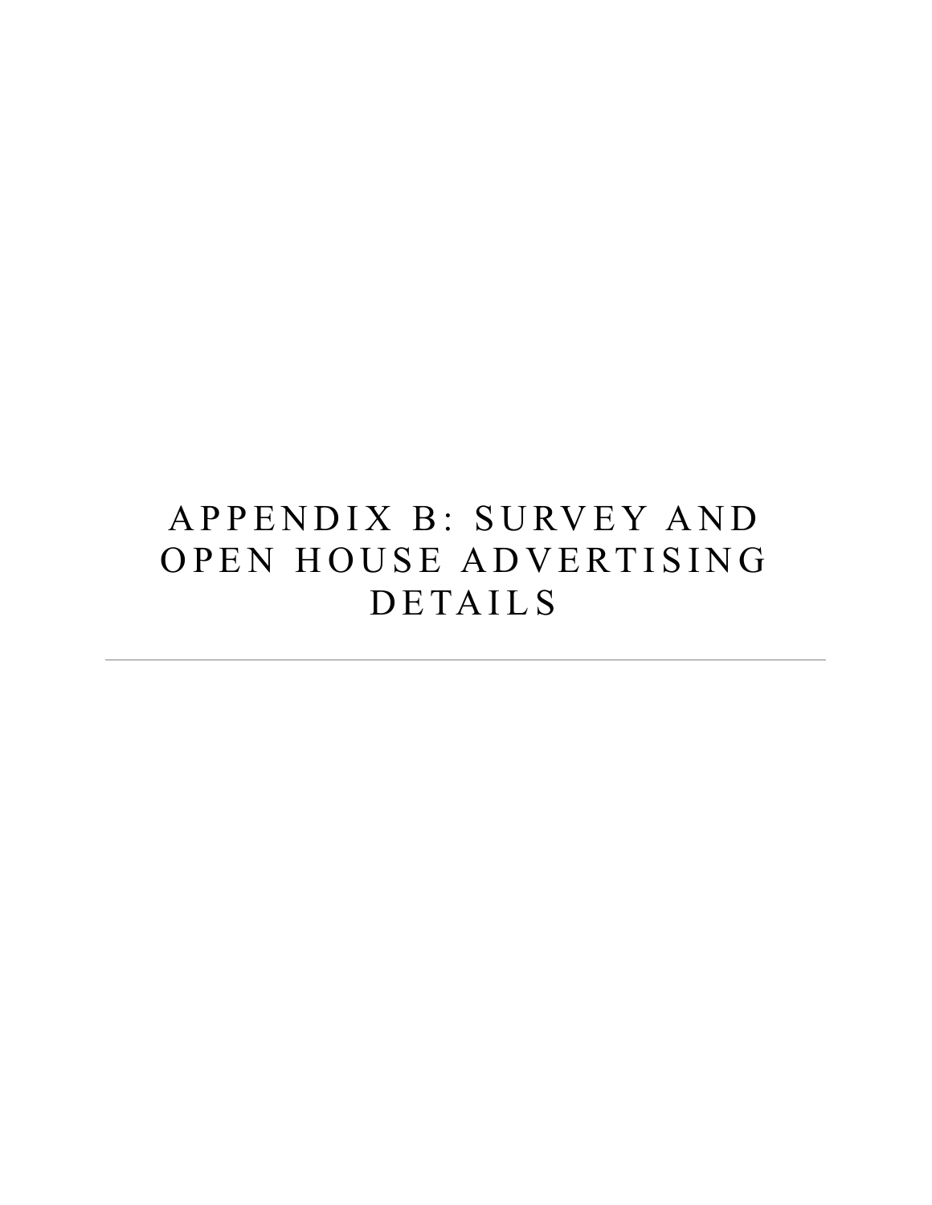# APPENDIX B: SURVEY AND OPEN HOUSE ADVERTISING DETAILS

---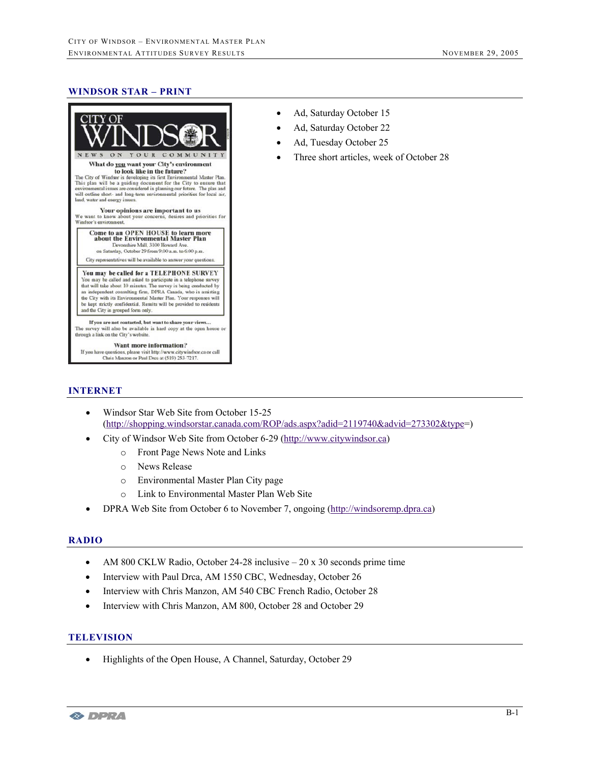## WINDSOR STAR – PRINT

CITY OF WINDSOR

NEWS ON YOUR COMMUNITY

**What do you want your City's environment to look like in the future?**

The City of Windsor is developing its first Environmental Master Plan. This plan will be a guiding document for the City to ensure that environmental issues are considered in planning our future. The plan and will outline short- and long-term environmental priorities for local air, land, water and energy issues.

**Your opinions are important to us**

We want to know about your concerns, desires and priorities for Windsor's environment.

**Come to an OPEN HOUSE to learn more about the Environmental Master Plan**

Devonshire Mall, 3100 Howard Ave.
on Saturday, October 29 from 9:00 a.m. to 6:00 p.m.

City representatives will be available to answer your questions.

**You may be called for a TELEPHONE SURVEY**

You may be called and asked to participate in a telephone survey that will take about 10 minutes. The survey is being conducted by an independent consulting firm, DPRA Canada, who is assisting the City with its Environmental Master Plan. Your responses will be kept strictly confidential. Results will be provided to residents and the City in grouped form only.

**If you are not contacted, but want to share your views…**

The survey will also be available in hard copy at the open house or through a link on the City's website.

**Want more information?**

If you have questions, please visit http://www.citywindsor.ca or call Chris Manzon or Paul Drca at (519) 253-7217.

- Ad, Saturday October 15
- Ad, Saturday October 22
- Ad, Tuesday October 25
- Three short articles, week of October 28

## INTERNET

- Windsor Star Web Site from October 15-25 (http://shopping.windsorstar.canada.com/ROP/ads.aspx?adid=2119740&advid=273302&type=)
- City of Windsor Web Site from October 6-29 (http://www.citywindsor.ca)
  - Front Page News Note and Links
  - News Release
  - Environmental Master Plan City page
  - Link to Environmental Master Plan Web Site
- DPRA Web Site from October 6 to November 7, ongoing (http://windsoremp.dpra.ca)

## RADIO

- AM 800 CKLW Radio, October 24-28 inclusive – 20 x 30 seconds prime time
- Interview with Paul Drca, AM 1550 CBC, Wednesday, October 26
- Interview with Chris Manzon, AM 540 CBC French Radio, October 28
- Interview with Chris Manzon, AM 800, October 28 and October 29

## TELEVISION

- Highlights of the Open House, A Channel, Saturday, October 29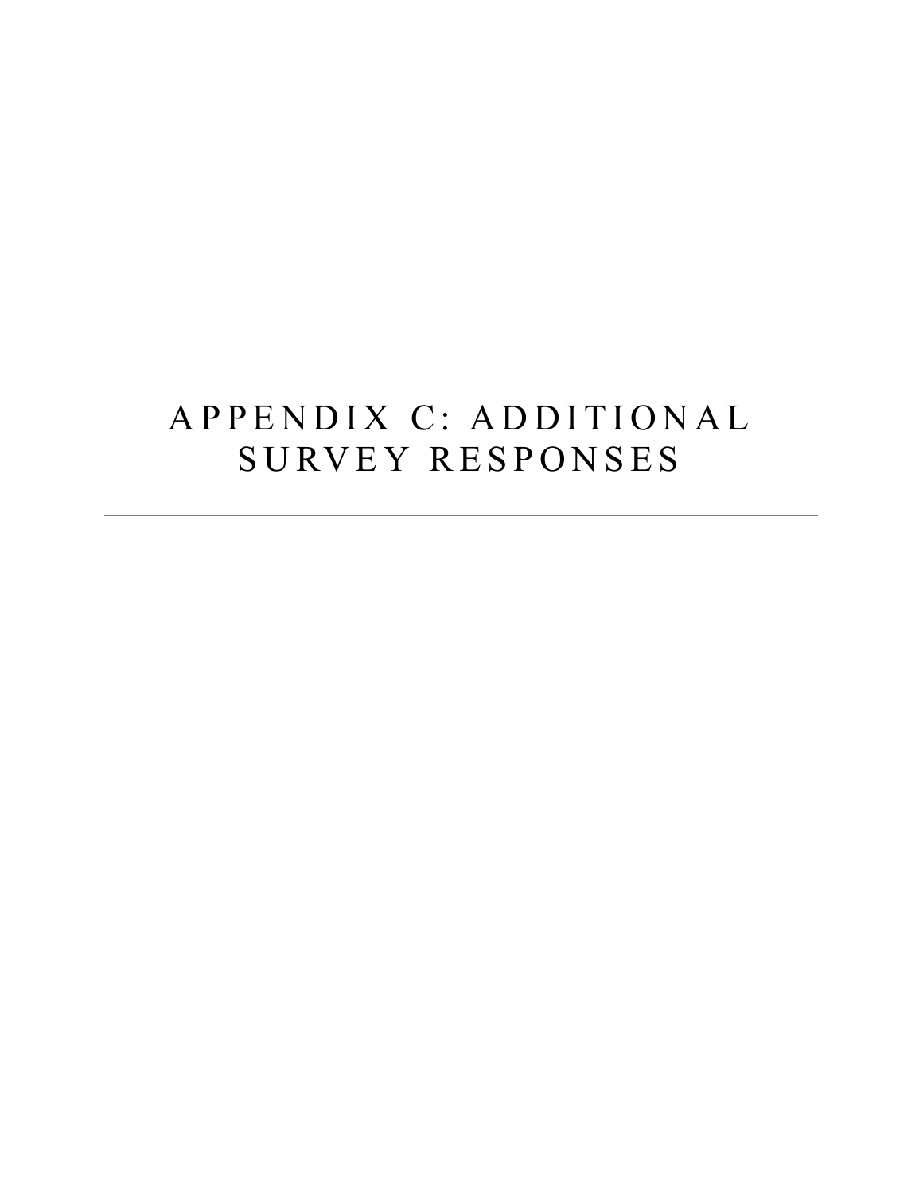# APPENDIX C: ADDITIONAL SURVEY RESPONSES

---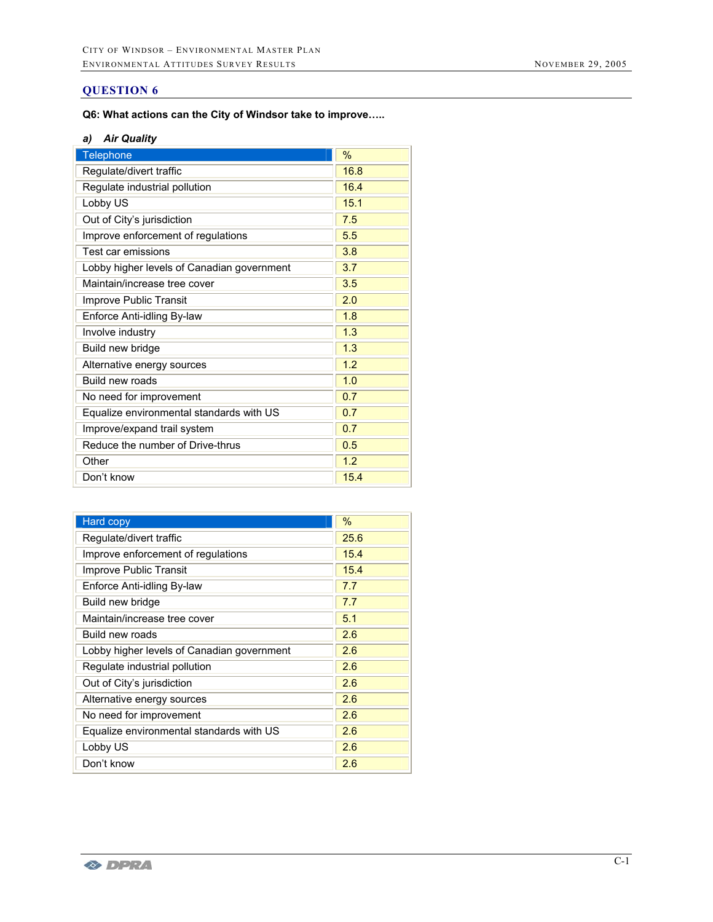## QUESTION 6

**Q6: What actions can the City of Windsor take to improve…..**

***a) Air Quality***

| Telephone | % |
|---|---|
| Regulate/divert traffic | 16.8 |
| Regulate industrial pollution | 16.4 |
| Lobby US | 15.1 |
| Out of City's jurisdiction | 7.5 |
| Improve enforcement of regulations | 5.5 |
| Test car emissions | 3.8 |
| Lobby higher levels of Canadian government | 3.7 |
| Maintain/increase tree cover | 3.5 |
| Improve Public Transit | 2.0 |
| Enforce Anti-idling By-law | 1.8 |
| Involve industry | 1.3 |
| Build new bridge | 1.3 |
| Alternative energy sources | 1.2 |
| Build new roads | 1.0 |
| No need for improvement | 0.7 |
| Equalize environmental standards with US | 0.7 |
| Improve/expand trail system | 0.7 |
| Reduce the number of Drive-thrus | 0.5 |
| Other | 1.2 |
| Don't know | 15.4 |

| Hard copy | % |
|---|---|
| Regulate/divert traffic | 25.6 |
| Improve enforcement of regulations | 15.4 |
| Improve Public Transit | 15.4 |
| Enforce Anti-idling By-law | 7.7 |
| Build new bridge | 7.7 |
| Maintain/increase tree cover | 5.1 |
| Build new roads | 2.6 |
| Lobby higher levels of Canadian government | 2.6 |
| Regulate industrial pollution | 2.6 |
| Out of City's jurisdiction | 2.6 |
| Alternative energy sources | 2.6 |
| No need for improvement | 2.6 |
| Equalize environmental standards with US | 2.6 |
| Lobby US | 2.6 |
| Don't know | 2.6 |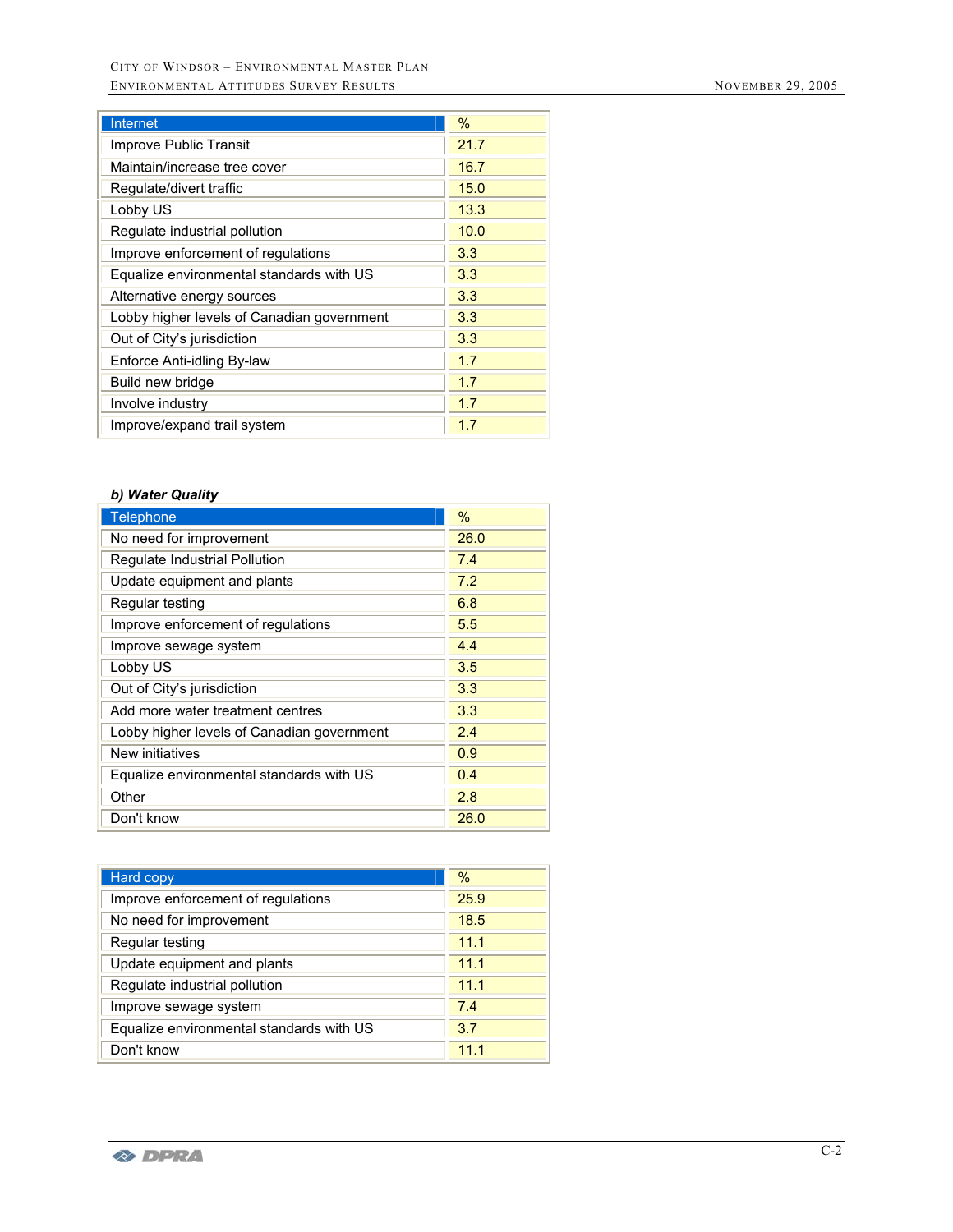| Internet | % |
|---|---|
| Improve Public Transit | 21.7 |
| Maintain/increase tree cover | 16.7 |
| Regulate/divert traffic | 15.0 |
| Lobby US | 13.3 |
| Regulate industrial pollution | 10.0 |
| Improve enforcement of regulations | 3.3 |
| Equalize environmental standards with US | 3.3 |
| Alternative energy sources | 3.3 |
| Lobby higher levels of Canadian government | 3.3 |
| Out of City's jurisdiction | 3.3 |
| Enforce Anti-idling By-law | 1.7 |
| Build new bridge | 1.7 |
| Involve industry | 1.7 |
| Improve/expand trail system | 1.7 |

***b) Water Quality***

| Telephone | % |
|---|---|
| No need for improvement | 26.0 |
| Regulate Industrial Pollution | 7.4 |
| Update equipment and plants | 7.2 |
| Regular testing | 6.8 |
| Improve enforcement of regulations | 5.5 |
| Improve sewage system | 4.4 |
| Lobby US | 3.5 |
| Out of City's jurisdiction | 3.3 |
| Add more water treatment centres | 3.3 |
| Lobby higher levels of Canadian government | 2.4 |
| New initiatives | 0.9 |
| Equalize environmental standards with US | 0.4 |
| Other | 2.8 |
| Don't know | 26.0 |

| Hard copy | % |
|---|---|
| Improve enforcement of regulations | 25.9 |
| No need for improvement | 18.5 |
| Regular testing | 11.1 |
| Update equipment and plants | 11.1 |
| Regulate industrial pollution | 11.1 |
| Improve sewage system | 7.4 |
| Equalize environmental standards with US | 3.7 |
| Don't know | 11.1 |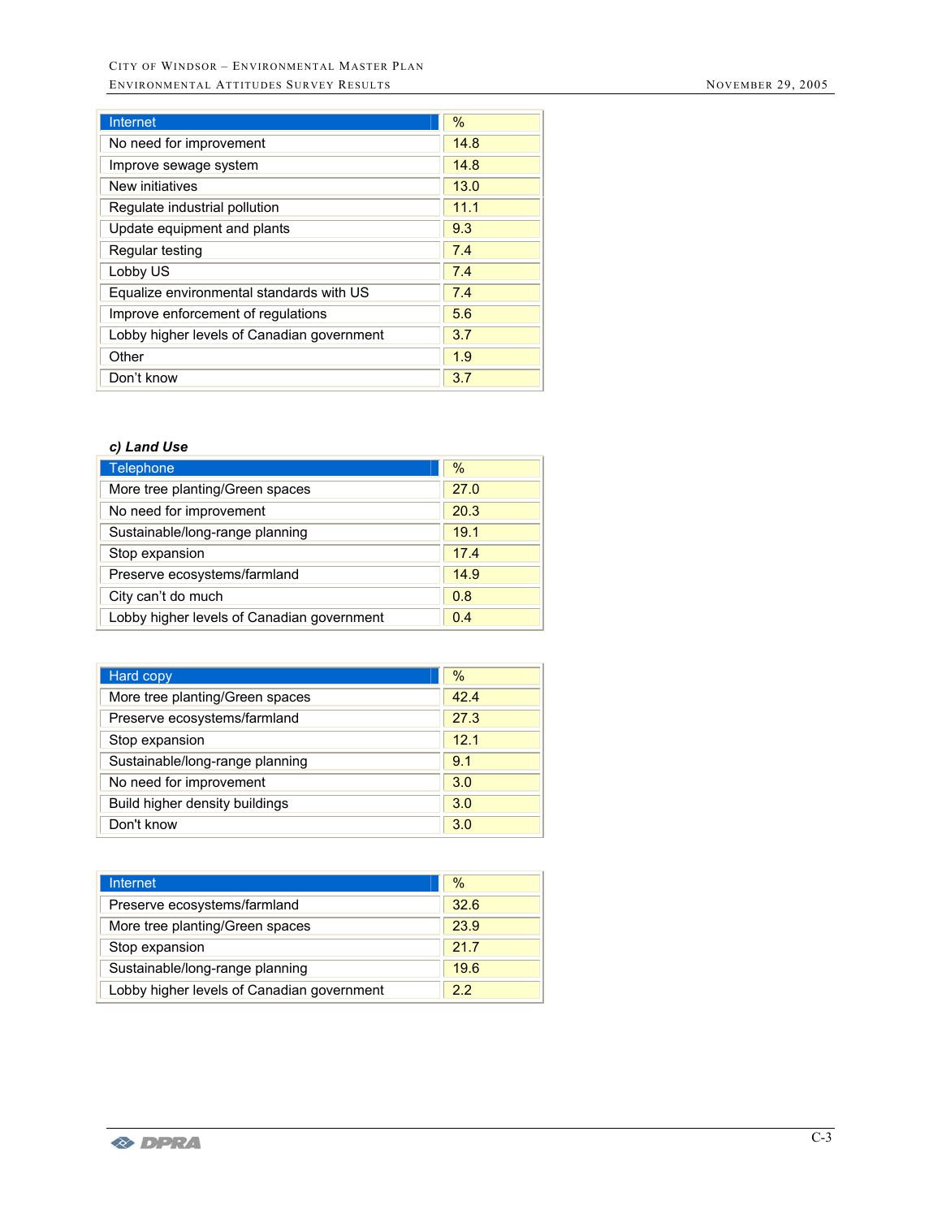| Internet | % |
|---|---|
| No need for improvement | 14.8 |
| Improve sewage system | 14.8 |
| New initiatives | 13.0 |
| Regulate industrial pollution | 11.1 |
| Update equipment and plants | 9.3 |
| Regular testing | 7.4 |
| Lobby US | 7.4 |
| Equalize environmental standards with US | 7.4 |
| Improve enforcement of regulations | 5.6 |
| Lobby higher levels of Canadian government | 3.7 |
| Other | 1.9 |
| Don't know | 3.7 |

***c) Land Use***

| Telephone | % |
|---|---|
| More tree planting/Green spaces | 27.0 |
| No need for improvement | 20.3 |
| Sustainable/long-range planning | 19.1 |
| Stop expansion | 17.4 |
| Preserve ecosystems/farmland | 14.9 |
| City can't do much | 0.8 |
| Lobby higher levels of Canadian government | 0.4 |

| Hard copy | % |
|---|---|
| More tree planting/Green spaces | 42.4 |
| Preserve ecosystems/farmland | 27.3 |
| Stop expansion | 12.1 |
| Sustainable/long-range planning | 9.1 |
| No need for improvement | 3.0 |
| Build higher density buildings | 3.0 |
| Don't know | 3.0 |

| Internet | % |
|---|---|
| Preserve ecosystems/farmland | 32.6 |
| More tree planting/Green spaces | 23.9 |
| Stop expansion | 21.7 |
| Sustainable/long-range planning | 19.6 |
| Lobby higher levels of Canadian government | 2.2 |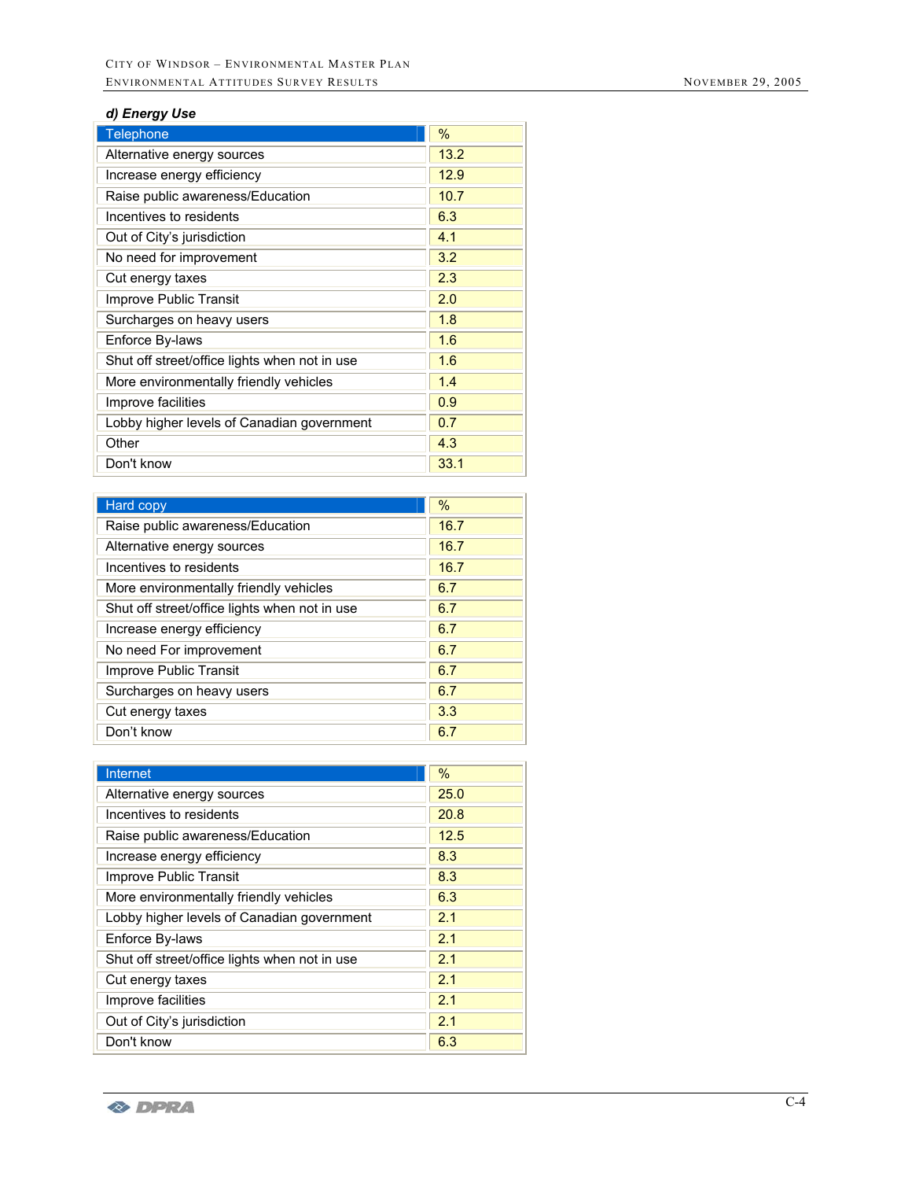### *d) Energy Use*

| Telephone | % |
|---|---|
| Alternative energy sources | 13.2 |
| Increase energy efficiency | 12.9 |
| Raise public awareness/Education | 10.7 |
| Incentives to residents | 6.3 |
| Out of City's jurisdiction | 4.1 |
| No need for improvement | 3.2 |
| Cut energy taxes | 2.3 |
| Improve Public Transit | 2.0 |
| Surcharges on heavy users | 1.8 |
| Enforce By-laws | 1.6 |
| Shut off street/office lights when not in use | 1.6 |
| More environmentally friendly vehicles | 1.4 |
| Improve facilities | 0.9 |
| Lobby higher levels of Canadian government | 0.7 |
| Other | 4.3 |
| Don't know | 33.1 |

| Hard copy | % |
|---|---|
| Raise public awareness/Education | 16.7 |
| Alternative energy sources | 16.7 |
| Incentives to residents | 16.7 |
| More environmentally friendly vehicles | 6.7 |
| Shut off street/office lights when not in use | 6.7 |
| Increase energy efficiency | 6.7 |
| No need For improvement | 6.7 |
| Improve Public Transit | 6.7 |
| Surcharges on heavy users | 6.7 |
| Cut energy taxes | 3.3 |
| Don't know | 6.7 |

| Internet | % |
|---|---|
| Alternative energy sources | 25.0 |
| Incentives to residents | 20.8 |
| Raise public awareness/Education | 12.5 |
| Increase energy efficiency | 8.3 |
| Improve Public Transit | 8.3 |
| More environmentally friendly vehicles | 6.3 |
| Lobby higher levels of Canadian government | 2.1 |
| Enforce By-laws | 2.1 |
| Shut off street/office lights when not in use | 2.1 |
| Cut energy taxes | 2.1 |
| Improve facilities | 2.1 |
| Out of City's jurisdiction | 2.1 |
| Don't know | 6.3 |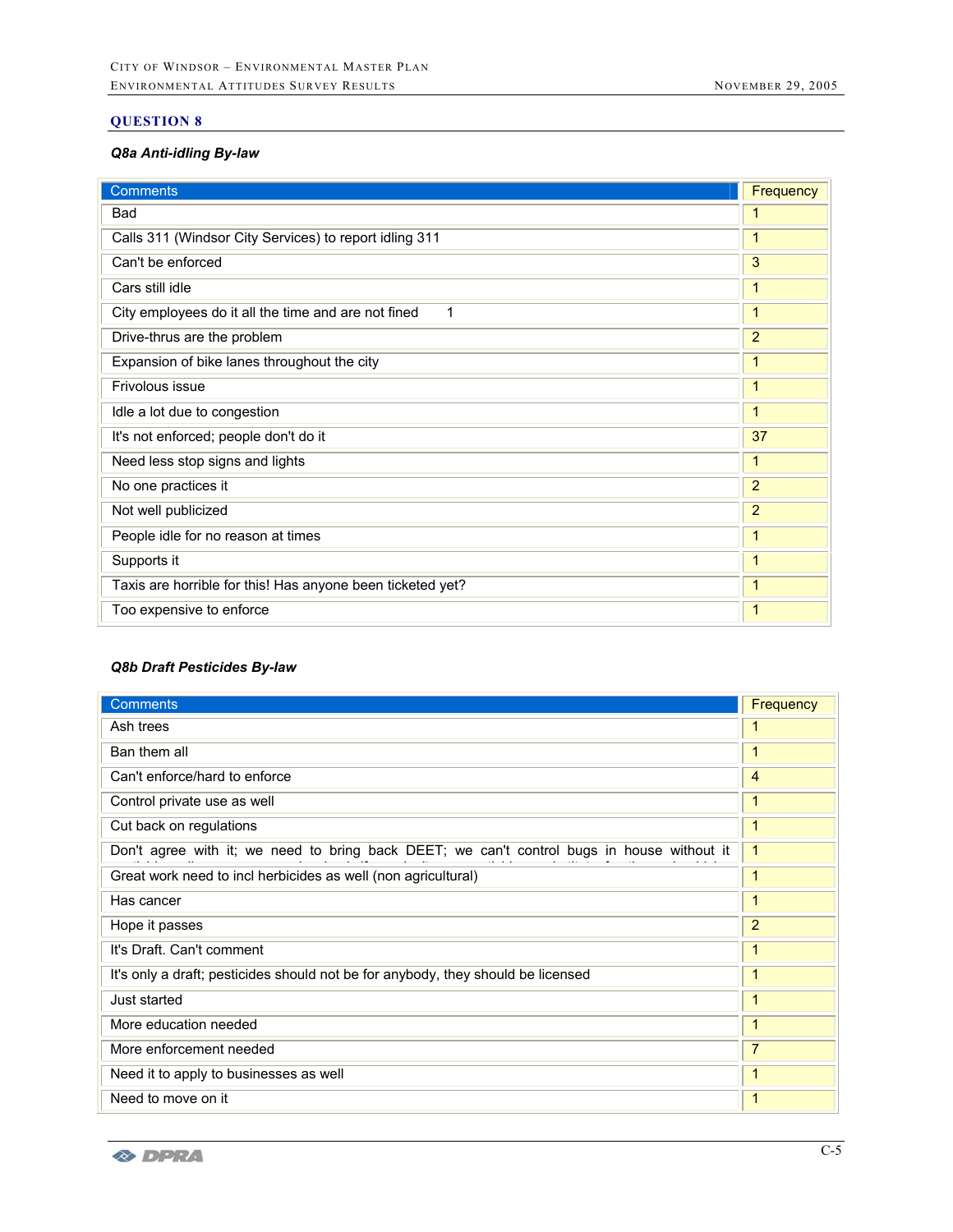## QUESTION 8

### *Q8a Anti-idling By-law*

| Comments | Frequency |
|---|---|
| Bad | 1 |
| Calls 311 (Windsor City Services) to report idling 311 | 1 |
| Can't be enforced | 3 |
| Cars still idle | 1 |
| City employees do it all the time and are not fined 1 | 1 |
| Drive-thrus are the problem | 2 |
| Expansion of bike lanes throughout the city | 1 |
| Frivolous issue | 1 |
| Idle a lot due to congestion | 1 |
| It's not enforced; people don't do it | 37 |
| Need less stop signs and lights | 1 |
| No one practices it | 2 |
| Not well publicized | 2 |
| People idle for no reason at times | 1 |
| Supports it | 1 |
| Taxis are horrible for this! Has anyone been ticketed yet? | 1 |
| Too expensive to enforce | 1 |

### *Q8b Draft Pesticides By-law*

| Comments | Frequency |
|---|---|
| Ash trees | 1 |
| Ban them all | 1 |
| Can't enforce/hard to enforce | 4 |
| Control private use as well | 1 |
| Cut back on regulations | 1 |
| Don't agree with it; we need to bring back DEET; we can't control bugs in house without it | 1 |
| Great work need to incl herbicides as well (non agricultural) | 1 |
| Has cancer | 1 |
| Hope it passes | 2 |
| It's Draft. Can't comment | 1 |
| It's only a draft; pesticides should not be for anybody, they should be licensed | 1 |
| Just started | 1 |
| More education needed | 1 |
| More enforcement needed | 7 |
| Need it to apply to businesses as well | 1 |
| Need to move on it | 1 |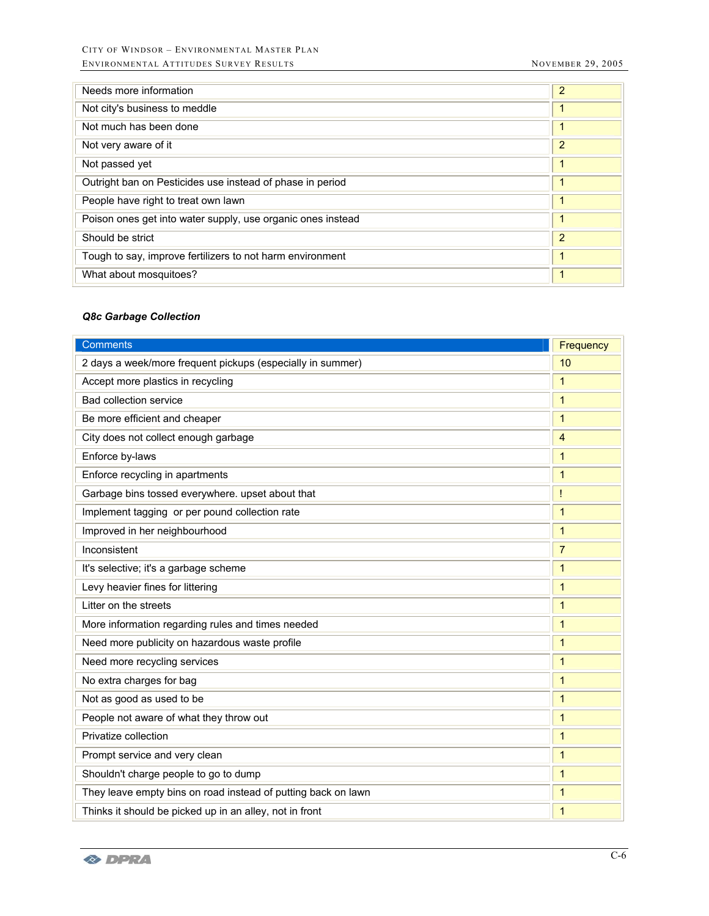| | |
|---|---|
| Needs more information | 2 |
| Not city's business to meddle | 1 |
| Not much has been done | 1 |
| Not very aware of it | 2 |
| Not passed yet | 1 |
| Outright ban on Pesticides use instead of phase in period | 1 |
| People have right to treat own lawn | 1 |
| Poison ones get into water supply, use organic ones instead | 1 |
| Should be strict | 2 |
| Tough to say, improve fertilizers to not harm environment | 1 |
| What about mosquitoes? | 1 |

***Q8c Garbage Collection***

| Comments | Frequency |
|---|---|
| 2 days a week/more frequent pickups (especially in summer) | 10 |
| Accept more plastics in recycling | 1 |
| Bad collection service | 1 |
| Be more efficient and cheaper | 1 |
| City does not collect enough garbage | 4 |
| Enforce by-laws | 1 |
| Enforce recycling in apartments | 1 |
| Garbage bins tossed everywhere. upset about that | ! |
| Implement tagging or per pound collection rate | 1 |
| Improved in her neighbourhood | 1 |
| Inconsistent | 7 |
| It's selective; it's a garbage scheme | 1 |
| Levy heavier fines for littering | 1 |
| Litter on the streets | 1 |
| More information regarding rules and times needed | 1 |
| Need more publicity on hazardous waste profile | 1 |
| Need more recycling services | 1 |
| No extra charges for bag | 1 |
| Not as good as used to be | 1 |
| People not aware of what they throw out | 1 |
| Privatize collection | 1 |
| Prompt service and very clean | 1 |
| Shouldn't charge people to go to dump | 1 |
| They leave empty bins on road instead of putting back on lawn | 1 |
| Thinks it should be picked up in an alley, not in front | 1 |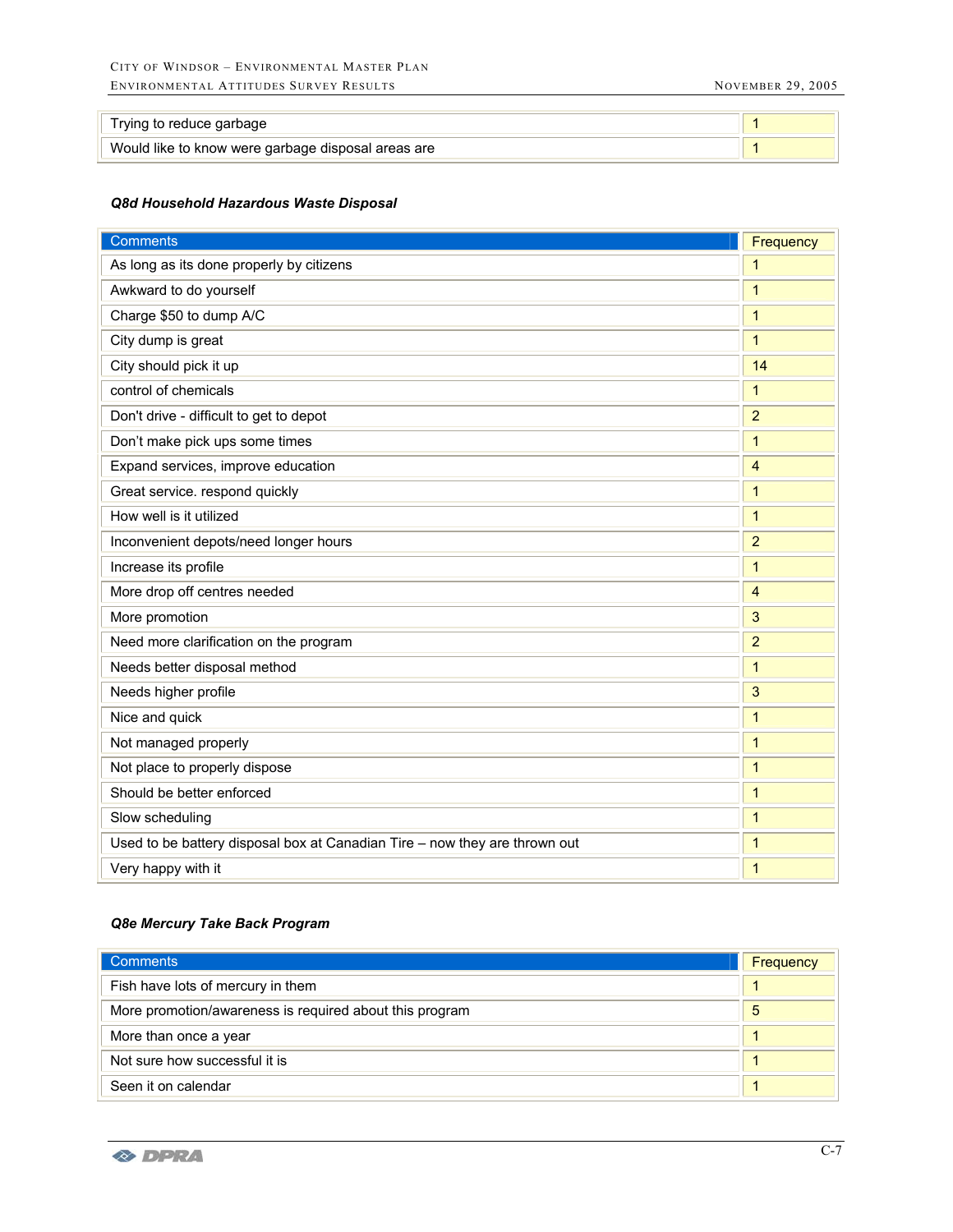| | |
|---|---|
| Trying to reduce garbage | 1 |
| Would like to know were garbage disposal areas are | 1 |

***Q8d Household Hazardous Waste Disposal***

| Comments | Frequency |
|---|---|
| As long as its done properly by citizens | 1 |
| Awkward to do yourself | 1 |
| Charge $50 to dump A/C | 1 |
| City dump is great | 1 |
| City should pick it up | 14 |
| control of chemicals | 1 |
| Don't drive - difficult to get to depot | 2 |
| Don't make pick ups some times | 1 |
| Expand services, improve education | 4 |
| Great service. respond quickly | 1 |
| How well is it utilized | 1 |
| Inconvenient depots/need longer hours | 2 |
| Increase its profile | 1 |
| More drop off centres needed | 4 |
| More promotion | 3 |
| Need more clarification on the program | 2 |
| Needs better disposal method | 1 |
| Needs higher profile | 3 |
| Nice and quick | 1 |
| Not managed properly | 1 |
| Not place to properly dispose | 1 |
| Should be better enforced | 1 |
| Slow scheduling | 1 |
| Used to be battery disposal box at Canadian Tire – now they are thrown out | 1 |
| Very happy with it | 1 |

***Q8e Mercury Take Back Program***

| Comments | Frequency |
|---|---|
| Fish have lots of mercury in them | 1 |
| More promotion/awareness is required about this program | 5 |
| More than once a year | 1 |
| Not sure how successful it is | 1 |
| Seen it on calendar | 1 |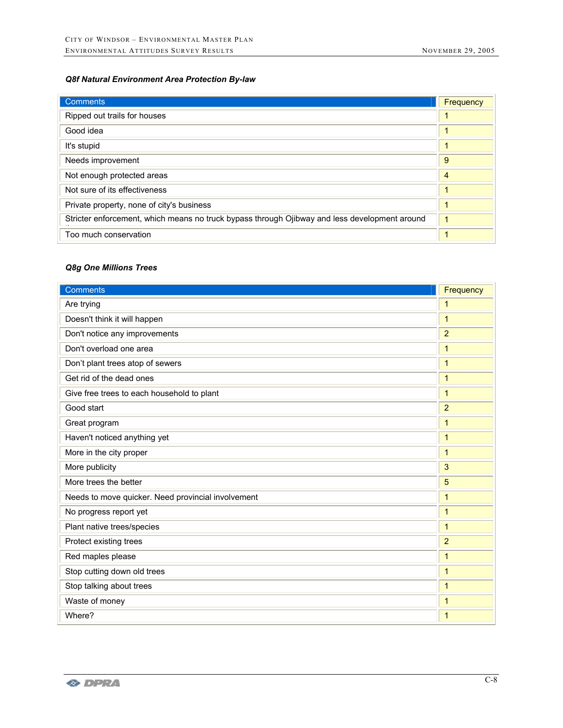### *Q8f Natural Environment Area Protection By-law*

| Comments | Frequency |
|---|---|
| Ripped out trails for houses | 1 |
| Good idea | 1 |
| It's stupid | 1 |
| Needs improvement | 9 |
| Not enough protected areas | 4 |
| Not sure of its effectiveness | 1 |
| Private property, none of city's business | 1 |
| Stricter enforcement, which means no truck bypass through Ojibway and less development around it | 1 |
| Too much conservation | 1 |

### *Q8g One Millions Trees*

| Comments | Frequency |
|---|---|
| Are trying | 1 |
| Doesn't think it will happen | 1 |
| Don't notice any improvements | 2 |
| Don't overload one area | 1 |
| Don't plant trees atop of sewers | 1 |
| Get rid of the dead ones | 1 |
| Give free trees to each household to plant | 1 |
| Good start | 2 |
| Great program | 1 |
| Haven't noticed anything yet | 1 |
| More in the city proper | 1 |
| More publicity | 3 |
| More trees the better | 5 |
| Needs to move quicker. Need provincial involvement | 1 |
| No progress report yet | 1 |
| Plant native trees/species | 1 |
| Protect existing trees | 2 |
| Red maples please | 1 |
| Stop cutting down old trees | 1 |
| Stop talking about trees | 1 |
| Waste of money | 1 |
| Where? | 1 |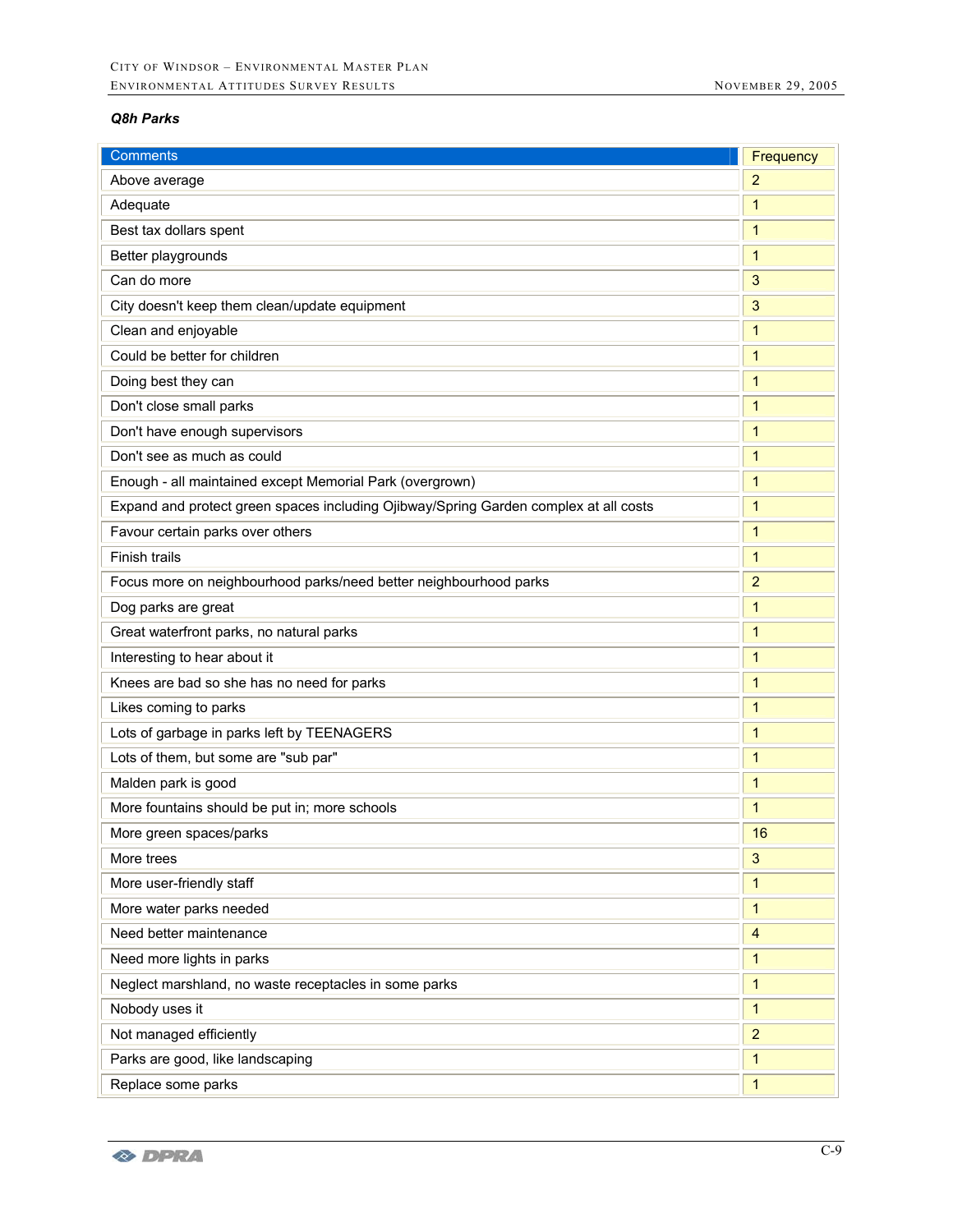***Q8h Parks***

| Comments | Frequency |
|---|---|
| Above average | 2 |
| Adequate | 1 |
| Best tax dollars spent | 1 |
| Better playgrounds | 1 |
| Can do more | 3 |
| City doesn't keep them clean/update equipment | 3 |
| Clean and enjoyable | 1 |
| Could be better for children | 1 |
| Doing best they can | 1 |
| Don't close small parks | 1 |
| Don't have enough supervisors | 1 |
| Don't see as much as could | 1 |
| Enough - all maintained except Memorial Park (overgrown) | 1 |
| Expand and protect green spaces including Ojibway/Spring Garden complex at all costs | 1 |
| Favour certain parks over others | 1 |
| Finish trails | 1 |
| Focus more on neighbourhood parks/need better neighbourhood parks | 2 |
| Dog parks are great | 1 |
| Great waterfront parks, no natural parks | 1 |
| Interesting to hear about it | 1 |
| Knees are bad so she has no need for parks | 1 |
| Likes coming to parks | 1 |
| Lots of garbage in parks left by TEENAGERS | 1 |
| Lots of them, but some are "sub par" | 1 |
| Malden park is good | 1 |
| More fountains should be put in; more schools | 1 |
| More green spaces/parks | 16 |
| More trees | 3 |
| More user-friendly staff | 1 |
| More water parks needed | 1 |
| Need better maintenance | 4 |
| Need more lights in parks | 1 |
| Neglect marshland, no waste receptacles in some parks | 1 |
| Nobody uses it | 1 |
| Not managed efficiently | 2 |
| Parks are good, like landscaping | 1 |
| Replace some parks | 1 |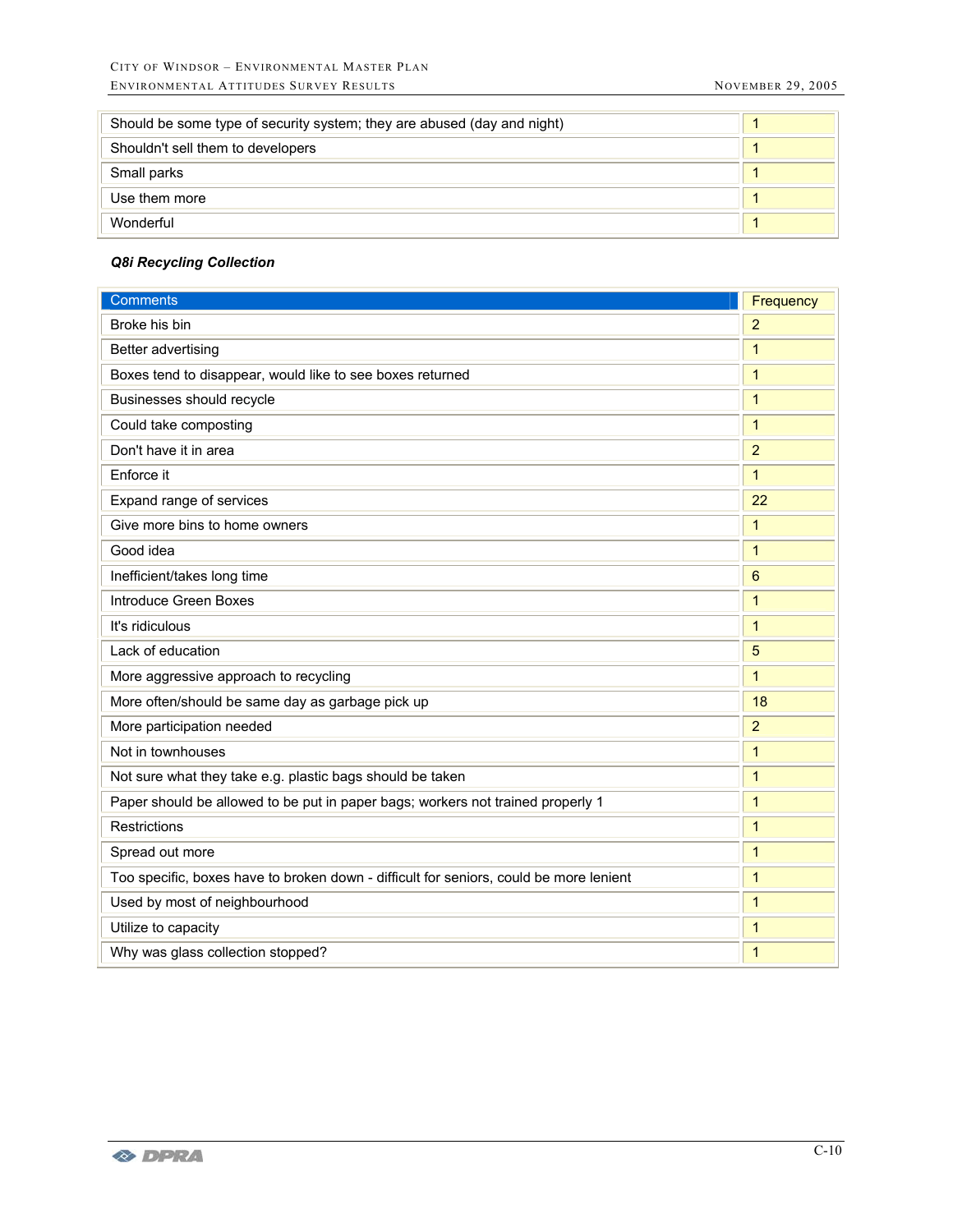| | |
|---|---|
| Should be some type of security system; they are abused (day and night) | 1 |
| Shouldn't sell them to developers | 1 |
| Small parks | 1 |
| Use them more | 1 |
| Wonderful | 1 |

***Q8i Recycling Collection***

| Comments | Frequency |
|---|---|
| Broke his bin | 2 |
| Better advertising | 1 |
| Boxes tend to disappear, would like to see boxes returned | 1 |
| Businesses should recycle | 1 |
| Could take composting | 1 |
| Don't have it in area | 2 |
| Enforce it | 1 |
| Expand range of services | 22 |
| Give more bins to home owners | 1 |
| Good idea | 1 |
| Inefficient/takes long time | 6 |
| Introduce Green Boxes | 1 |
| It's ridiculous | 1 |
| Lack of education | 5 |
| More aggressive approach to recycling | 1 |
| More often/should be same day as garbage pick up | 18 |
| More participation needed | 2 |
| Not in townhouses | 1 |
| Not sure what they take e.g. plastic bags should be taken | 1 |
| Paper should be allowed to be put in paper bags; workers not trained properly 1 | 1 |
| Restrictions | 1 |
| Spread out more | 1 |
| Too specific, boxes have to broken down - difficult for seniors, could be more lenient | 1 |
| Used by most of neighbourhood | 1 |
| Utilize to capacity | 1 |
| Why was glass collection stopped? | 1 |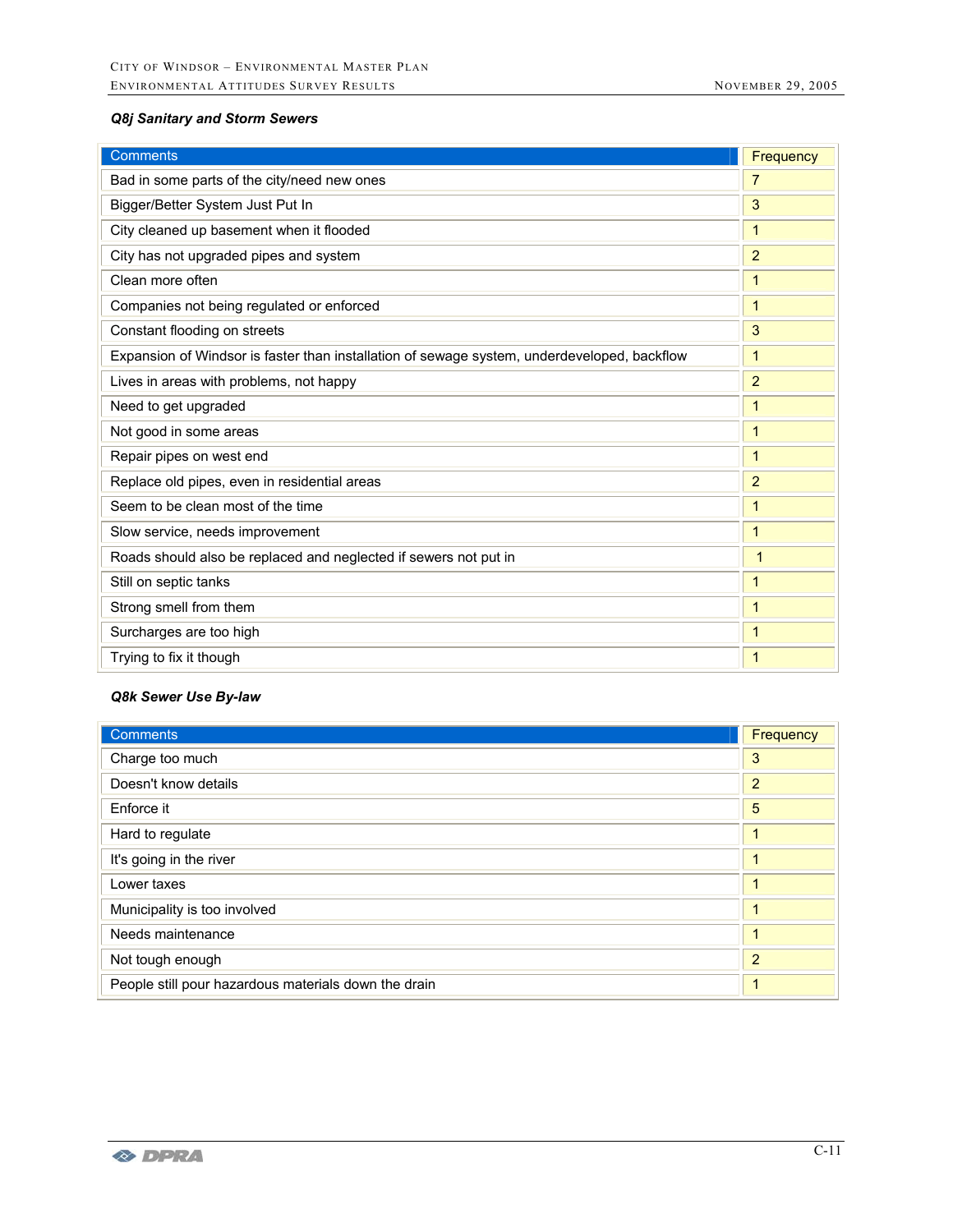***Q8j Sanitary and Storm Sewers***

| Comments | Frequency |
|---|---|
| Bad in some parts of the city/need new ones | 7 |
| Bigger/Better System Just Put In | 3 |
| City cleaned up basement when it flooded | 1 |
| City has not upgraded pipes and system | 2 |
| Clean more often | 1 |
| Companies not being regulated or enforced | 1 |
| Constant flooding on streets | 3 |
| Expansion of Windsor is faster than installation of sewage system, underdeveloped, backflow | 1 |
| Lives in areas with problems, not happy | 2 |
| Need to get upgraded | 1 |
| Not good in some areas | 1 |
| Repair pipes on west end | 1 |
| Replace old pipes, even in residential areas | 2 |
| Seem to be clean most of the time | 1 |
| Slow service, needs improvement | 1 |
| Roads should also be replaced and neglected if sewers not put in | 1 |
| Still on septic tanks | 1 |
| Strong smell from them | 1 |
| Surcharges are too high | 1 |
| Trying to fix it though | 1 |

***Q8k Sewer Use By-law***

| Comments | Frequency |
|---|---|
| Charge too much | 3 |
| Doesn't know details | 2 |
| Enforce it | 5 |
| Hard to regulate | 1 |
| It's going in the river | 1 |
| Lower taxes | 1 |
| Municipality is too involved | 1 |
| Needs maintenance | 1 |
| Not tough enough | 2 |
| People still pour hazardous materials down the drain | 1 |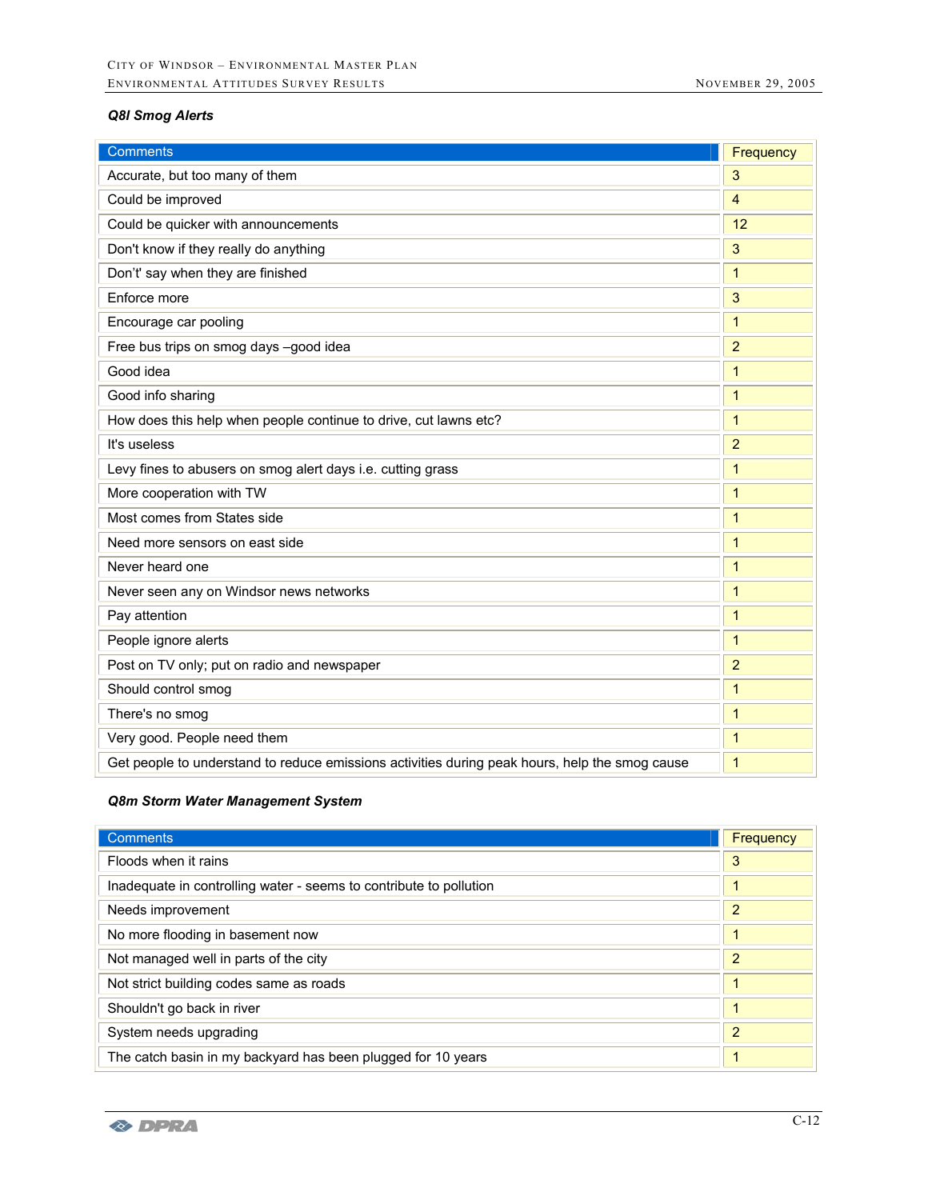#### *Q8l Smog Alerts*

| Comments | Frequency |
|---|---|
| Accurate, but too many of them | 3 |
| Could be improved | 4 |
| Could be quicker with announcements | 12 |
| Don't know if they really do anything | 3 |
| Don't' say when they are finished | 1 |
| Enforce more | 3 |
| Encourage car pooling | 1 |
| Free bus trips on smog days –good idea | 2 |
| Good idea | 1 |
| Good info sharing | 1 |
| How does this help when people continue to drive, cut lawns etc? | 1 |
| It's useless | 2 |
| Levy fines to abusers on smog alert days i.e. cutting grass | 1 |
| More cooperation with TW | 1 |
| Most comes from States side | 1 |
| Need more sensors on east side | 1 |
| Never heard one | 1 |
| Never seen any on Windsor news networks | 1 |
| Pay attention | 1 |
| People ignore alerts | 1 |
| Post on TV only; put on radio and newspaper | 2 |
| Should control smog | 1 |
| There's no smog | 1 |
| Very good. People need them | 1 |
| Get people to understand to reduce emissions activities during peak hours, help the smog cause | 1 |

#### *Q8m Storm Water Management System*

| Comments | Frequency |
|---|---|
| Floods when it rains | 3 |
| Inadequate in controlling water - seems to contribute to pollution | 1 |
| Needs improvement | 2 |
| No more flooding in basement now | 1 |
| Not managed well in parts of the city | 2 |
| Not strict building codes same as roads | 1 |
| Shouldn't go back in river | 1 |
| System needs upgrading | 2 |
| The catch basin in my backyard has been plugged for 10 years | 1 |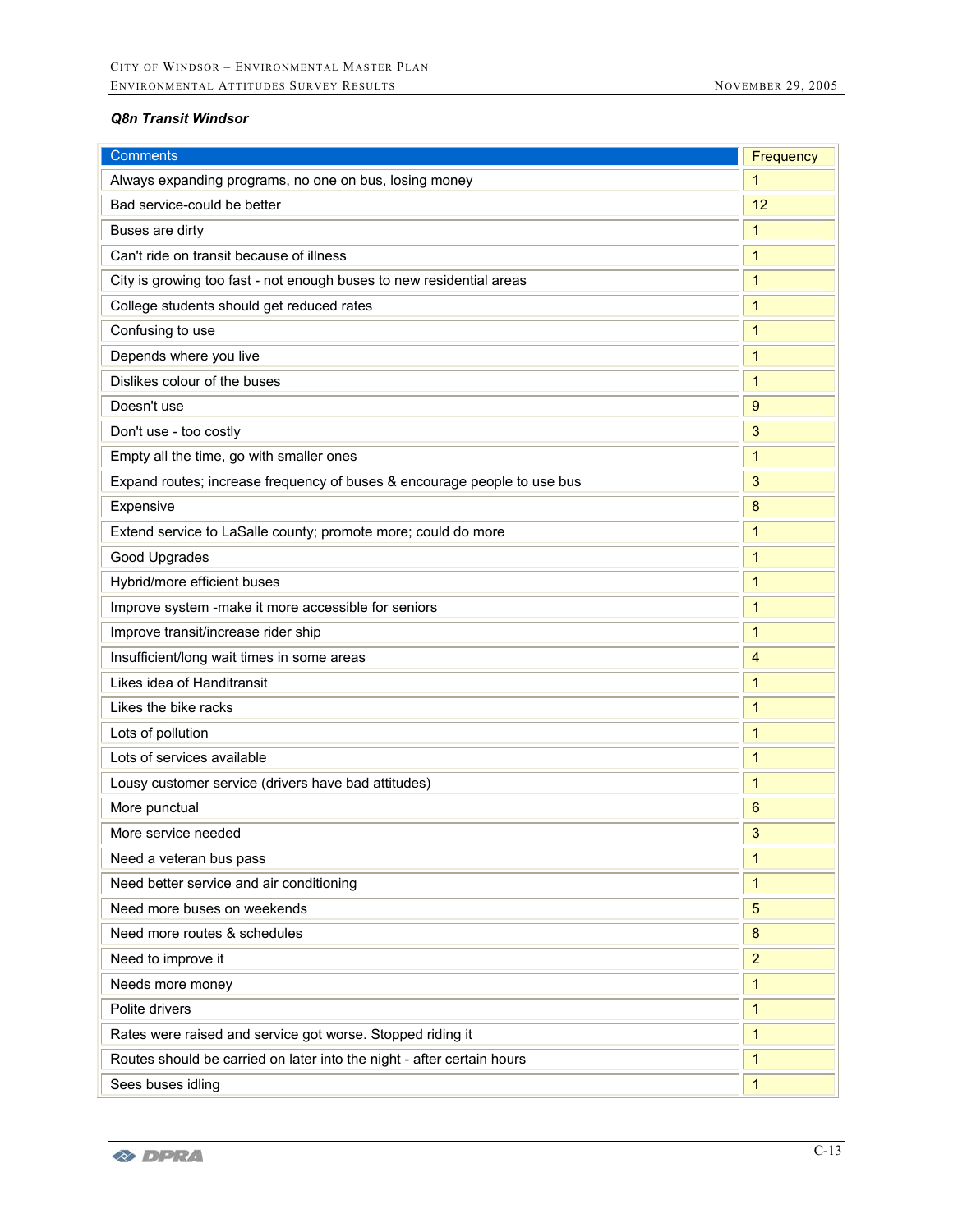#### Q8n Transit Windsor

| Comments | Frequency |
|---|---|
| Always expanding programs, no one on bus, losing money | 1 |
| Bad service-could be better | 12 |
| Buses are dirty | 1 |
| Can't ride on transit because of illness | 1 |
| City is growing too fast - not enough buses to new residential areas | 1 |
| College students should get reduced rates | 1 |
| Confusing to use | 1 |
| Depends where you live | 1 |
| Dislikes colour of the buses | 1 |
| Doesn't use | 9 |
| Don't use - too costly | 3 |
| Empty all the time, go with smaller ones | 1 |
| Expand routes; increase frequency of buses & encourage people to use bus | 3 |
| Expensive | 8 |
| Extend service to LaSalle county; promote more; could do more | 1 |
| Good Upgrades | 1 |
| Hybrid/more efficient buses | 1 |
| Improve system -make it more accessible for seniors | 1 |
| Improve transit/increase rider ship | 1 |
| Insufficient/long wait times in some areas | 4 |
| Likes idea of Handitransit | 1 |
| Likes the bike racks | 1 |
| Lots of pollution | 1 |
| Lots of services available | 1 |
| Lousy customer service (drivers have bad attitudes) | 1 |
| More punctual | 6 |
| More service needed | 3 |
| Need a veteran bus pass | 1 |
| Need better service and air conditioning | 1 |
| Need more buses on weekends | 5 |
| Need more routes & schedules | 8 |
| Need to improve it | 2 |
| Needs more money | 1 |
| Polite drivers | 1 |
| Rates were raised and service got worse. Stopped riding it | 1 |
| Routes should be carried on later into the night - after certain hours | 1 |
| Sees buses idling | 1 |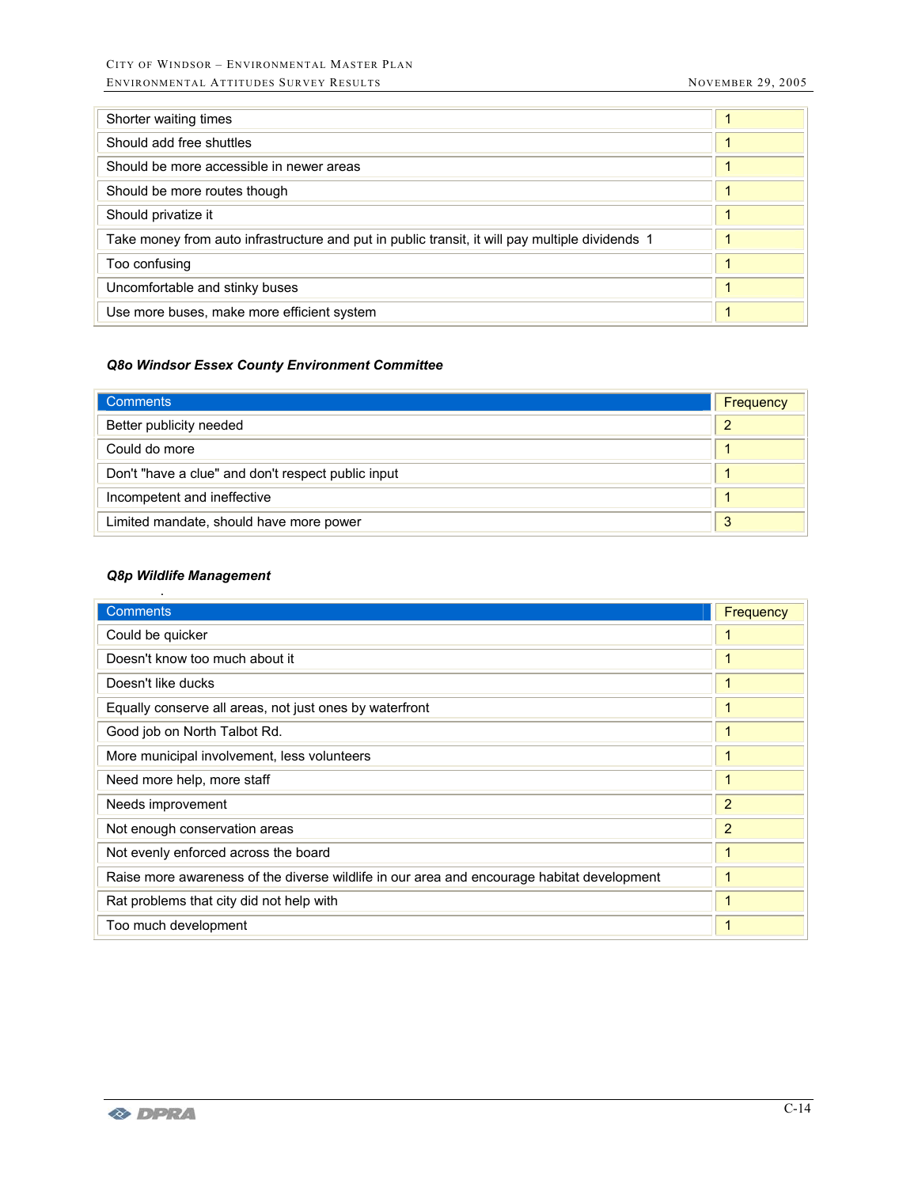| | |
|---|---|
| Shorter waiting times | 1 |
| Should add free shuttles | 1 |
| Should be more accessible in newer areas | 1 |
| Should be more routes though | 1 |
| Should privatize it | 1 |
| Take money from auto infrastructure and put in public transit, it will pay multiple dividends 1 | 1 |
| Too confusing | 1 |
| Uncomfortable and stinky buses | 1 |
| Use more buses, make more efficient system | 1 |

***Q8o Windsor Essex County Environment Committee***

| Comments | Frequency |
|---|---|
| Better publicity needed | 2 |
| Could do more | 1 |
| Don't "have a clue" and don't respect public input | 1 |
| Incompetent and ineffective | 1 |
| Limited mandate, should have more power | 3 |

***Q8p Wildlife Management***

| Comments | Frequency |
|---|---|
| Could be quicker | 1 |
| Doesn't know too much about it | 1 |
| Doesn't like ducks | 1 |
| Equally conserve all areas, not just ones by waterfront | 1 |
| Good job on North Talbot Rd. | 1 |
| More municipal involvement, less volunteers | 1 |
| Need more help, more staff | 1 |
| Needs improvement | 2 |
| Not enough conservation areas | 2 |
| Not evenly enforced across the board | 1 |
| Raise more awareness of the diverse wildlife in our area and encourage habitat development | 1 |
| Rat problems that city did not help with | 1 |
| Too much development | 1 |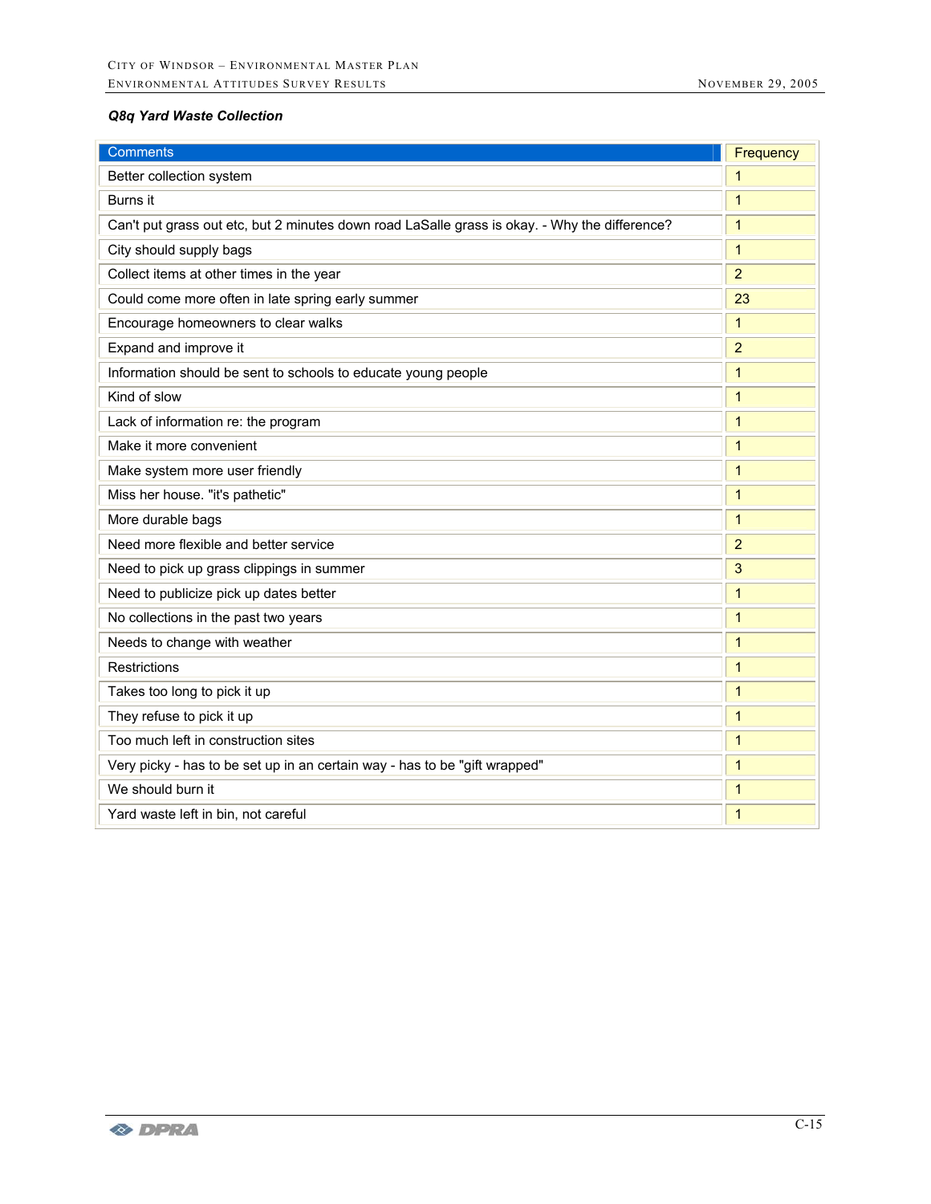***Q8q Yard Waste Collection***

| Comments | Frequency |
|---|---|
| Better collection system | 1 |
| Burns it | 1 |
| Can't put grass out etc, but 2 minutes down road LaSalle grass is okay. - Why the difference? | 1 |
| City should supply bags | 1 |
| Collect items at other times in the year | 2 |
| Could come more often in late spring early summer | 23 |
| Encourage homeowners to clear walks | 1 |
| Expand and improve it | 2 |
| Information should be sent to schools to educate young people | 1 |
| Kind of slow | 1 |
| Lack of information re: the program | 1 |
| Make it more convenient | 1 |
| Make system more user friendly | 1 |
| Miss her house. "it's pathetic" | 1 |
| More durable bags | 1 |
| Need more flexible and better service | 2 |
| Need to pick up grass clippings in summer | 3 |
| Need to publicize pick up dates better | 1 |
| No collections in the past two years | 1 |
| Needs to change with weather | 1 |
| Restrictions | 1 |
| Takes too long to pick it up | 1 |
| They refuse to pick it up | 1 |
| Too much left in construction sites | 1 |
| Very picky - has to be set up in an certain way - has to be "gift wrapped" | 1 |
| We should burn it | 1 |
| Yard waste left in bin, not careful | 1 |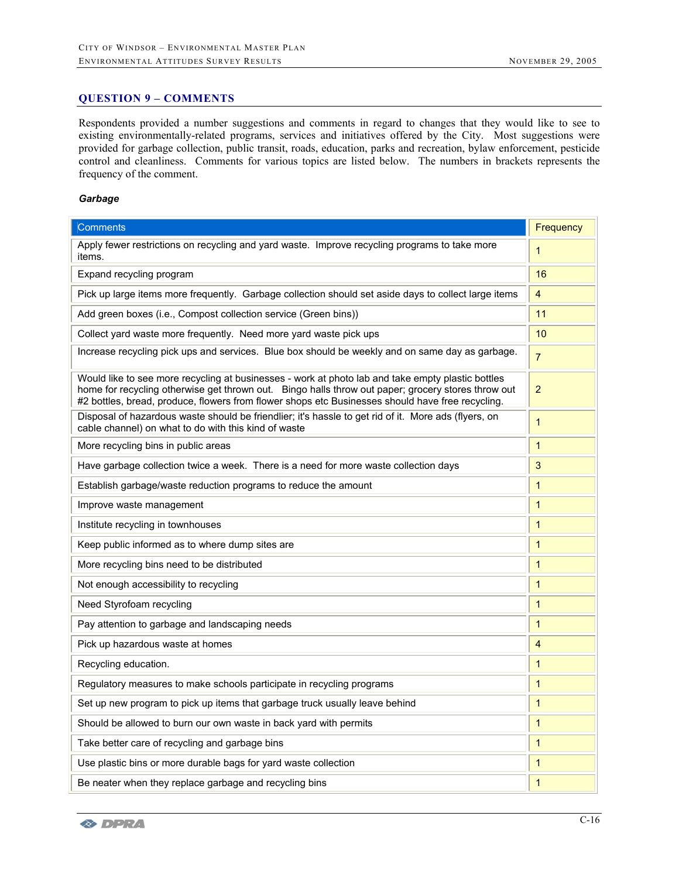## QUESTION 9 – COMMENTS

Respondents provided a number suggestions and comments in regard to changes that they would like to see to existing environmentally-related programs, services and initiatives offered by the City. Most suggestions were provided for garbage collection, public transit, roads, education, parks and recreation, bylaw enforcement, pesticide control and cleanliness. Comments for various topics are listed below. The numbers in brackets represents the frequency of the comment.

***Garbage***

| Comments | Frequency |
|---|---|
| Apply fewer restrictions on recycling and yard waste. Improve recycling programs to take more items. | 1 |
| Expand recycling program | 16 |
| Pick up large items more frequently. Garbage collection should set aside days to collect large items | 4 |
| Add green boxes (i.e., Compost collection service (Green bins)) | 11 |
| Collect yard waste more frequently. Need more yard waste pick ups | 10 |
| Increase recycling pick ups and services. Blue box should be weekly and on same day as garbage. | 7 |
| Would like to see more recycling at businesses - work at photo lab and take empty plastic bottles home for recycling otherwise get thrown out. Bingo halls throw out paper; grocery stores throw out #2 bottles, bread, produce, flowers from flower shops etc Businesses should have free recycling. | 2 |
| Disposal of hazardous waste should be friendlier; it's hassle to get rid of it. More ads (flyers, on cable channel) on what to do with this kind of waste | 1 |
| More recycling bins in public areas | 1 |
| Have garbage collection twice a week. There is a need for more waste collection days | 3 |
| Establish garbage/waste reduction programs to reduce the amount | 1 |
| Improve waste management | 1 |
| Institute recycling in townhouses | 1 |
| Keep public informed as to where dump sites are | 1 |
| More recycling bins need to be distributed | 1 |
| Not enough accessibility to recycling | 1 |
| Need Styrofoam recycling | 1 |
| Pay attention to garbage and landscaping needs | 1 |
| Pick up hazardous waste at homes | 4 |
| Recycling education. | 1 |
| Regulatory measures to make schools participate in recycling programs | 1 |
| Set up new program to pick up items that garbage truck usually leave behind | 1 |
| Should be allowed to burn our own waste in back yard with permits | 1 |
| Take better care of recycling and garbage bins | 1 |
| Use plastic bins or more durable bags for yard waste collection | 1 |
| Be neater when they replace garbage and recycling bins | 1 |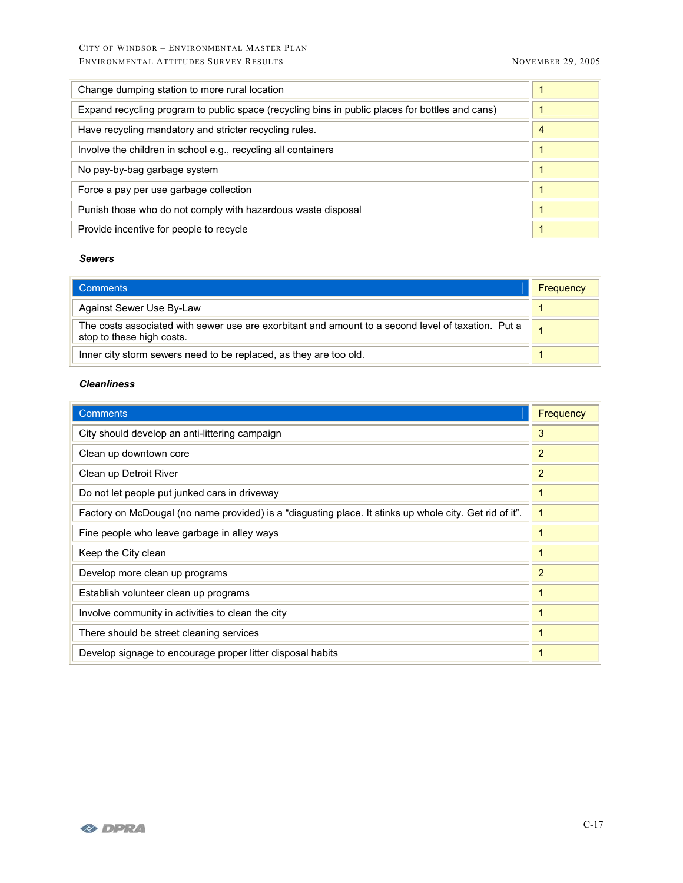| | |
|---|---|
| Change dumping station to more rural location | 1 |
| Expand recycling program to public space (recycling bins in public places for bottles and cans) | 1 |
| Have recycling mandatory and stricter recycling rules. | 4 |
| Involve the children in school e.g., recycling all containers | 1 |
| No pay-by-bag garbage system | 1 |
| Force a pay per use garbage collection | 1 |
| Punish those who do not comply with hazardous waste disposal | 1 |
| Provide incentive for people to recycle | 1 |

***Sewers***

| Comments | Frequency |
|---|---|
| Against Sewer Use By-Law | 1 |
| The costs associated with sewer use are exorbitant and amount to a second level of taxation. Put a stop to these high costs. | 1 |
| Inner city storm sewers need to be replaced, as they are too old. | 1 |

***Cleanliness***

| Comments | Frequency |
|---|---|
| City should develop an anti-littering campaign | 3 |
| Clean up downtown core | 2 |
| Clean up Detroit River | 2 |
| Do not let people put junked cars in driveway | 1 |
| Factory on McDougal (no name provided) is a "disgusting place. It stinks up whole city. Get rid of it". | 1 |
| Fine people who leave garbage in alley ways | 1 |
| Keep the City clean | 1 |
| Develop more clean up programs | 2 |
| Establish volunteer clean up programs | 1 |
| Involve community in activities to clean the city | 1 |
| There should be street cleaning services | 1 |
| Develop signage to encourage proper litter disposal habits | 1 |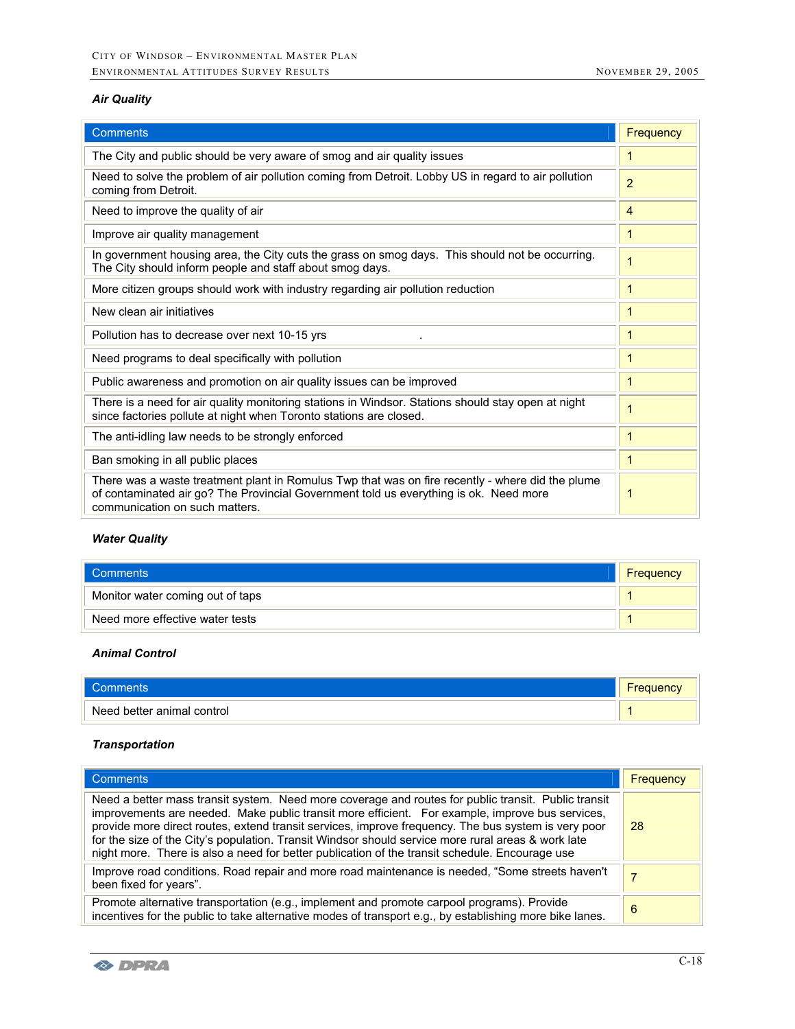***Air Quality***

| Comments | Frequency |
| --- | --- |
| The City and public should be very aware of smog and air quality issues | 1 |
| Need to solve the problem of air pollution coming from Detroit. Lobby US in regard to air pollution coming from Detroit. | 2 |
| Need to improve the quality of air | 4 |
| Improve air quality management | 1 |
| In government housing area, the City cuts the grass on smog days. This should not be occurring. The City should inform people and staff about smog days. | 1 |
| More citizen groups should work with industry regarding air pollution reduction | 1 |
| New clean air initiatives | 1 |
| Pollution has to decrease over next 10-15 yrs . | 1 |
| Need programs to deal specifically with pollution | 1 |
| Public awareness and promotion on air quality issues can be improved | 1 |
| There is a need for air quality monitoring stations in Windsor. Stations should stay open at night since factories pollute at night when Toronto stations are closed. | 1 |
| The anti-idling law needs to be strongly enforced | 1 |
| Ban smoking in all public places | 1 |
| There was a waste treatment plant in Romulus Twp that was on fire recently - where did the plume of contaminated air go? The Provincial Government told us everything is ok. Need more communication on such matters. | 1 |

***Water Quality***

| Comments | Frequency |
| --- | --- |
| Monitor water coming out of taps | 1 |
| Need more effective water tests | 1 |

***Animal Control***

| Comments | Frequency |
| --- | --- |
| Need better animal control | 1 |

***Transportation***

| Comments | Frequency |
| --- | --- |
| Need a better mass transit system. Need more coverage and routes for public transit. Public transit improvements are needed. Make public transit more efficient. For example, improve bus services, provide more direct routes, extend transit services, improve frequency. The bus system is very poor for the size of the City's population. Transit Windsor should service more rural areas & work late night more. There is also a need for better publication of the transit schedule. Encourage use | 28 |
| Improve road conditions. Road repair and more road maintenance is needed, "Some streets haven't been fixed for years". | 7 |
| Promote alternative transportation (e.g., implement and promote carpool programs). Provide incentives for the public to take alternative modes of transport e.g., by establishing more bike lanes. | 6 |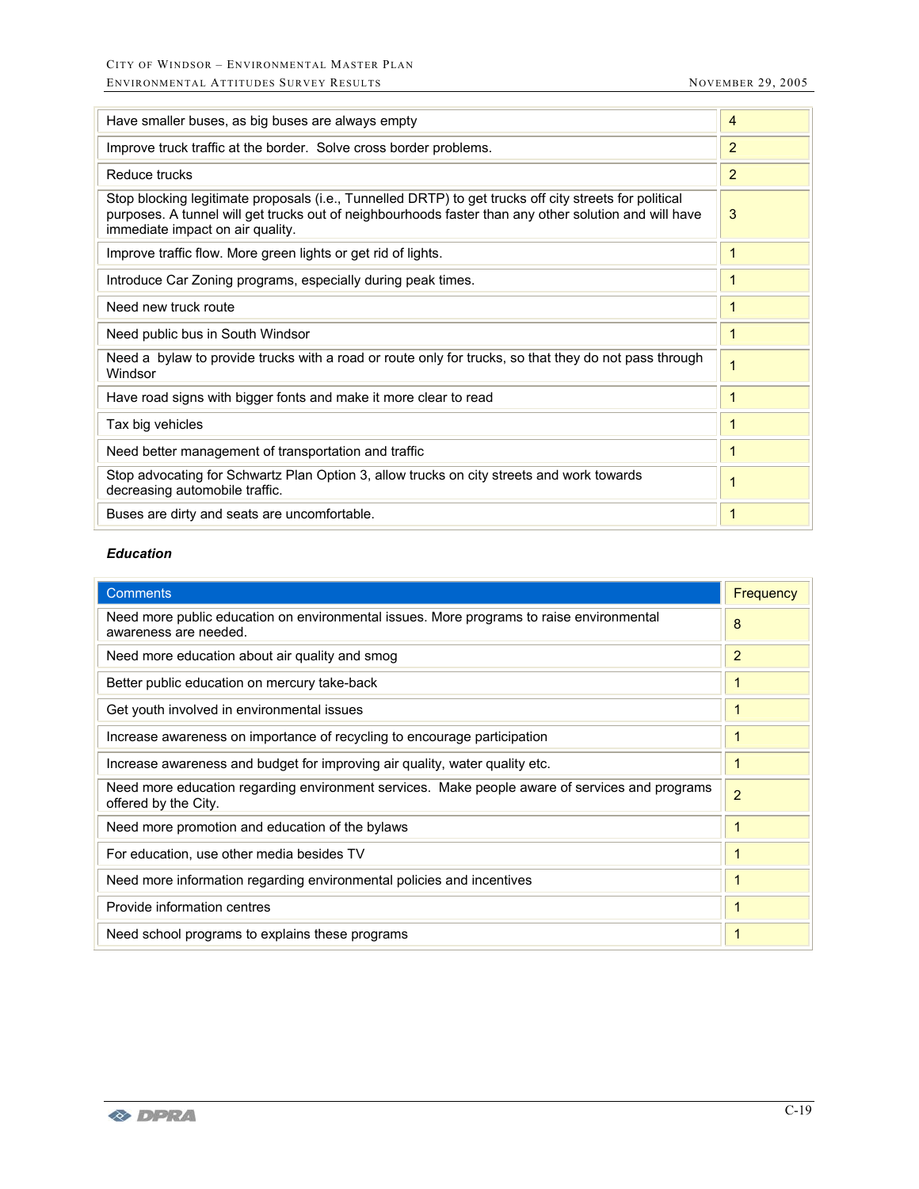| | |
|---|---|
| Have smaller buses, as big buses are always empty | 4 |
| Improve truck traffic at the border. Solve cross border problems. | 2 |
| Reduce trucks | 2 |
| Stop blocking legitimate proposals (i.e., Tunnelled DRTP) to get trucks off city streets for political purposes. A tunnel will get trucks out of neighbourhoods faster than any other solution and will have immediate impact on air quality. | 3 |
| Improve traffic flow. More green lights or get rid of lights. | 1 |
| Introduce Car Zoning programs, especially during peak times. | 1 |
| Need new truck route | 1 |
| Need public bus in South Windsor | 1 |
| Need a bylaw to provide trucks with a road or route only for trucks, so that they do not pass through Windsor | 1 |
| Have road signs with bigger fonts and make it more clear to read | 1 |
| Tax big vehicles | 1 |
| Need better management of transportation and traffic | 1 |
| Stop advocating for Schwartz Plan Option 3, allow trucks on city streets and work towards decreasing automobile traffic. | 1 |
| Buses are dirty and seats are uncomfortable. | 1 |

***Education***

| Comments | Frequency |
|---|---|
| Need more public education on environmental issues. More programs to raise environmental awareness are needed. | 8 |
| Need more education about air quality and smog | 2 |
| Better public education on mercury take-back | 1 |
| Get youth involved in environmental issues | 1 |
| Increase awareness on importance of recycling to encourage participation | 1 |
| Increase awareness and budget for improving air quality, water quality etc. | 1 |
| Need more education regarding environment services. Make people aware of services and programs offered by the City. | 2 |
| Need more promotion and education of the bylaws | 1 |
| For education, use other media besides TV | 1 |
| Need more information regarding environmental policies and incentives | 1 |
| Provide information centres | 1 |
| Need school programs to explains these programs | 1 |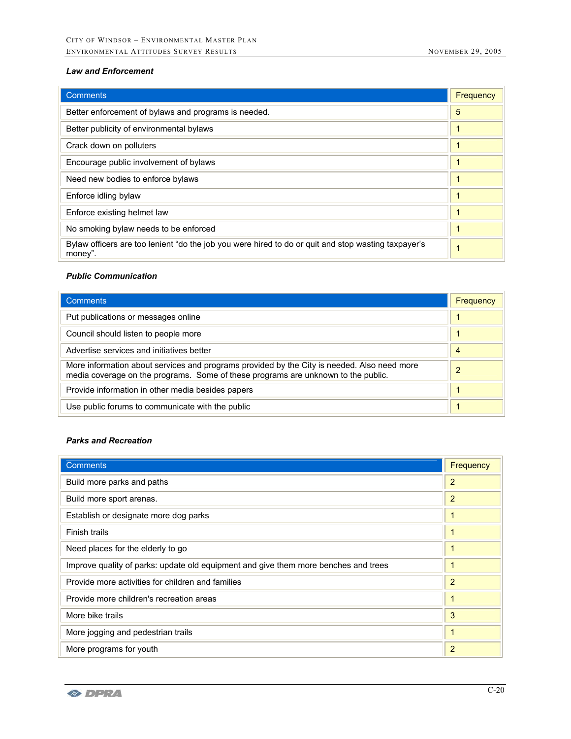***Law and Enforcement***

| Comments | Frequency |
|---|---|
| Better enforcement of bylaws and programs is needed. | 5 |
| Better publicity of environmental bylaws | 1 |
| Crack down on polluters | 1 |
| Encourage public involvement of bylaws | 1 |
| Need new bodies to enforce bylaws | 1 |
| Enforce idling bylaw | 1 |
| Enforce existing helmet law | 1 |
| No smoking bylaw needs to be enforced | 1 |
| Bylaw officers are too lenient “do the job you were hired to do or quit and stop wasting taxpayer’s money”. | 1 |

***Public Communication***

| Comments | Frequency |
|---|---|
| Put publications or messages online | 1 |
| Council should listen to people more | 1 |
| Advertise services and initiatives better | 4 |
| More information about services and programs provided by the City is needed. Also need more media coverage on the programs. Some of these programs are unknown to the public. | 2 |
| Provide information in other media besides papers | 1 |
| Use public forums to communicate with the public | 1 |

***Parks and Recreation***

| Comments | Frequency |
|---|---|
| Build more parks and paths | 2 |
| Build more sport arenas. | 2 |
| Establish or designate more dog parks | 1 |
| Finish trails | 1 |
| Need places for the elderly to go | 1 |
| Improve quality of parks: update old equipment and give them more benches and trees | 1 |
| Provide more activities for children and families | 2 |
| Provide more children's recreation areas | 1 |
| More bike trails | 3 |
| More jogging and pedestrian trails | 1 |
| More programs for youth | 2 |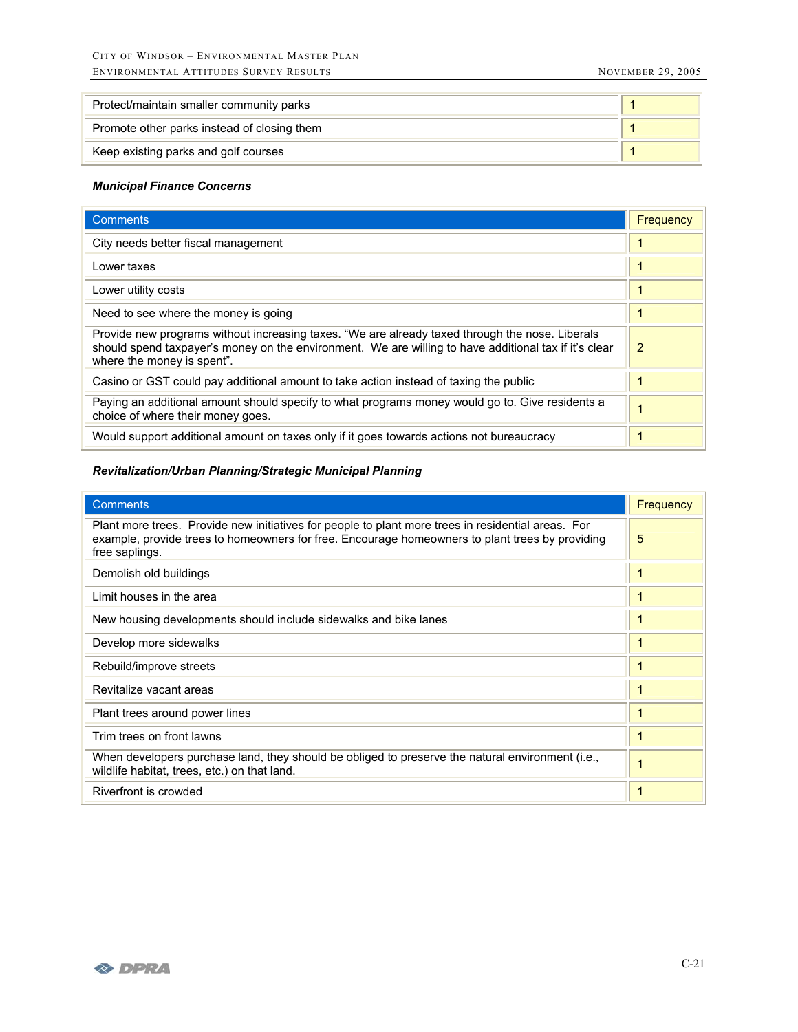| | |
|---|---|
| Protect/maintain smaller community parks | 1 |
| Promote other parks instead of closing them | 1 |
| Keep existing parks and golf courses | 1 |

***Municipal Finance Concerns***

| Comments | Frequency |
|---|---|
| City needs better fiscal management | 1 |
| Lower taxes | 1 |
| Lower utility costs | 1 |
| Need to see where the money is going | 1 |
| Provide new programs without increasing taxes. "We are already taxed through the nose. Liberals should spend taxpayer's money on the environment. We are willing to have additional tax if it's clear where the money is spent". | 2 |
| Casino or GST could pay additional amount to take action instead of taxing the public | 1 |
| Paying an additional amount should specify to what programs money would go to. Give residents a choice of where their money goes. | 1 |
| Would support additional amount on taxes only if it goes towards actions not bureaucracy | 1 |

***Revitalization/Urban Planning/Strategic Municipal Planning***

| Comments | Frequency |
|---|---|
| Plant more trees. Provide new initiatives for people to plant more trees in residential areas. For example, provide trees to homeowners for free. Encourage homeowners to plant trees by providing free saplings. | 5 |
| Demolish old buildings | 1 |
| Limit houses in the area | 1 |
| New housing developments should include sidewalks and bike lanes | 1 |
| Develop more sidewalks | 1 |
| Rebuild/improve streets | 1 |
| Revitalize vacant areas | 1 |
| Plant trees around power lines | 1 |
| Trim trees on front lawns | 1 |
| When developers purchase land, they should be obliged to preserve the natural environment (i.e., wildlife habitat, trees, etc.) on that land. | 1 |
| Riverfront is crowded | 1 |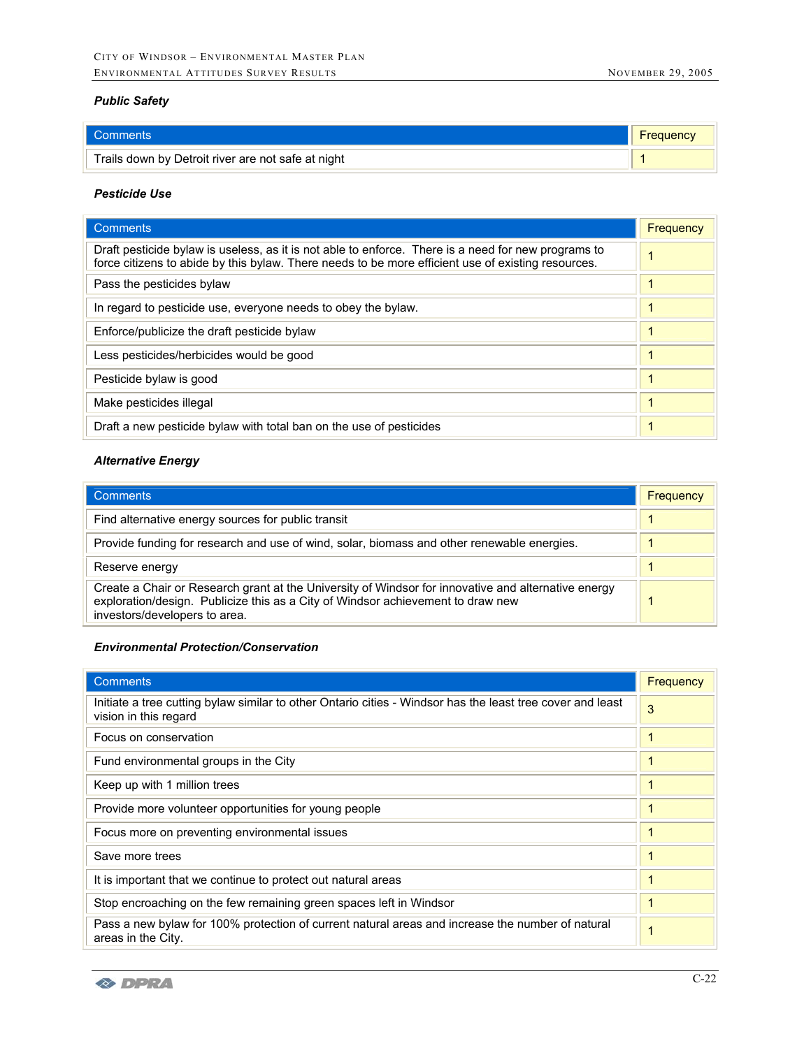### *Public Safety*

| Comments | Frequency |
|---|---|
| Trails down by Detroit river are not safe at night | 1 |

### *Pesticide Use*

| Comments | Frequency |
|---|---|
| Draft pesticide bylaw is useless, as it is not able to enforce. There is a need for new programs to force citizens to abide by this bylaw. There needs to be more efficient use of existing resources. | 1 |
| Pass the pesticides bylaw | 1 |
| In regard to pesticide use, everyone needs to obey the bylaw. | 1 |
| Enforce/publicize the draft pesticide bylaw | 1 |
| Less pesticides/herbicides would be good | 1 |
| Pesticide bylaw is good | 1 |
| Make pesticides illegal | 1 |
| Draft a new pesticide bylaw with total ban on the use of pesticides | 1 |

### *Alternative Energy*

| Comments | Frequency |
|---|---|
| Find alternative energy sources for public transit | 1 |
| Provide funding for research and use of wind, solar, biomass and other renewable energies. | 1 |
| Reserve energy | 1 |
| Create a Chair or Research grant at the University of Windsor for innovative and alternative energy exploration/design. Publicize this as a City of Windsor achievement to draw new investors/developers to area. | 1 |

### *Environmental Protection/Conservation*

| Comments | Frequency |
|---|---|
| Initiate a tree cutting bylaw similar to other Ontario cities - Windsor has the least tree cover and least vision in this regard | 3 |
| Focus on conservation | 1 |
| Fund environmental groups in the City | 1 |
| Keep up with 1 million trees | 1 |
| Provide more volunteer opportunities for young people | 1 |
| Focus more on preventing environmental issues | 1 |
| Save more trees | 1 |
| It is important that we continue to protect out natural areas | 1 |
| Stop encroaching on the few remaining green spaces left in Windsor | 1 |
| Pass a new bylaw for 100% protection of current natural areas and increase the number of natural areas in the City. | 1 |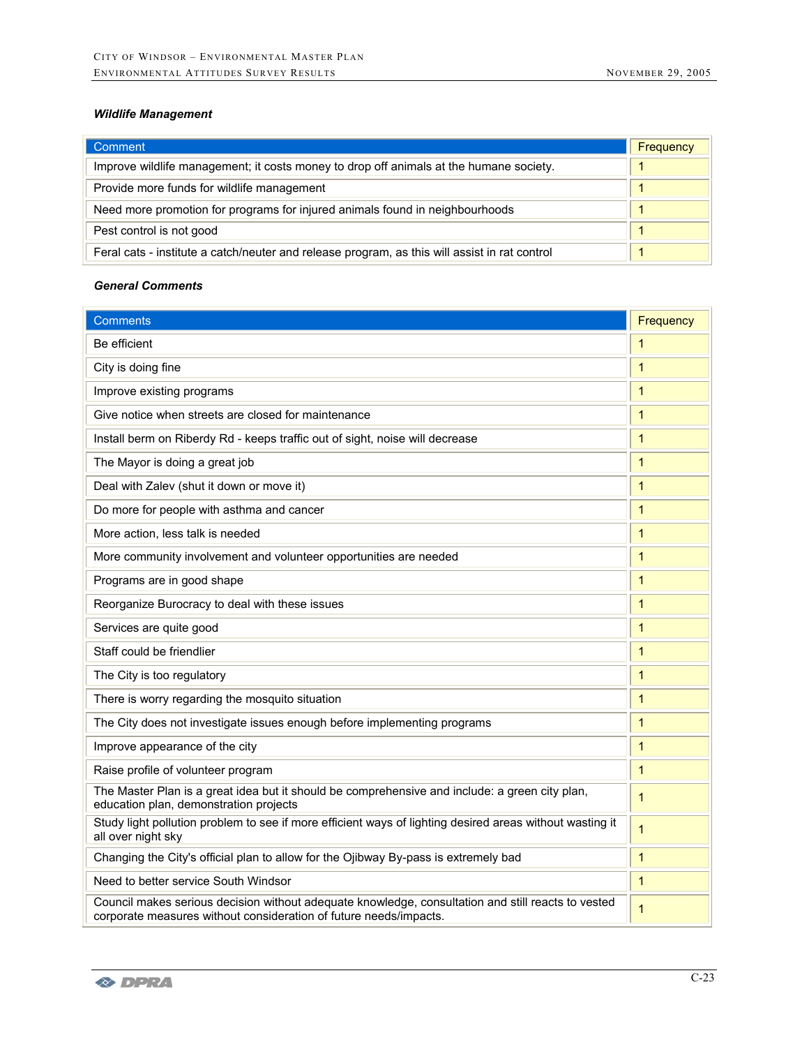### *Wildlife Management*

| Comment | Frequency |
|---|---|
| Improve wildlife management; it costs money to drop off animals at the humane society. | 1 |
| Provide more funds for wildlife management | 1 |
| Need more promotion for programs for injured animals found in neighbourhoods | 1 |
| Pest control is not good | 1 |
| Feral cats - institute a catch/neuter and release program, as this will assist in rat control | 1 |

### *General Comments*

| Comments | Frequency |
|---|---|
| Be efficient | 1 |
| City is doing fine | 1 |
| Improve existing programs | 1 |
| Give notice when streets are closed for maintenance | 1 |
| Install berm on Riberdy Rd - keeps traffic out of sight, noise will decrease | 1 |
| The Mayor is doing a great job | 1 |
| Deal with Zalev (shut it down or move it) | 1 |
| Do more for people with asthma and cancer | 1 |
| More action, less talk is needed | 1 |
| More community involvement and volunteer opportunities are needed | 1 |
| Programs are in good shape | 1 |
| Reorganize Burocracy to deal with these issues | 1 |
| Services are quite good | 1 |
| Staff could be friendlier | 1 |
| The City is too regulatory | 1 |
| There is worry regarding the mosquito situation | 1 |
| The City does not investigate issues enough before implementing programs | 1 |
| Improve appearance of the city | 1 |
| Raise profile of volunteer program | 1 |
| The Master Plan is a great idea but it should be comprehensive and include: a green city plan, education plan, demonstration projects | 1 |
| Study light pollution problem to see if more efficient ways of lighting desired areas without wasting it all over night sky | 1 |
| Changing the City's official plan to allow for the Ojibway By-pass is extremely bad | 1 |
| Need to better service South Windsor | 1 |
| Council makes serious decision without adequate knowledge, consultation and still reacts to vested corporate measures without consideration of future needs/impacts. | 1 |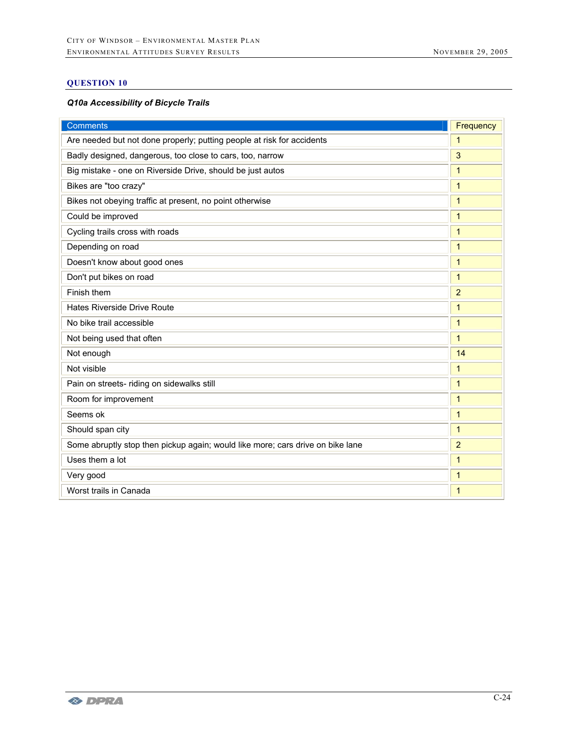## QUESTION 10

***Q10a Accessibility of Bicycle Trails***

| Comments | Frequency |
|---|---|
| Are needed but not done properly; putting people at risk for accidents | 1 |
| Badly designed, dangerous, too close to cars, too, narrow | 3 |
| Big mistake - one on Riverside Drive, should be just autos | 1 |
| Bikes are "too crazy" | 1 |
| Bikes not obeying traffic at present, no point otherwise | 1 |
| Could be improved | 1 |
| Cycling trails cross with roads | 1 |
| Depending on road | 1 |
| Doesn't know about good ones | 1 |
| Don't put bikes on road | 1 |
| Finish them | 2 |
| Hates Riverside Drive Route | 1 |
| No bike trail accessible | 1 |
| Not being used that often | 1 |
| Not enough | 14 |
| Not visible | 1 |
| Pain on streets- riding on sidewalks still | 1 |
| Room for improvement | 1 |
| Seems ok | 1 |
| Should span city | 1 |
| Some abruptly stop then pickup again; would like more; cars drive on bike lane | 2 |
| Uses them a lot | 1 |
| Very good | 1 |
| Worst trails in Canada | 1 |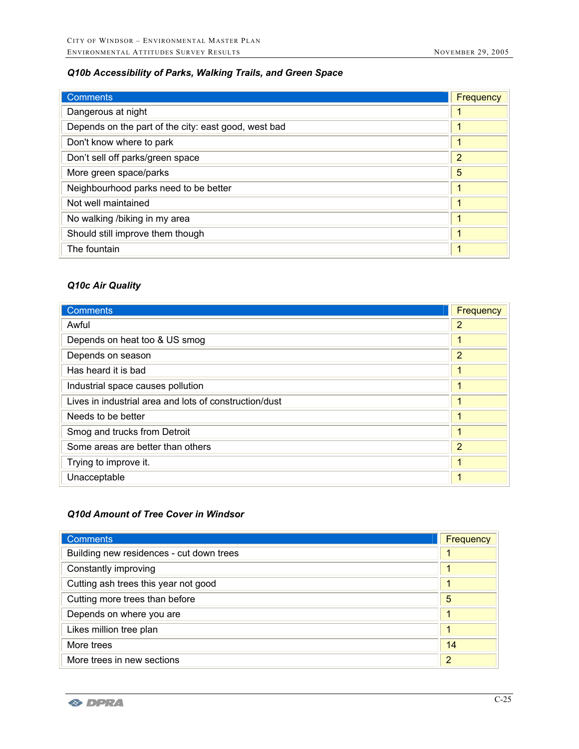### *Q10b Accessibility of Parks, Walking Trails, and Green Space*

| Comments | Frequency |
|---|---|
| Dangerous at night | 1 |
| Depends on the part of the city: east good, west bad | 1 |
| Don't know where to park | 1 |
| Don't sell off parks/green space | 2 |
| More green space/parks | 5 |
| Neighbourhood parks need to be better | 1 |
| Not well maintained | 1 |
| No walking /biking in my area | 1 |
| Should still improve them though | 1 |
| The fountain | 1 |

### *Q10c Air Quality*

| Comments | Frequency |
|---|---|
| Awful | 2 |
| Depends on heat too & US smog | 1 |
| Depends on season | 2 |
| Has heard it is bad | 1 |
| Industrial space causes pollution | 1 |
| Lives in industrial area and lots of construction/dust | 1 |
| Needs to be better | 1 |
| Smog and trucks from Detroit | 1 |
| Some areas are better than others | 2 |
| Trying to improve it. | 1 |
| Unacceptable | 1 |

### *Q10d Amount of Tree Cover in Windsor*

| Comments | Frequency |
|---|---|
| Building new residences - cut down trees | 1 |
| Constantly improving | 1 |
| Cutting ash trees this year not good | 1 |
| Cutting more trees than before | 5 |
| Depends on where you are | 1 |
| Likes million tree plan | 1 |
| More trees | 14 |
| More trees in new sections | 2 |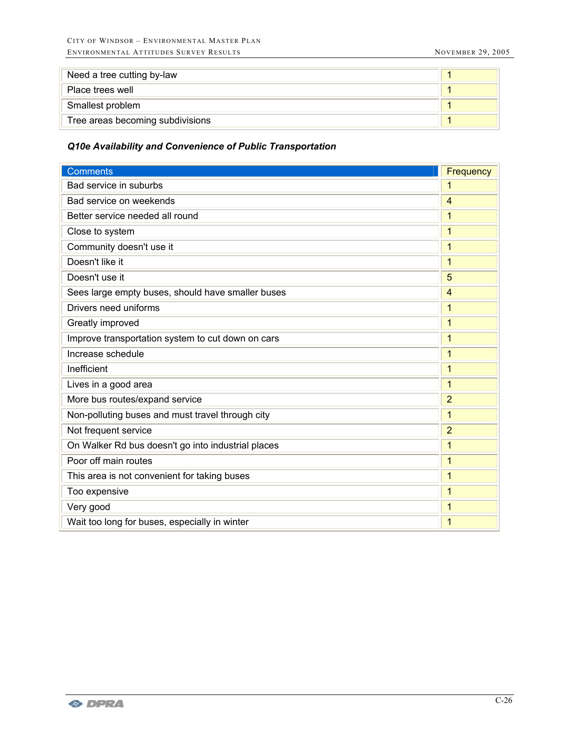| | |
|---|---|
| Need a tree cutting by-law | 1 |
| Place trees well | 1 |
| Smallest problem | 1 |
| Tree areas becoming subdivisions | 1 |

***Q10e Availability and Convenience of Public Transportation***

| Comments | Frequency |
|---|---|
| Bad service in suburbs | 1 |
| Bad service on weekends | 4 |
| Better service needed all round | 1 |
| Close to system | 1 |
| Community doesn't use it | 1 |
| Doesn't like it | 1 |
| Doesn't use it | 5 |
| Sees large empty buses, should have smaller buses | 4 |
| Drivers need uniforms | 1 |
| Greatly improved | 1 |
| Improve transportation system to cut down on cars | 1 |
| Increase schedule | 1 |
| Inefficient | 1 |
| Lives in a good area | 1 |
| More bus routes/expand service | 2 |
| Non-polluting buses and must travel through city | 1 |
| Not frequent service | 2 |
| On Walker Rd bus doesn't go into industrial places | 1 |
| Poor off main routes | 1 |
| This area is not convenient for taking buses | 1 |
| Too expensive | 1 |
| Very good | 1 |
| Wait too long for buses, especially in winter | 1 |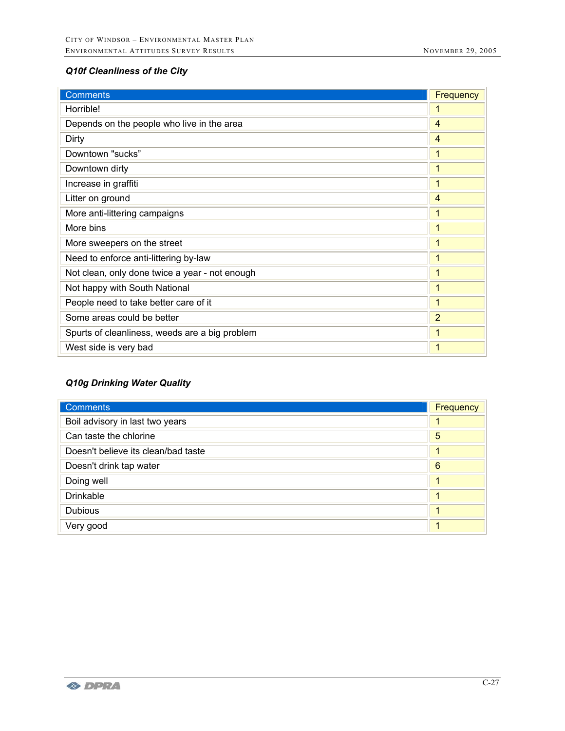### *Q10f Cleanliness of the City*

| Comments | Frequency |
|---|---|
| Horrible! | 1 |
| Depends on the people who live in the area | 4 |
| Dirty | 4 |
| Downtown "sucks" | 1 |
| Downtown dirty | 1 |
| Increase in graffiti | 1 |
| Litter on ground | 4 |
| More anti-littering campaigns | 1 |
| More bins | 1 |
| More sweepers on the street | 1 |
| Need to enforce anti-littering by-law | 1 |
| Not clean, only done twice a year - not enough | 1 |
| Not happy with South National | 1 |
| People need to take better care of it | 1 |
| Some areas could be better | 2 |
| Spurts of cleanliness, weeds are a big problem | 1 |
| West side is very bad | 1 |

### *Q10g Drinking Water Quality*

| Comments | Frequency |
|---|---|
| Boil advisory in last two years | 1 |
| Can taste the chlorine | 5 |
| Doesn't believe its clean/bad taste | 1 |
| Doesn't drink tap water | 6 |
| Doing well | 1 |
| Drinkable | 1 |
| Dubious | 1 |
| Very good | 1 |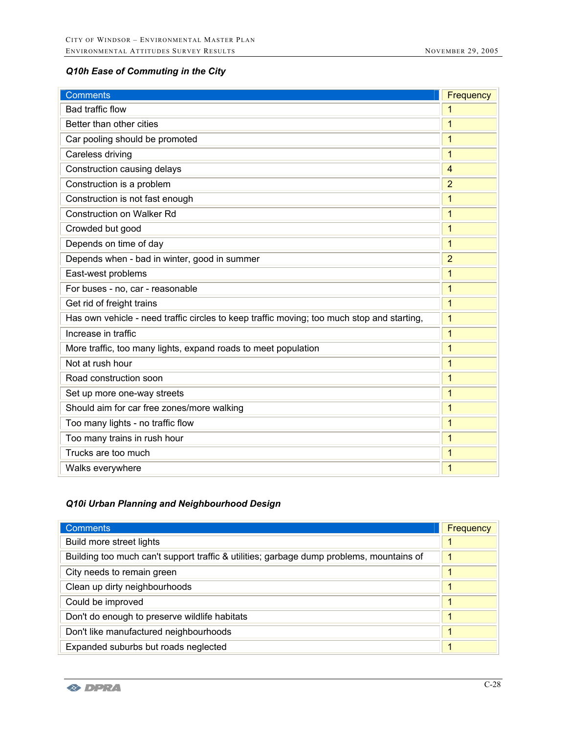### *Q10h Ease of Commuting in the City*

| Comments | Frequency |
|---|---|
| Bad traffic flow | 1 |
| Better than other cities | 1 |
| Car pooling should be promoted | 1 |
| Careless driving | 1 |
| Construction causing delays | 4 |
| Construction is a problem | 2 |
| Construction is not fast enough | 1 |
| Construction on Walker Rd | 1 |
| Crowded but good | 1 |
| Depends on time of day | 1 |
| Depends when - bad in winter, good in summer | 2 |
| East-west problems | 1 |
| For buses - no, car - reasonable | 1 |
| Get rid of freight trains | 1 |
| Has own vehicle - need traffic circles to keep traffic moving; too much stop and starting, | 1 |
| Increase in traffic | 1 |
| More traffic, too many lights, expand roads to meet population | 1 |
| Not at rush hour | 1 |
| Road construction soon | 1 |
| Set up more one-way streets | 1 |
| Should aim for car free zones/more walking | 1 |
| Too many lights - no traffic flow | 1 |
| Too many trains in rush hour | 1 |
| Trucks are too much | 1 |
| Walks everywhere | 1 |

### *Q10i Urban Planning and Neighbourhood Design*

| Comments | Frequency |
|---|---|
| Build more street lights | 1 |
| Building too much can't support traffic & utilities; garbage dump problems, mountains of | 1 |
| City needs to remain green | 1 |
| Clean up dirty neighbourhoods | 1 |
| Could be improved | 1 |
| Don't do enough to preserve wildlife habitats | 1 |
| Don't like manufactured neighbourhoods | 1 |
| Expanded suburbs but roads neglected | 1 |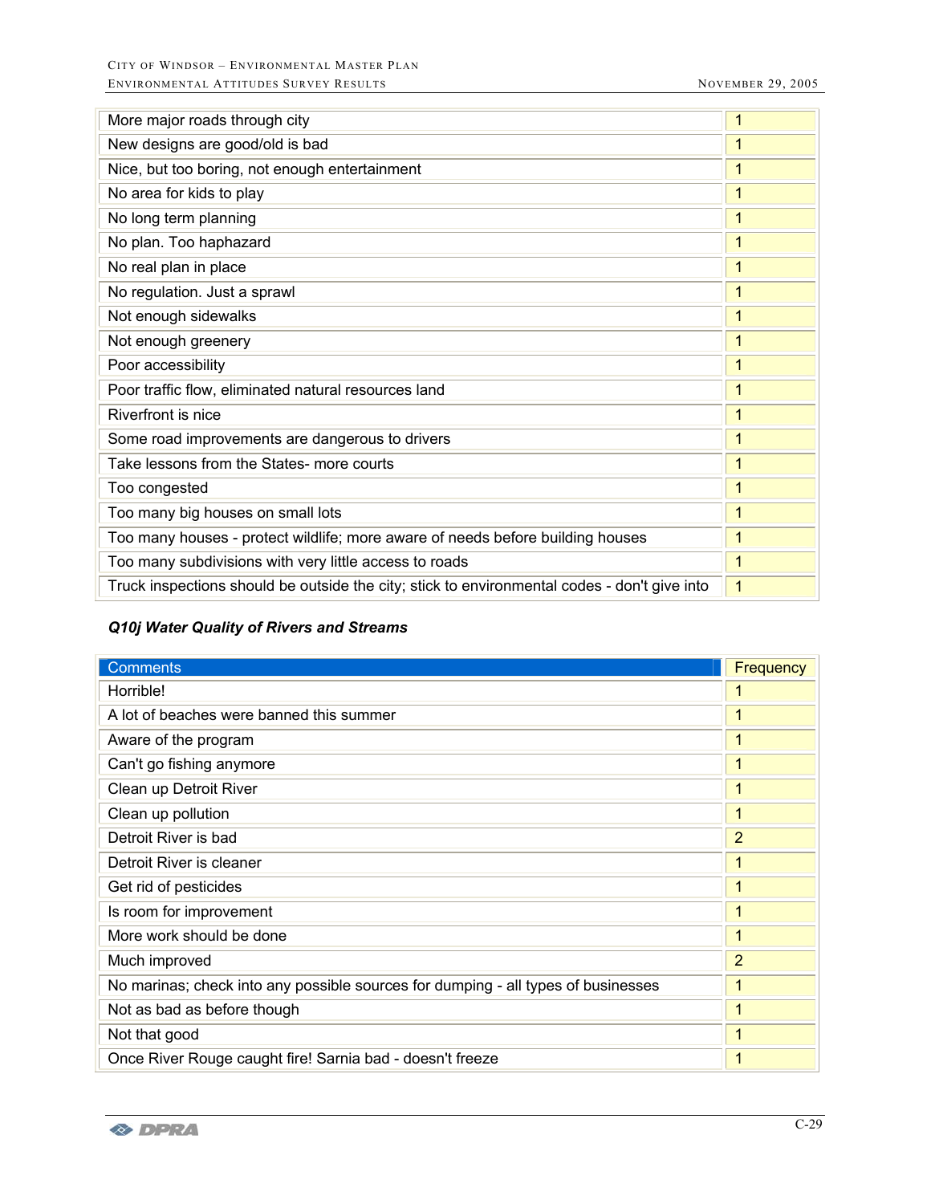| | |
|---|---|
| More major roads through city | 1 |
| New designs are good/old is bad | 1 |
| Nice, but too boring, not enough entertainment | 1 |
| No area for kids to play | 1 |
| No long term planning | 1 |
| No plan. Too haphazard | 1 |
| No real plan in place | 1 |
| No regulation. Just a sprawl | 1 |
| Not enough sidewalks | 1 |
| Not enough greenery | 1 |
| Poor accessibility | 1 |
| Poor traffic flow, eliminated natural resources land | 1 |
| Riverfront is nice | 1 |
| Some road improvements are dangerous to drivers | 1 |
| Take lessons from the States- more courts | 1 |
| Too congested | 1 |
| Too many big houses on small lots | 1 |
| Too many houses - protect wildlife; more aware of needs before building houses | 1 |
| Too many subdivisions with very little access to roads | 1 |
| Truck inspections should be outside the city; stick to environmental codes - don't give into | 1 |

### *Q10j Water Quality of Rivers and Streams*

| Comments | Frequency |
|---|---|
| Horrible! | 1 |
| A lot of beaches were banned this summer | 1 |
| Aware of the program | 1 |
| Can't go fishing anymore | 1 |
| Clean up Detroit River | 1 |
| Clean up pollution | 1 |
| Detroit River is bad | 2 |
| Detroit River is cleaner | 1 |
| Get rid of pesticides | 1 |
| Is room for improvement | 1 |
| More work should be done | 1 |
| Much improved | 2 |
| No marinas; check into any possible sources for dumping - all types of businesses | 1 |
| Not as bad as before though | 1 |
| Not that good | 1 |
| Once River Rouge caught fire! Sarnia bad - doesn't freeze | 1 |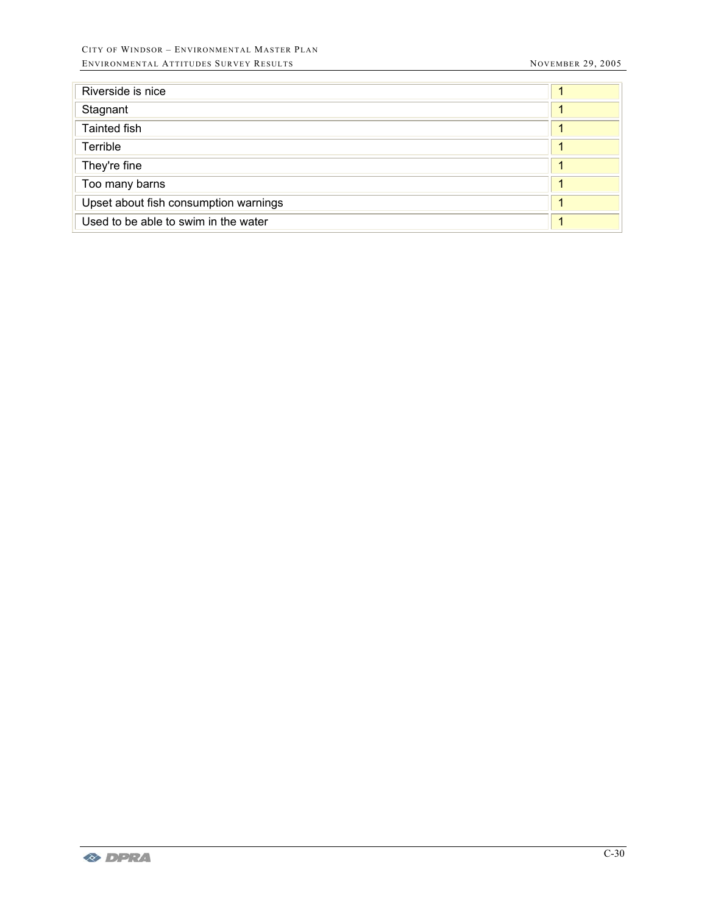| | |
|---|---|
| Riverside is nice | 1 |
| Stagnant | 1 |
| Tainted fish | 1 |
| Terrible | 1 |
| They're fine | 1 |
| Too many barns | 1 |
| Upset about fish consumption warnings | 1 |
| Used to be able to swim in the water | 1 |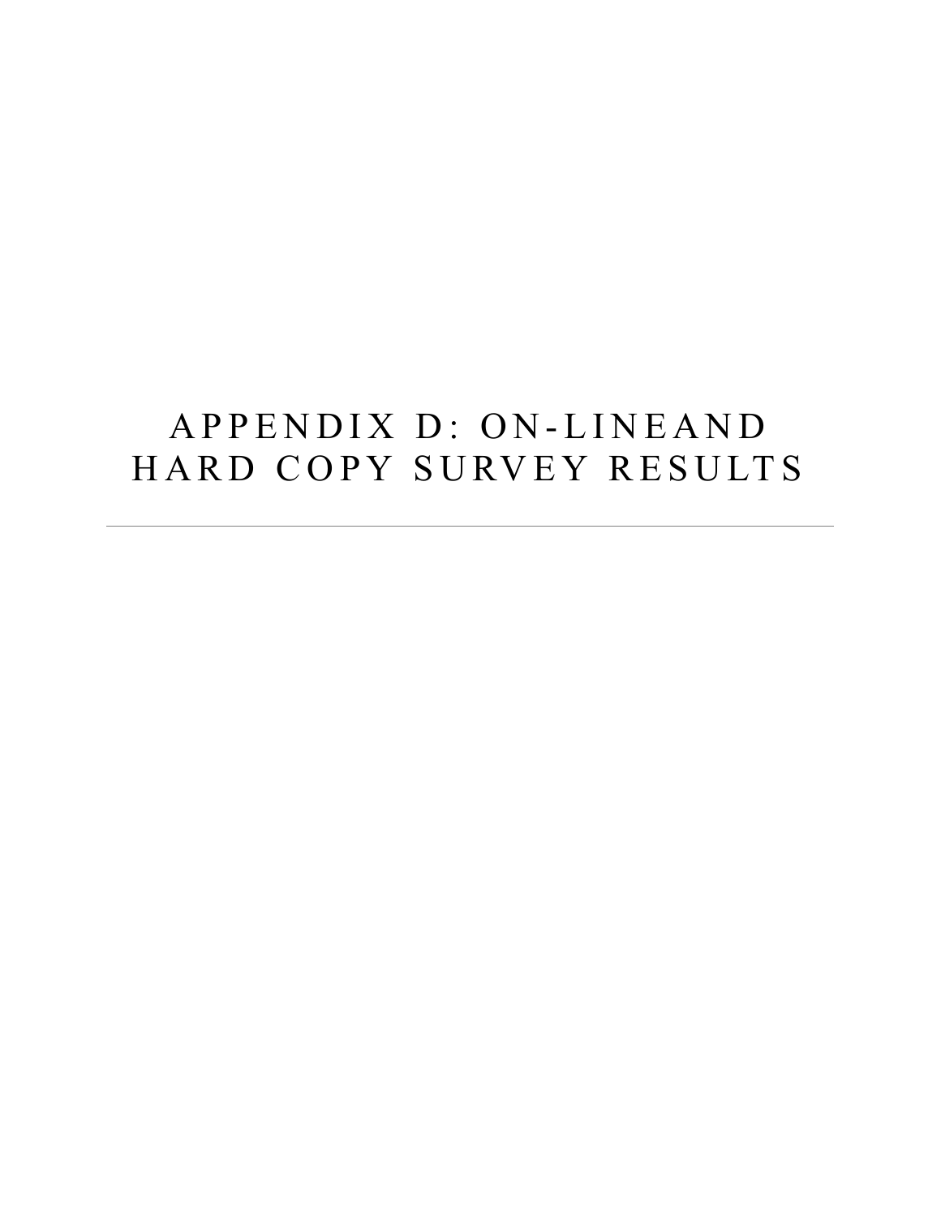# APPENDIX D: ON-LINEAND HARD COPY SURVEY RESULTS

---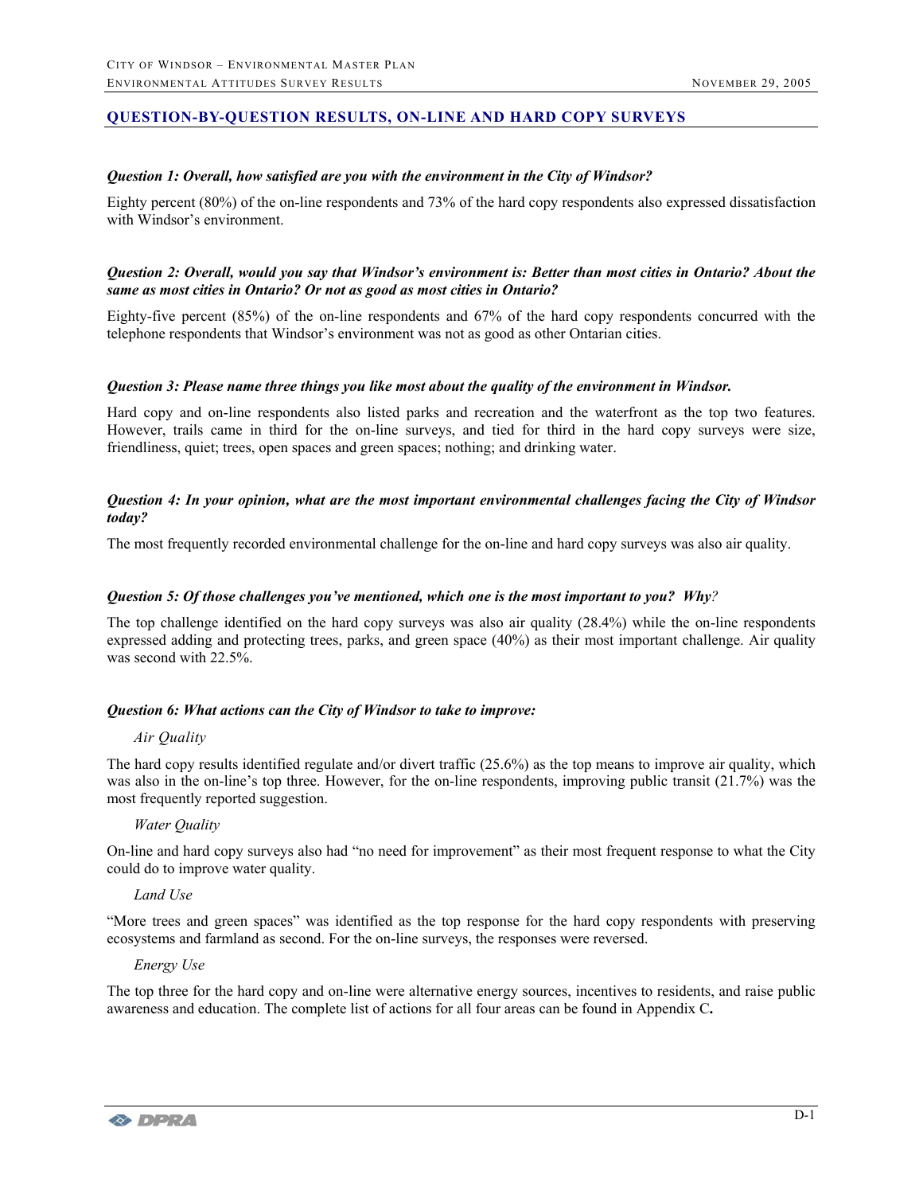## QUESTION-BY-QUESTION RESULTS, ON-LINE AND HARD COPY SURVEYS

***Question 1: Overall, how satisfied are you with the environment in the City of Windsor?***

Eighty percent (80%) of the on-line respondents and 73% of the hard copy respondents also expressed dissatisfaction with Windsor's environment.

***Question 2: Overall, would you say that Windsor's environment is: Better than most cities in Ontario? About the same as most cities in Ontario? Or not as good as most cities in Ontario?***

Eighty-five percent (85%) of the on-line respondents and 67% of the hard copy respondents concurred with the telephone respondents that Windsor's environment was not as good as other Ontarian cities.

***Question 3: Please name three things you like most about the quality of the environment in Windsor.***

Hard copy and on-line respondents also listed parks and recreation and the waterfront as the top two features. However, trails came in third for the on-line surveys, and tied for third in the hard copy surveys were size, friendliness, quiet; trees, open spaces and green spaces; nothing; and drinking water.

***Question 4: In your opinion, what are the most important environmental challenges facing the City of Windsor today?***

The most frequently recorded environmental challenge for the on-line and hard copy surveys was also air quality.

***Question 5: Of those challenges you've mentioned, which one is the most important to you? Why?***

The top challenge identified on the hard copy surveys was also air quality (28.4%) while the on-line respondents expressed adding and protecting trees, parks, and green space (40%) as their most important challenge. Air quality was second with 22.5%.

***Question 6: What actions can the City of Windsor to take to improve:***

*Air Quality*

The hard copy results identified regulate and/or divert traffic (25.6%) as the top means to improve air quality, which was also in the on-line's top three. However, for the on-line respondents, improving public transit (21.7%) was the most frequently reported suggestion.

*Water Quality*

On-line and hard copy surveys also had "no need for improvement" as their most frequent response to what the City could do to improve water quality.

*Land Use*

"More trees and green spaces" was identified as the top response for the hard copy respondents with preserving ecosystems and farmland as second. For the on-line surveys, the responses were reversed.

*Energy Use*

The top three for the hard copy and on-line were alternative energy sources, incentives to residents, and raise public awareness and education. The complete list of actions for all four areas can be found in Appendix C**.**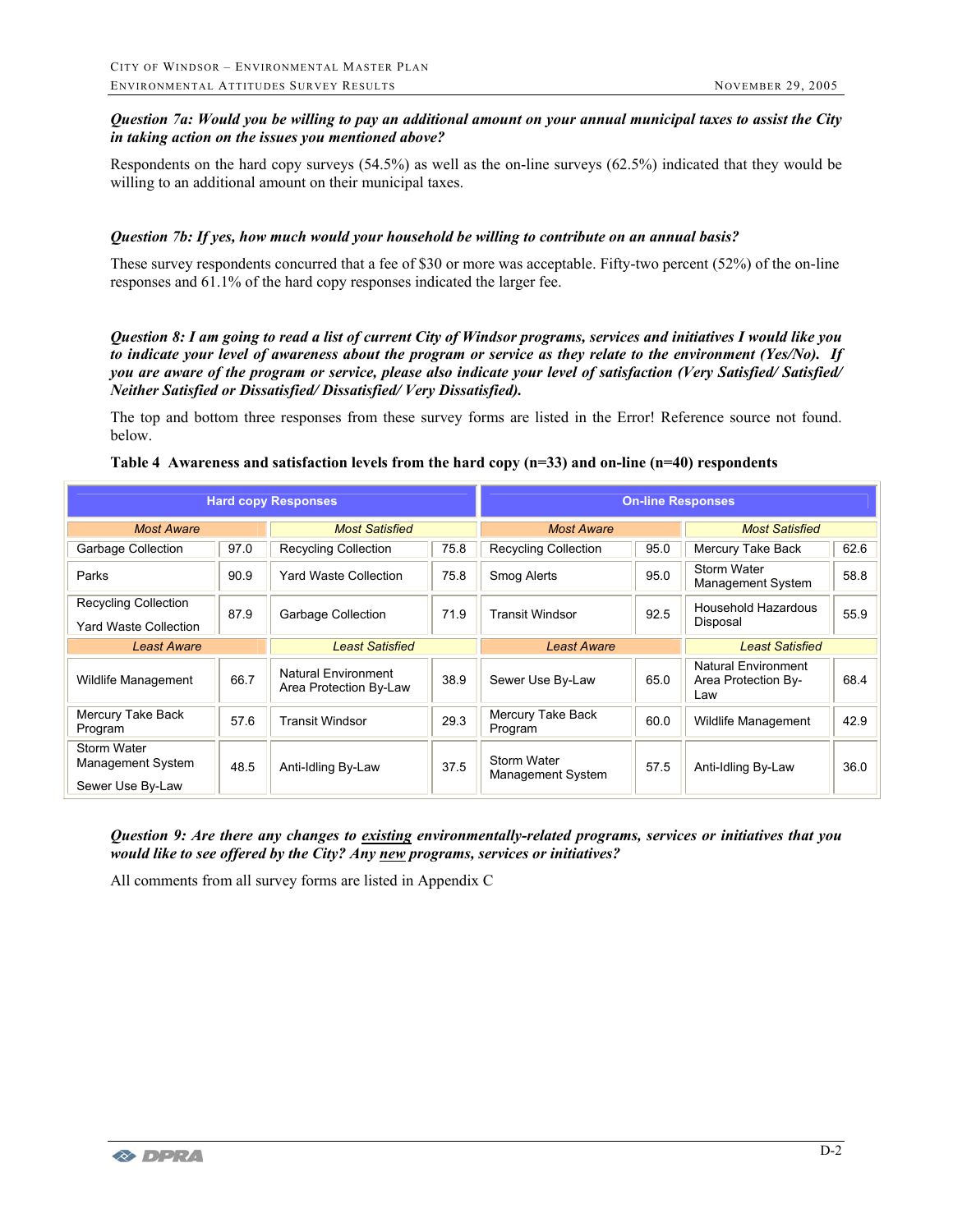***Question 7a: Would you be willing to pay an additional amount on your annual municipal taxes to assist the City in taking action on the issues you mentioned above?***

Respondents on the hard copy surveys (54.5%) as well as the on-line surveys (62.5%) indicated that they would be willing to an additional amount on their municipal taxes.

***Question 7b: If yes, how much would your household be willing to contribute on an annual basis?***

These survey respondents concurred that a fee of $30 or more was acceptable. Fifty-two percent (52%) of the on-line responses and 61.1% of the hard copy responses indicated the larger fee.

***Question 8: I am going to read a list of current City of Windsor programs, services and initiatives I would like you to indicate your level of awareness about the program or service as they relate to the environment (Yes/No). If you are aware of the program or service, please also indicate your level of satisfaction (Very Satisfied/ Satisfied/ Neither Satisfied or Dissatisfied/ Dissatisfied/ Very Dissatisfied).***

The top and bottom three responses from these survey forms are listed in the Error! Reference source not found. below.

**Table 4 Awareness and satisfaction levels from the hard copy (n=33) and on-line (n=40) respondents**

| Hard copy Responses | | | | On-line Responses | | | |
|---|---|---|---|---|---|---|---|
| *Most Aware* | | *Most Satisfied* | | *Most Aware* | | *Most Satisfied* | |
| Garbage Collection | 97.0 | Recycling Collection | 75.8 | Recycling Collection | 95.0 | Mercury Take Back | 62.6 |
| Parks | 90.9 | Yard Waste Collection | 75.8 | Smog Alerts | 95.0 | Storm Water Management System | 58.8 |
| Recycling Collection<br>Yard Waste Collection | 87.9 | Garbage Collection | 71.9 | Transit Windsor | 92.5 | Household Hazardous Disposal | 55.9 |
| *Least Aware* | | *Least Satisfied* | | *Least Aware* | | *Least Satisfied* | |
| Wildlife Management | 66.7 | Natural Environment Area Protection By-Law | 38.9 | Sewer Use By-Law | 65.0 | Natural Environment Area Protection By-Law | 68.4 |
| Mercury Take Back Program | 57.6 | Transit Windsor | 29.3 | Mercury Take Back Program | 60.0 | Wildlife Management | 42.9 |
| Storm Water Management System<br>Sewer Use By-Law | 48.5 | Anti-Idling By-Law | 37.5 | Storm Water Management System | 57.5 | Anti-Idling By-Law | 36.0 |

***Question 9: Are there any changes to existing environmentally-related programs, services or initiatives that you would like to see offered by the City? Any new programs, services or initiatives?***

All comments from all survey forms are listed in Appendix C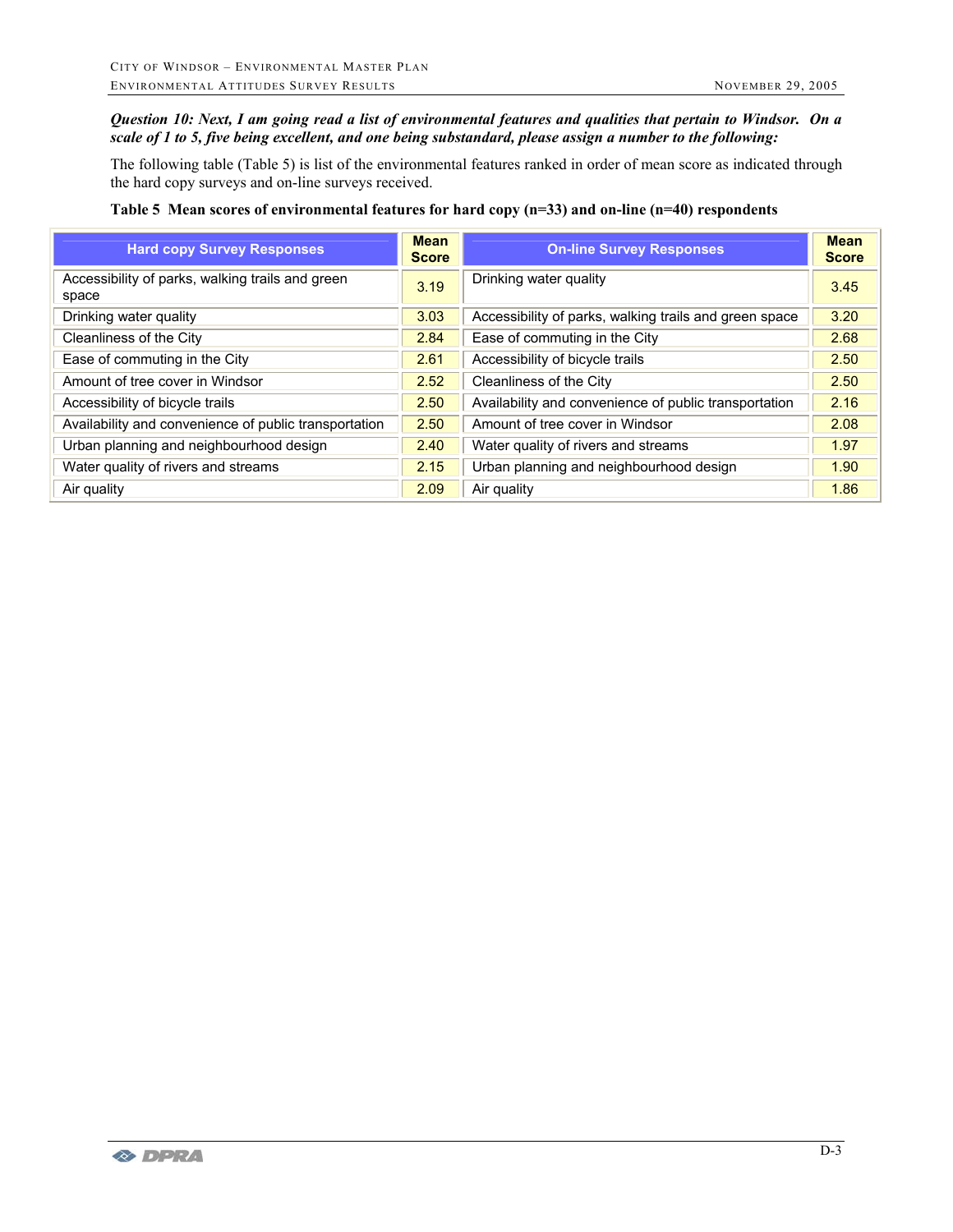***Question 10: Next, I am going read a list of environmental features and qualities that pertain to Windsor. On a scale of 1 to 5, five being excellent, and one being substandard, please assign a number to the following:***

The following table (Table 5) is list of the environmental features ranked in order of mean score as indicated through the hard copy surveys and on-line surveys received.

**Table 5 Mean scores of environmental features for hard copy (n=33) and on-line (n=40) respondents**

| Hard copy Survey Responses | Mean Score | On-line Survey Responses | Mean Score |
|---|---|---|---|
| Accessibility of parks, walking trails and green space | 3.19 | Drinking water quality | 3.45 |
| Drinking water quality | 3.03 | Accessibility of parks, walking trails and green space | 3.20 |
| Cleanliness of the City | 2.84 | Ease of commuting in the City | 2.68 |
| Ease of commuting in the City | 2.61 | Accessibility of bicycle trails | 2.50 |
| Amount of tree cover in Windsor | 2.52 | Cleanliness of the City | 2.50 |
| Accessibility of bicycle trails | 2.50 | Availability and convenience of public transportation | 2.16 |
| Availability and convenience of public transportation | 2.50 | Amount of tree cover in Windsor | 2.08 |
| Urban planning and neighbourhood design | 2.40 | Water quality of rivers and streams | 1.97 |
| Water quality of rivers and streams | 2.15 | Urban planning and neighbourhood design | 1.90 |
| Air quality | 2.09 | Air quality | 1.86 |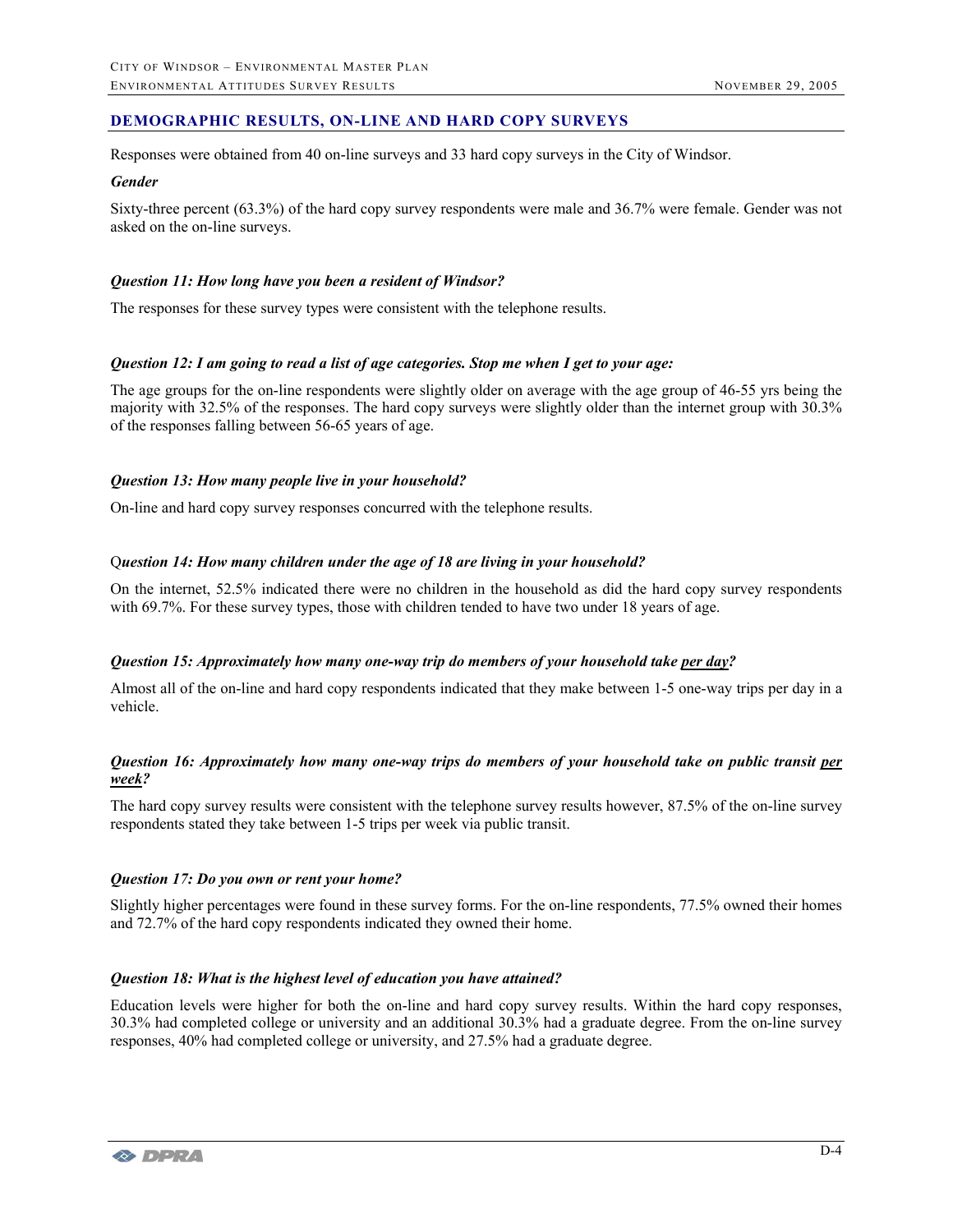## DEMOGRAPHIC RESULTS, ON-LINE AND HARD COPY SURVEYS

Responses were obtained from 40 on-line surveys and 33 hard copy surveys in the City of Windsor.

***Gender***

Sixty-three percent (63.3%) of the hard copy survey respondents were male and 36.7% were female. Gender was not asked on the on-line surveys.

***Question 11: How long have you been a resident of Windsor?***

The responses for these survey types were consistent with the telephone results.

***Question 12: I am going to read a list of age categories. Stop me when I get to your age:***

The age groups for the on-line respondents were slightly older on average with the age group of 46-55 yrs being the majority with 32.5% of the responses. The hard copy surveys were slightly older than the internet group with 30.3% of the responses falling between 56-65 years of age.

***Question 13: How many people live in your household?***

On-line and hard copy survey responses concurred with the telephone results.

Q***uestion 14: How many children under the age of 18 are living in your household?***

On the internet, 52.5% indicated there were no children in the household as did the hard copy survey respondents with 69.7%. For these survey types, those with children tended to have two under 18 years of age.

***Question 15: Approximately how many one-way trip do members of your household take <u>per day</u>?***

Almost all of the on-line and hard copy respondents indicated that they make between 1-5 one-way trips per day in a vehicle.

***Question 16: Approximately how many one-way trips do members of your household take on public transit <u>per week</u>?***

The hard copy survey results were consistent with the telephone survey results however, 87.5% of the on-line survey respondents stated they take between 1-5 trips per week via public transit.

***Question 17: Do you own or rent your home?***

Slightly higher percentages were found in these survey forms. For the on-line respondents, 77.5% owned their homes and 72.7% of the hard copy respondents indicated they owned their home.

***Question 18: What is the highest level of education you have attained?***

Education levels were higher for both the on-line and hard copy survey results. Within the hard copy responses, 30.3% had completed college or university and an additional 30.3% had a graduate degree. From the on-line survey responses, 40% had completed college or university, and 27.5% had a graduate degree.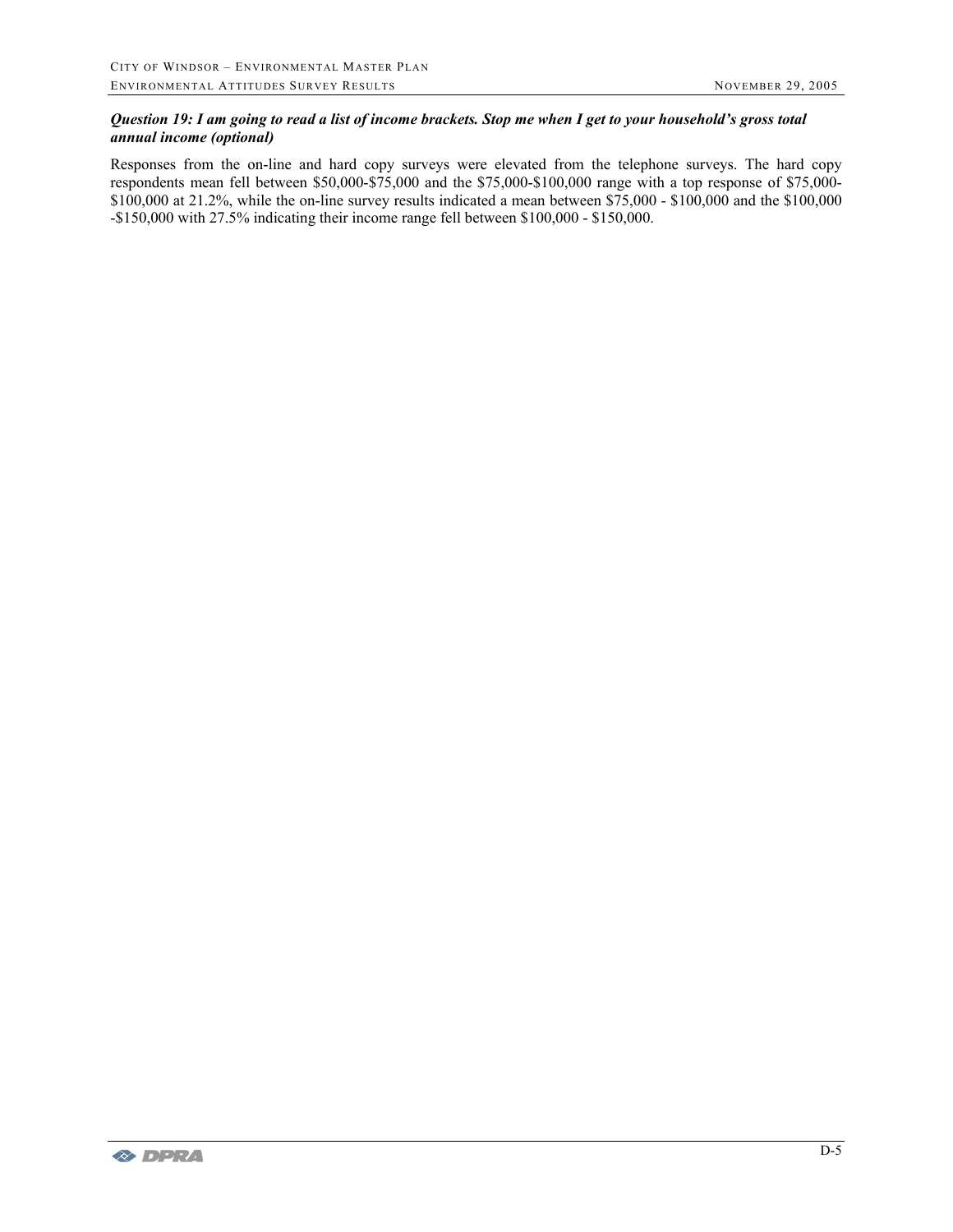***Question 19: I am going to read a list of income brackets. Stop me when I get to your household's gross total annual income (optional)***

Responses from the on-line and hard copy surveys were elevated from the telephone surveys. The hard copy respondents mean fell between $50,000-$75,000 and the $75,000-$100,000 range with a top response of $75,000-$100,000 at 21.2%, while the on-line survey results indicated a mean between $75,000 - $100,000 and the $100,000 -$150,000 with 27.5% indicating their income range fell between $100,000 - $150,000.